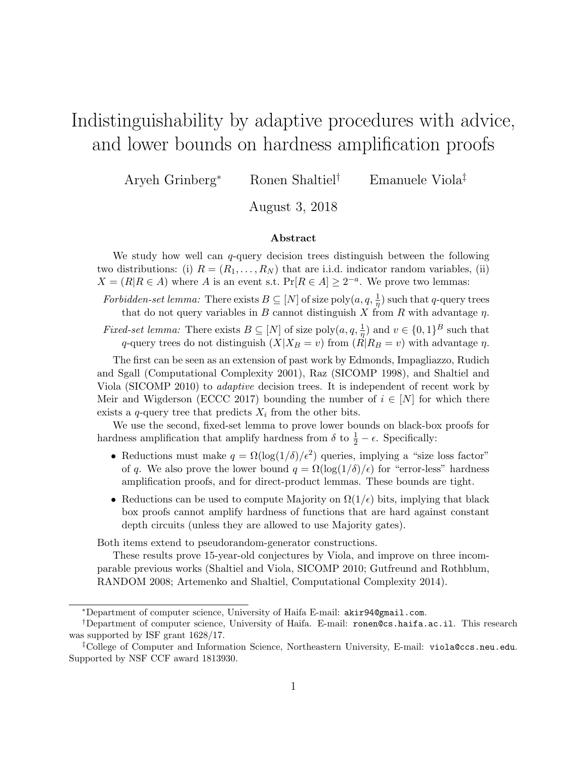# Indistinguishability by adaptive procedures with advice, and lower bounds on hardness amplification proofs

Aryeh Grinberg[*] Ronen Shaltiel[†] Emanuele Viola[‡]

August 3, 2018

### Abstract

We study how well can $q$-query decision trees distinguish between the following two distributions: (i) $R = (R_1, \ldots, R_N)$ that are i.i.d. indicator random variables, (ii) $X = (R | R \in A)$ where $A$ is an event s.t. $\Pr[R \in A] \geq 2^{-a}$. We prove two lemmas:

*Forbidden-set lemma:* There exists $B \subseteq [N]$ of size $\mathrm{poly}(a, q, \frac{1}{\eta})$ such that $q$-query trees that do not query variables in $B$ cannot distinguish $X$ from $R$ with advantage $\eta$.

*Fixed-set lemma:* There exists $B \subseteq [N]$ of size $\mathrm{poly}(a, q, \frac{1}{\eta})$ and $v \in \{0,1\}^B$ such that $q$-query trees do not distinguish $(X | X_B = v)$ from $(R | R_B = v)$ with advantage $\eta$.

The first can be seen as an extension of past work by Edmonds, Impagliazzo, Rudich and Sgall (Computational Complexity 2001), Raz (SICOMP 1998), and Shaltiel and Viola (SICOMP 2010) to *adaptive* decision trees. It is independent of recent work by Meir and Wigderson (ECCC 2017) bounding the number of $i \in [N]$ for which there exists a $q$-query tree that predicts $X_i$ from the other bits.

We use the second, fixed-set lemma to prove lower bounds on black-box proofs for hardness amplification that amplify hardness from $\delta$ to $\frac{1}{2} - \epsilon$. Specifically:

- Reductions must make $q = \Omega(\log(1/\delta)/\epsilon^2)$ queries, implying a "size loss factor" of $q$. We also prove the lower bound $q = \Omega(\log(1/\delta)/\epsilon)$ for "error-less" hardness amplification proofs, and for direct-product lemmas. These bounds are tight.
- Reductions can be used to compute Majority on $\Omega(1/\epsilon)$ bits, implying that black box proofs cannot amplify hardness of functions that are hard against constant depth circuits (unless they are allowed to use Majority gates).

Both items extend to pseudorandom-generator constructions.

These results prove 15-year-old conjectures by Viola, and improve on three incomparable previous works (Shaltiel and Viola, SICOMP 2010; Gutfreund and Rothblum, RANDOM 2008; Artemenko and Shaltiel, Computational Complexity 2014).

---

[*] Department of computer science, University of Haifa E-mail: akir94@gmail.com.

[†] Department of computer science, University of Haifa. E-mail: ronen@cs.haifa.ac.il. This research was supported by ISF grant 1628/17.

[‡] College of Computer and Information Science, Northeastern University, E-mail: viola@ccs.neu.edu. Supported by NSF CCF award 1813930.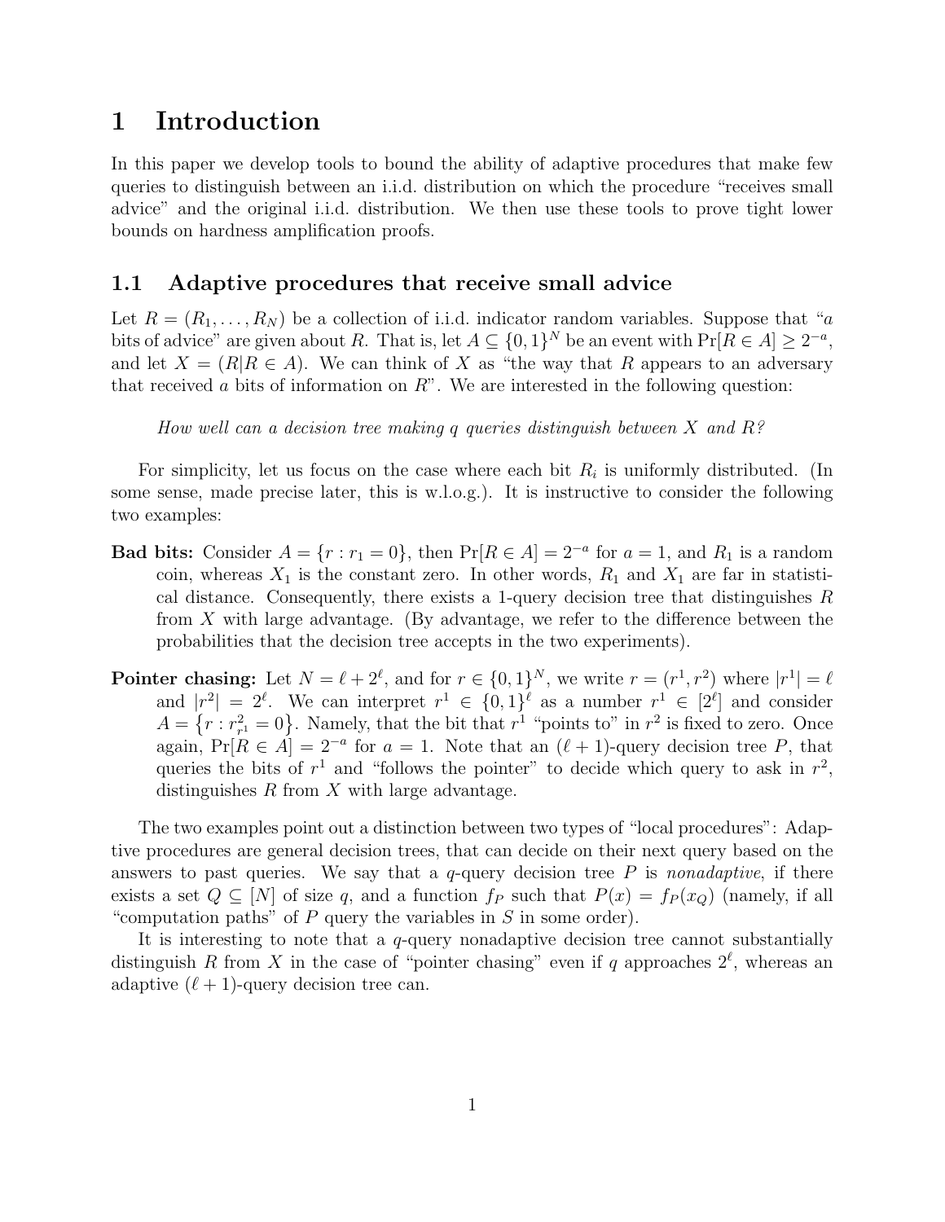# 1 Introduction

In this paper we develop tools to bound the ability of adaptive procedures that make few queries to distinguish between an i.i.d. distribution on which the procedure "receives small advice" and the original i.i.d. distribution. We then use these tools to prove tight lower bounds on hardness amplification proofs.

## 1.1 Adaptive procedures that receive small advice

Let $R = (R_1, \ldots, R_N)$ be a collection of i.i.d. indicator random variables. Suppose that "$a$ bits of advice" are given about $R$. That is, let $A \subseteq \{0,1\}^N$ be an event with $\Pr[R \in A] \geq 2^{-a}$, and let $X = (R|R \in A)$. We can think of $X$ as "the way that $R$ appears to an adversary that received $a$ bits of information on $R$". We are interested in the following question:

*How well can a decision tree making $q$ queries distinguish between $X$ and $R$?*

For simplicity, let us focus on the case where each bit $R_i$ is uniformly distributed. (In some sense, made precise later, this is w.l.o.g.). It is instructive to consider the following two examples:

**Bad bits:** Consider $A = \{r : r_1 = 0\}$, then $\Pr[R \in A] = 2^{-a}$ for $a = 1$, and $R_1$ is a random coin, whereas $X_1$ is the constant zero. In other words, $R_1$ and $X_1$ are far in statistical distance. Consequently, there exists a 1-query decision tree that distinguishes $R$ from $X$ with large advantage. (By advantage, we refer to the difference between the probabilities that the decision tree accepts in the two experiments).

**Pointer chasing:** Let $N = \ell + 2^\ell$, and for $r \in \{0,1\}^N$, we write $r = (r^1, r^2)$ where $|r^1| = \ell$ and $|r^2| = 2^\ell$. We can interpret $r^1 \in \{0,1\}^\ell$ as a number $r^1 \in [2^\ell]$ and consider $A = \{r : r^2_{r^1} = 0\}$. Namely, that the bit that $r^1$ "points to" in $r^2$ is fixed to zero. Once again, $\Pr[R \in A] = 2^{-a}$ for $a = 1$. Note that an $(\ell+1)$-query decision tree $P$, that queries the bits of $r^1$ and "follows the pointer" to decide which query to ask in $r^2$, distinguishes $R$ from $X$ with large advantage.

The two examples point out a distinction between two types of "local procedures": Adaptive procedures are general decision trees, that can decide on their next query based on the answers to past queries. We say that a $q$-query decision tree $P$ is *nonadaptive*, if there exists a set $Q \subseteq [N]$ of size $q$, and a function $f_P$ such that $P(x) = f_P(x_Q)$ (namely, if all "computation paths" of $P$ query the variables in $S$ in some order).

It is interesting to note that a $q$-query nonadaptive decision tree cannot substantially distinguish $R$ from $X$ in the case of "pointer chasing" even if $q$ approaches $2^\ell$, whereas an adaptive $(\ell+1)$-query decision tree can.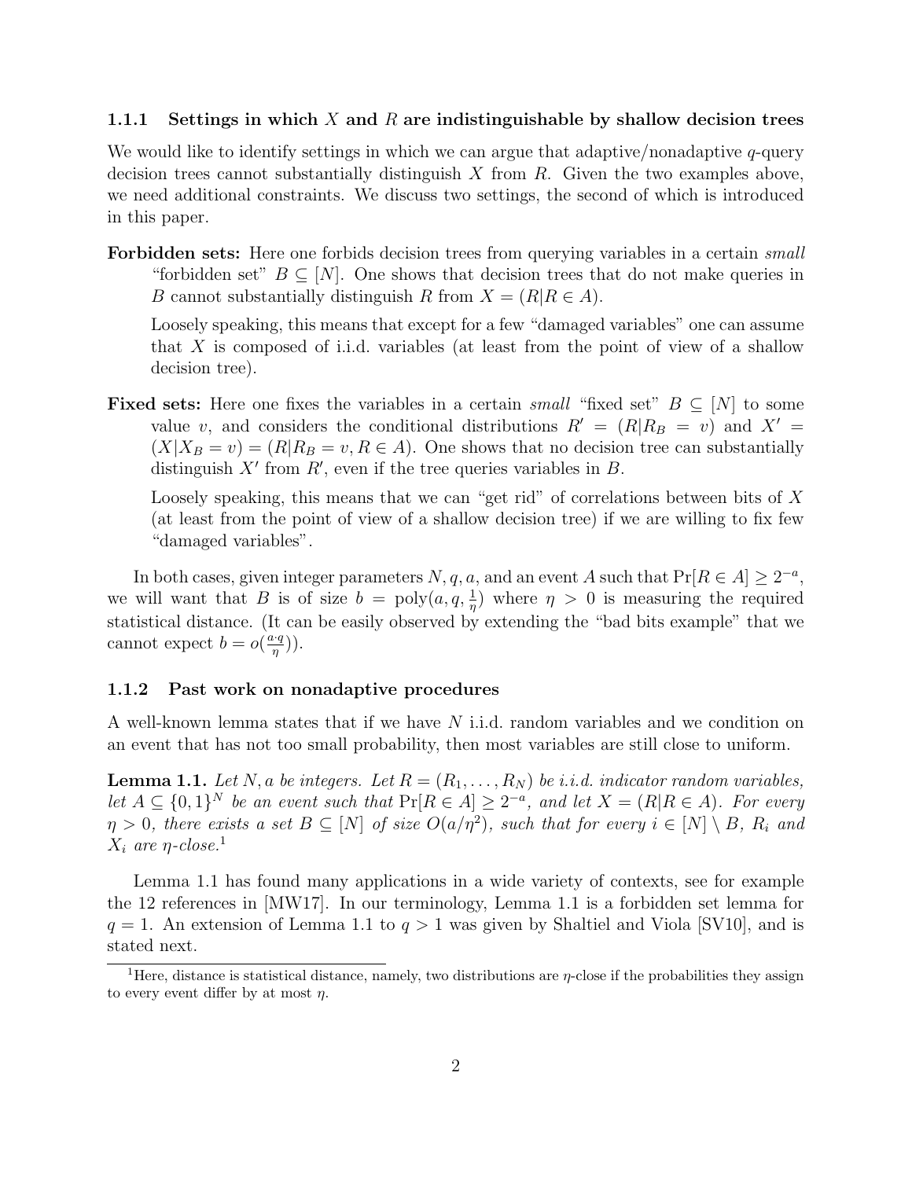### 1.1.1 Settings in which $X$ and $R$ are indistinguishable by shallow decision trees

We would like to identify settings in which we can argue that adaptive/nonadaptive $q$-query decision trees cannot substantially distinguish $X$ from $R$. Given the two examples above, we need additional constraints. We discuss two settings, the second of which is introduced in this paper.

**Forbidden sets:** Here one forbids decision trees from querying variables in a certain *small* "forbidden set" $B \subseteq [N]$. One shows that decision trees that do not make queries in $B$ cannot substantially distinguish $R$ from $X = (R|R \in A)$.

Loosely speaking, this means that except for a few "damaged variables" one can assume that $X$ is composed of i.i.d. variables (at least from the point of view of a shallow decision tree).

**Fixed sets:** Here one fixes the variables in a certain *small* "fixed set" $B \subseteq [N]$ to some value $v$, and considers the conditional distributions $R' = (R|R_B = v)$ and $X' = (X|X_B = v) = (R|R_B = v, R \in A)$. One shows that no decision tree can substantially distinguish $X'$ from $R'$, even if the tree queries variables in $B$.

Loosely speaking, this means that we can "get rid" of correlations between bits of $X$ (at least from the point of view of a shallow decision tree) if we are willing to fix few "damaged variables".

In both cases, given integer parameters $N, q, a$, and an event $A$ such that $\Pr[R \in A] \geq 2^{-a}$, we will want that $B$ is of size $b = \text{poly}(a, q, \frac{1}{\eta})$ where $\eta > 0$ is measuring the required statistical distance. (It can be easily observed by extending the "bad bits example" that we cannot expect $b = o(\frac{a \cdot q}{\eta})$).

### 1.1.2 Past work on nonadaptive procedures

A well-known lemma states that if we have $N$ i.i.d. random variables and we condition on an event that has not too small probability, then most variables are still close to uniform.

**Lemma 1.1.** *Let $N, a$ be integers. Let $R = (R_1, \ldots, R_N)$ be i.i.d. indicator random variables, let $A \subseteq \{0,1\}^N$ be an event such that $\Pr[R \in A] \geq 2^{-a}$, and let $X = (R|R \in A)$. For every $\eta > 0$, there exists a set $B \subseteq [N]$ of size $O(a/\eta^2)$, such that for every $i \in [N] \setminus B$, $R_i$ and $X_i$ are $\eta$-close.*[1]

Lemma 1.1 has found many applications in a wide variety of contexts, see for example the 12 references in [MW17]. In our terminology, Lemma 1.1 is a forbidden set lemma for $q = 1$. An extension of Lemma 1.1 to $q > 1$ was given by Shaltiel and Viola [SV10], and is stated next.

[1] Here, distance is statistical distance, namely, two distributions are $\eta$-close if the probabilities they assign to every event differ by at most $\eta$.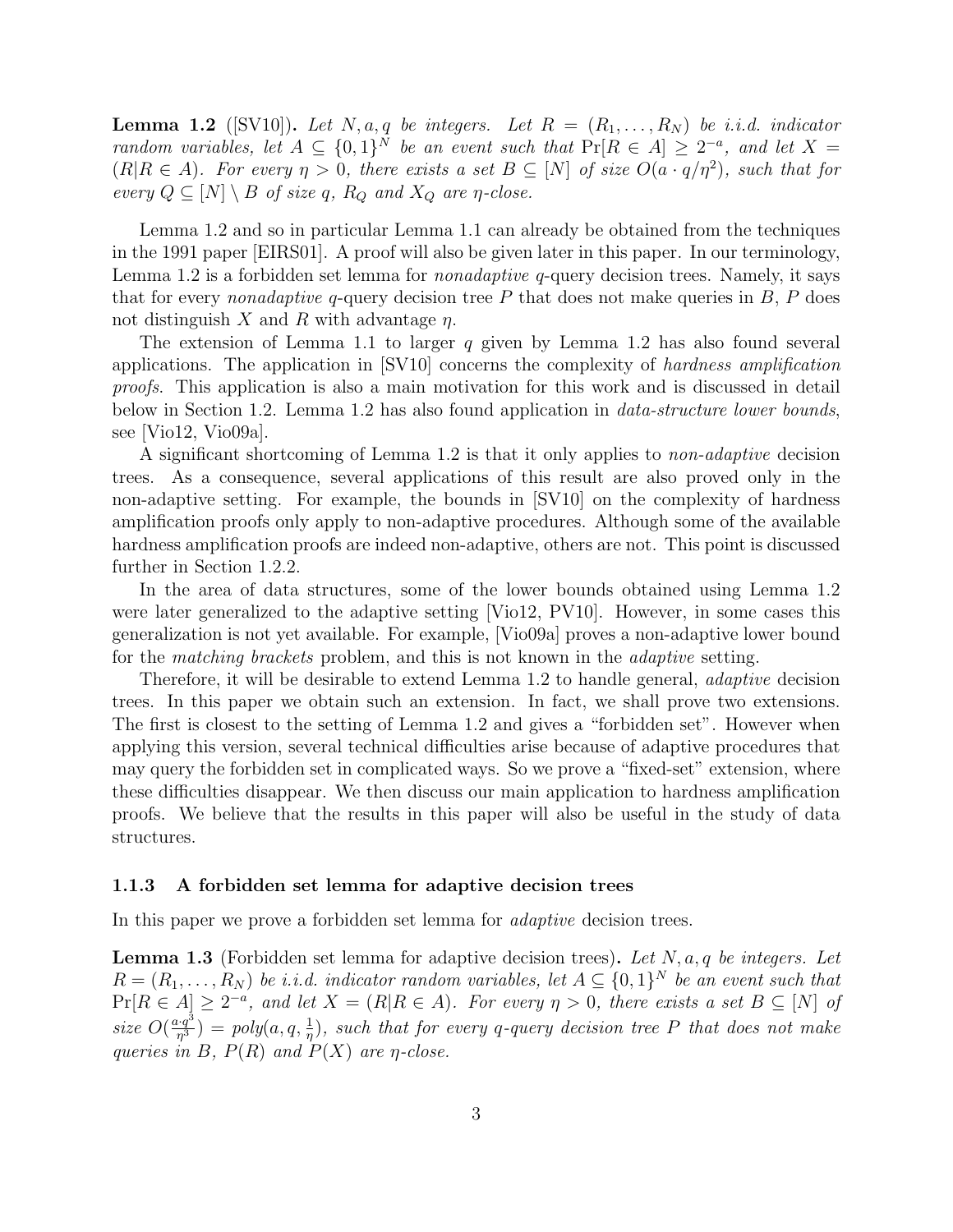**Lemma 1.2** ([SV10])**.** *Let $N, a, q$ be integers. Let $R = (R_1, \ldots, R_N)$ be i.i.d. indicator random variables, let $A \subseteq \{0,1\}^N$ be an event such that $\Pr[R \in A] \geq 2^{-a}$, and let $X = (R | R \in A)$. For every $\eta > 0$, there exists a set $B \subseteq [N]$ of size $O(a \cdot q/\eta^2)$, such that for every $Q \subseteq [N] \setminus B$ of size $q$, $R_Q$ and $X_Q$ are $\eta$-close.*

Lemma 1.2 and so in particular Lemma 1.1 can already be obtained from the techniques in the 1991 paper [EIRS01]. A proof will also be given later in this paper. In our terminology, Lemma 1.2 is a forbidden set lemma for *nonadaptive* $q$-query decision trees. Namely, it says that for every *nonadaptive* $q$-query decision tree $P$ that does not make queries in $B$, $P$ does not distinguish $X$ and $R$ with advantage $\eta$.

The extension of Lemma 1.1 to larger $q$ given by Lemma 1.2 has also found several applications. The application in [SV10] concerns the complexity of *hardness amplification proofs*. This application is also a main motivation for this work and is discussed in detail below in Section 1.2. Lemma 1.2 has also found application in *data-structure lower bounds*, see [Vio12, Vio09a].

A significant shortcoming of Lemma 1.2 is that it only applies to *non-adaptive* decision trees. As a consequence, several applications of this result are also proved only in the non-adaptive setting. For example, the bounds in [SV10] on the complexity of hardness amplification proofs only apply to non-adaptive procedures. Although some of the available hardness amplification proofs are indeed non-adaptive, others are not. This point is discussed further in Section 1.2.2.

In the area of data structures, some of the lower bounds obtained using Lemma 1.2 were later generalized to the adaptive setting [Vio12, PV10]. However, in some cases this generalization is not yet available. For example, [Vio09a] proves a non-adaptive lower bound for the *matching brackets* problem, and this is not known in the *adaptive* setting.

Therefore, it will be desirable to extend Lemma 1.2 to handle general, *adaptive* decision trees. In this paper we obtain such an extension. In fact, we shall prove two extensions. The first is closest to the setting of Lemma 1.2 and gives a "forbidden set". However when applying this version, several technical difficulties arise because of adaptive procedures that may query the forbidden set in complicated ways. So we prove a "fixed-set" extension, where these difficulties disappear. We then discuss our main application to hardness amplification proofs. We believe that the results in this paper will also be useful in the study of data structures.

### 1.1.3 A forbidden set lemma for adaptive decision trees

In this paper we prove a forbidden set lemma for *adaptive* decision trees.

**Lemma 1.3** (Forbidden set lemma for adaptive decision trees)**.** *Let $N, a, q$ be integers. Let $R = (R_1, \ldots, R_N)$ be i.i.d. indicator random variables, let $A \subseteq \{0,1\}^N$ be an event such that $\Pr[R \in A] \geq 2^{-a}$, and let $X = (R | R \in A)$. For every $\eta > 0$, there exists a set $B \subseteq [N]$ of size $O(\frac{a \cdot q^3}{\eta^3}) = poly(a, q, \frac{1}{\eta})$, such that for every $q$-query decision tree $P$ that does not make queries in $B$, $P(R)$ and $P(X)$ are $\eta$-close.*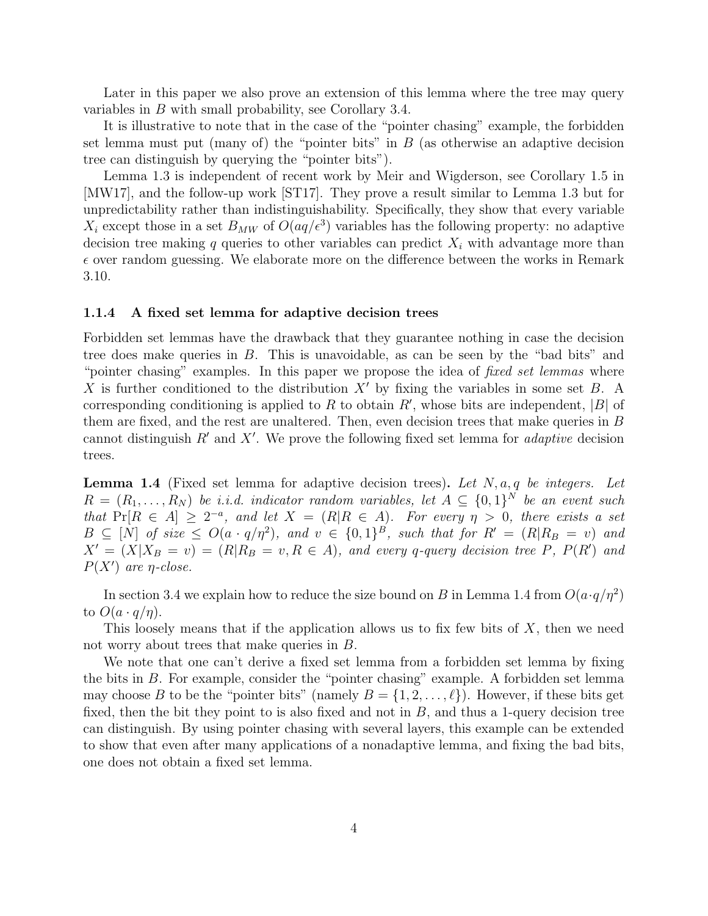Later in this paper we also prove an extension of this lemma where the tree may query variables in $B$ with small probability, see Corollary 3.4.

It is illustrative to note that in the case of the "pointer chasing" example, the forbidden set lemma must put (many of) the "pointer bits" in $B$ (as otherwise an adaptive decision tree can distinguish by querying the "pointer bits").

Lemma 1.3 is independent of recent work by Meir and Wigderson, see Corollary 1.5 in [MW17], and the follow-up work [ST17]. They prove a result similar to Lemma 1.3 but for unpredictability rather than indistinguishability. Specifically, they show that every variable $X_i$ except those in a set $B_{MW}$ of $O(aq/\epsilon^3)$ variables has the following property: no adaptive decision tree making $q$ queries to other variables can predict $X_i$ with advantage more than $\epsilon$ over random guessing. We elaborate more on the difference between the works in Remark 3.10.

### 1.1.4 A fixed set lemma for adaptive decision trees

Forbidden set lemmas have the drawback that they guarantee nothing in case the decision tree does make queries in $B$. This is unavoidable, as can be seen by the "bad bits" and "pointer chasing" examples. In this paper we propose the idea of *fixed set lemmas* where $X$ is further conditioned to the distribution $X'$ by fixing the variables in some set $B$. A corresponding conditioning is applied to $R$ to obtain $R'$, whose bits are independent, $|B|$ of them are fixed, and the rest are unaltered. Then, even decision trees that make queries in $B$ cannot distinguish $R'$ and $X'$. We prove the following fixed set lemma for *adaptive* decision trees.

**Lemma 1.4** (Fixed set lemma for adaptive decision trees)**.** *Let $N, a, q$ be integers. Let $R = (R_1, \ldots, R_N)$ be i.i.d. indicator random variables, let $A \subseteq \{0,1\}^N$ be an event such that $\Pr[R \in A] \geq 2^{-a}$, and let $X = (R|R \in A)$. For every $\eta > 0$, there exists a set $B \subseteq [N]$ of size $\leq O(a \cdot q/\eta^2)$, and $v \in \{0,1\}^B$, such that for $R' = (R|R_B = v)$ and $X' = (X|X_B = v) = (R|R_B = v, R \in A)$, and every $q$-query decision tree $P$, $P(R')$ and $P(X')$ are $\eta$-close.*

In section 3.4 we explain how to reduce the size bound on $B$ in Lemma 1.4 from $O(a \cdot q/\eta^2)$ to $O(a \cdot q/\eta)$.

This loosely means that if the application allows us to fix few bits of $X$, then we need not worry about trees that make queries in $B$.

We note that one can't derive a fixed set lemma from a forbidden set lemma by fixing the bits in $B$. For example, consider the "pointer chasing" example. A forbidden set lemma may choose $B$ to be the "pointer bits" (namely $B = \{1, 2, \ldots, \ell\}$). However, if these bits get fixed, then the bit they point to is also fixed and not in $B$, and thus a 1-query decision tree can distinguish. By using pointer chasing with several layers, this example can be extended to show that even after many applications of a nonadaptive lemma, and fixing the bad bits, one does not obtain a fixed set lemma.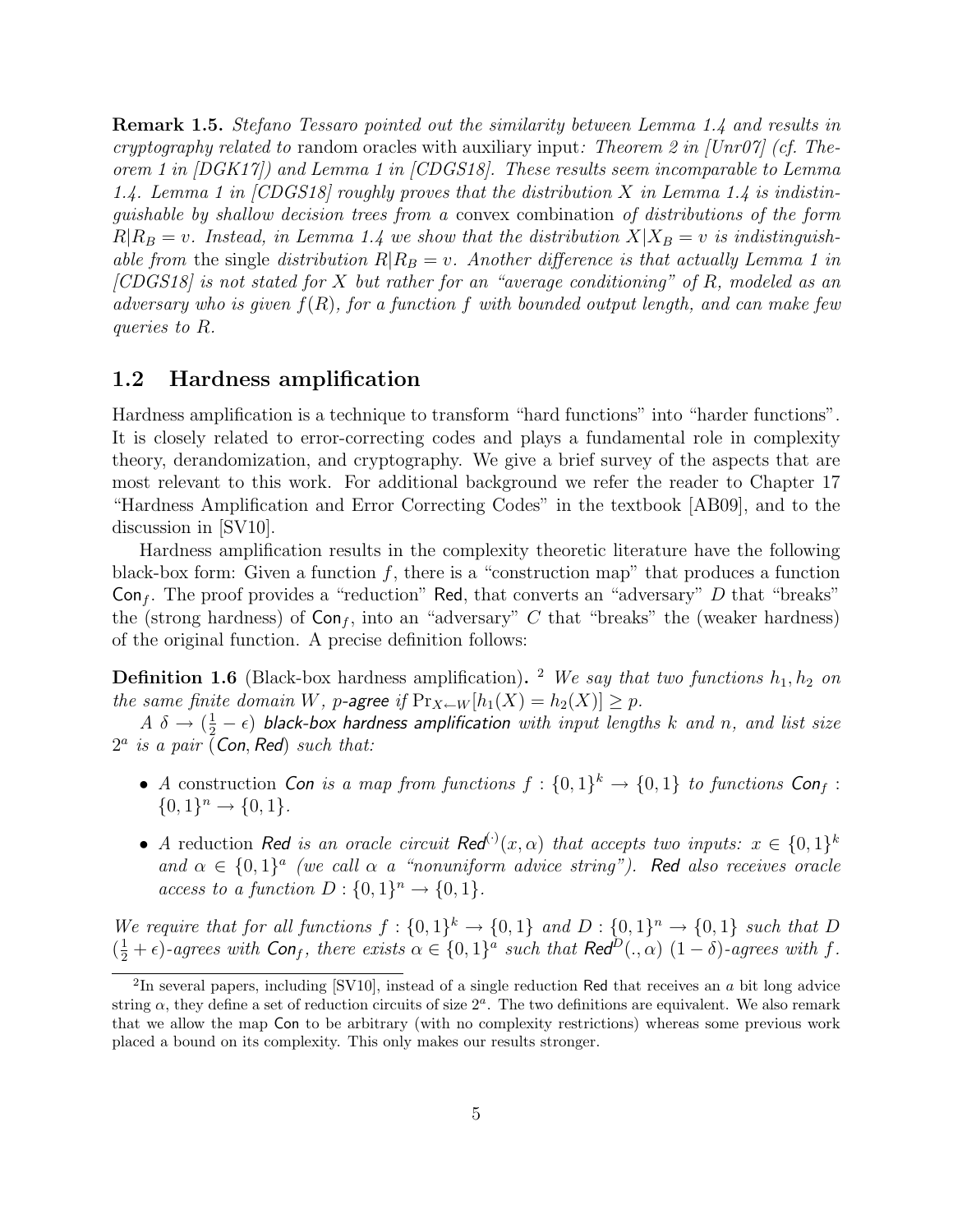**Remark 1.5.** *Stefano Tessaro pointed out the similarity between Lemma 1.4 and results in cryptography related to* random oracles with auxiliary input*: Theorem 2 in [Unr07] (cf. Theorem 1 in [DGK17]) and Lemma 1 in [CDGS18]. These results seem incomparable to Lemma 1.4. Lemma 1 in [CDGS18] roughly proves that the distribution $X$ in Lemma 1.4 is indistinguishable by shallow decision trees from a* convex combination *of distributions of the form $R|R_B = v$. Instead, in Lemma 1.4 we show that the distribution $X|X_B = v$ is indistinguishable from* the single *distribution $R|R_B = v$. Another difference is that actually Lemma 1 in [CDGS18] is not stated for $X$ but rather for an "average conditioning" of $R$, modeled as an adversary who is given $f(R)$, for a function $f$ with bounded output length, and can make few queries to $R$.*

## 1.2 Hardness amplification

Hardness amplification is a technique to transform "hard functions" into "harder functions". It is closely related to error-correcting codes and plays a fundamental role in complexity theory, derandomization, and cryptography. We give a brief survey of the aspects that are most relevant to this work. For additional background we refer the reader to Chapter 17 "Hardness Amplification and Error Correcting Codes" in the textbook [AB09], and to the discussion in [SV10].

Hardness amplification results in the complexity theoretic literature have the following black-box form: Given a function $f$, there is a "construction map" that produces a function $\mathsf{Con}_f$. The proof provides a "reduction" $\mathsf{Red}$, that converts an "adversary" $D$ that "breaks" the (strong hardness) of $\mathsf{Con}_f$, into an "adversary" $C$ that "breaks" the (weaker hardness) of the original function. A precise definition follows:

**Definition 1.6** (Black-box hardness amplification)**.** [2] *We say that two functions $h_1, h_2$ on the same finite domain $W$, $p$-agree if $\Pr_{X \leftarrow W}[h_1(X) = h_2(X)] \geq p$.*

*A $\delta \rightarrow (\frac{1}{2} - \epsilon)$ black-box hardness amplification with input lengths $k$ and $n$, and list size $2^a$ is a pair $(\mathsf{Con}, \mathsf{Red})$ such that:*

- *A* construction *$\mathsf{Con}$ is a map from functions $f : \{0,1\}^k \rightarrow \{0,1\}$ to functions $\mathsf{Con}_f : \{0,1\}^n \rightarrow \{0,1\}$.*
- *A* reduction *$\mathsf{Red}$ is an oracle circuit $\mathsf{Red}^{(\cdot)}(x, \alpha)$ that accepts two inputs: $x \in \{0,1\}^k$ and $\alpha \in \{0,1\}^a$ (we call $\alpha$ a "nonuniform advice string"). $\mathsf{Red}$ also receives oracle access to a function $D : \{0,1\}^n \rightarrow \{0,1\}$.*

*We require that for all functions $f : \{0,1\}^k \rightarrow \{0,1\}$ and $D : \{0,1\}^n \rightarrow \{0,1\}$ such that $D$ $(\frac{1}{2} + \epsilon)$-agrees with $\mathsf{Con}_f$, there exists $\alpha \in \{0,1\}^a$ such that $\mathsf{Red}^D(., \alpha)$ $(1 - \delta)$-agrees with $f$.*

[2] In several papers, including [SV10], instead of a single reduction $\mathsf{Red}$ that receives an $a$ bit long advice string $\alpha$, they define a set of reduction circuits of size $2^a$. The two definitions are equivalent. We also remark that we allow the map $\mathsf{Con}$ to be arbitrary (with no complexity restrictions) whereas some previous work placed a bound on its complexity. This only makes our results stronger.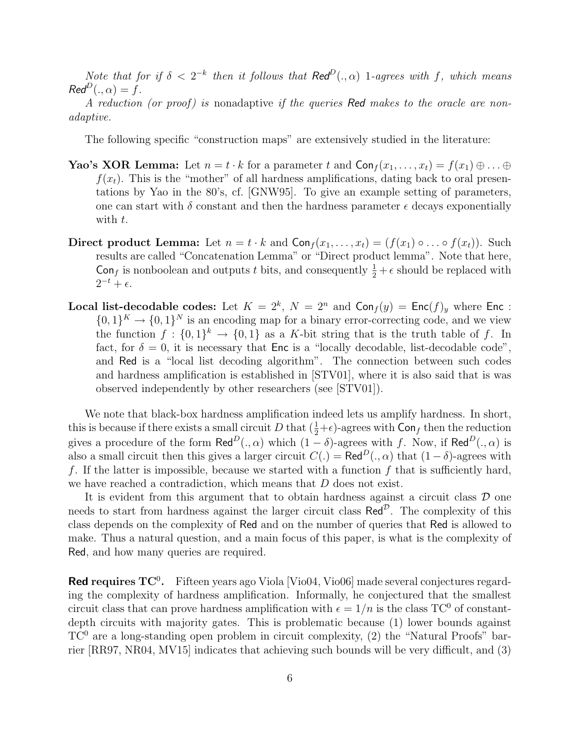*Note that for if $\delta < 2^{-k}$ then it follows that $\mathsf{Red}^D(.,\alpha)$ 1-agrees with $f$, which means $\mathsf{Red}^D(.,\alpha) = f$.*

*A reduction (or proof) is* nonadaptive *if the queries* $\mathsf{Red}$ *makes to the oracle are non-adaptive.*

The following specific "construction maps" are extensively studied in the literature:

**Yao's XOR Lemma:** Let $n = t \cdot k$ for a parameter $t$ and $\mathsf{Con}_f(x_1, \ldots, x_t) = f(x_1) \oplus \ldots \oplus f(x_t)$. This is the "mother" of all hardness amplifications, dating back to oral presentations by Yao in the 80's, cf. [GNW95]. To give an example setting of parameters, one can start with $\delta$ constant and then the hardness parameter $\epsilon$ decays exponentially with $t$.

**Direct product Lemma:** Let $n = t \cdot k$ and $\mathsf{Con}_f(x_1, \ldots, x_t) = (f(x_1) \circ \ldots \circ f(x_t))$. Such results are called "Concatenation Lemma" or "Direct product lemma". Note that here, $\mathsf{Con}_f$ is nonboolean and outputs $t$ bits, and consequently $\frac{1}{2} + \epsilon$ should be replaced with $2^{-t} + \epsilon$.

**Local list-decodable codes:** Let $K = 2^k$, $N = 2^n$ and $\mathsf{Con}_f(y) = \mathsf{Enc}(f)_y$ where $\mathsf{Enc} : \{0,1\}^K \to \{0,1\}^N$ is an encoding map for a binary error-correcting code, and we view the function $f : \{0,1\}^k \to \{0,1\}$ as a $K$-bit string that is the truth table of $f$. In fact, for $\delta = 0$, it is necessary that $\mathsf{Enc}$ is a "locally decodable, list-decodable code", and $\mathsf{Red}$ is a "local list decoding algorithm". The connection between such codes and hardness amplification is established in [STV01], where it is also said that is was observed independently by other researchers (see [STV01]).

We note that black-box hardness amplification indeed lets us amplify hardness. In short, this is because if there exists a small circuit $D$ that $(\frac{1}{2}+\epsilon)$-agrees with $\mathsf{Con}_f$ then the reduction gives a procedure of the form $\mathsf{Red}^D(.,\alpha)$ which $(1-\delta)$-agrees with $f$. Now, if $\mathsf{Red}^D(.,\alpha)$ is also a small circuit then this gives a larger circuit $C(.) = \mathsf{Red}^D(.,\alpha)$ that $(1-\delta)$-agrees with $f$. If the latter is impossible, because we started with a function $f$ that is sufficiently hard, we have reached a contradiction, which means that $D$ does not exist.

It is evident from this argument that to obtain hardness against a circuit class $\mathcal{D}$ one needs to start from hardness against the larger circuit class $\mathsf{Red}^{\mathcal{D}}$. The complexity of this class depends on the complexity of $\mathsf{Red}$ and on the number of queries that $\mathsf{Red}$ is allowed to make. Thus a natural question, and a main focus of this paper, is what is the complexity of $\mathsf{Red}$, and how many queries are required.

**$\mathsf{Red}$ requires $\mathrm{TC}^0$.** Fifteen years ago Viola [Vio04, Vio06] made several conjectures regarding the complexity of hardness amplification. Informally, he conjectured that the smallest circuit class that can prove hardness amplification with $\epsilon = 1/n$ is the class $\mathrm{TC}^0$ of constant-depth circuits with majority gates. This is problematic because (1) lower bounds against $\mathrm{TC}^0$ are a long-standing open problem in circuit complexity, (2) the "Natural Proofs" barrier [RR97, NR04, MV15] indicates that achieving such bounds will be very difficult, and (3)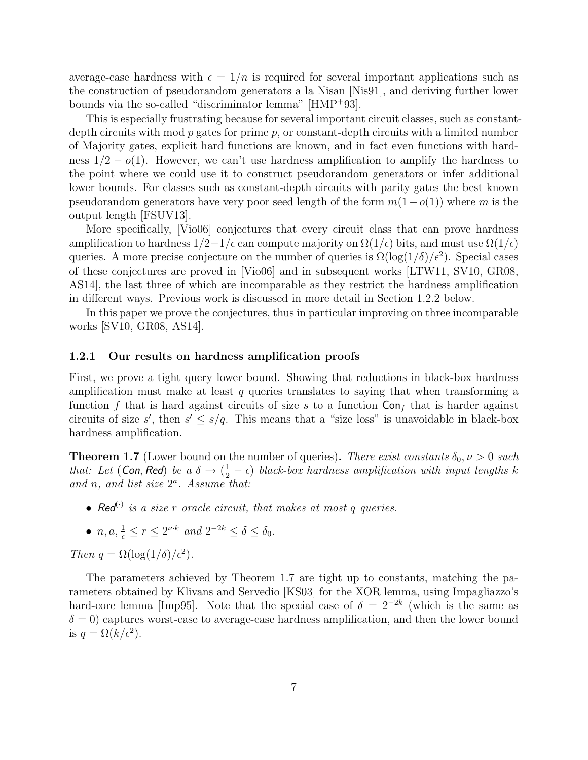average-case hardness with $\epsilon = 1/n$ is required for several important applications such as the construction of pseudorandom generators a la Nisan [Nis91], and deriving further lower bounds via the so-called "discriminator lemma" [HMP+93].

This is especially frustrating because for several important circuit classes, such as constant-depth circuits with mod $p$ gates for prime $p$, or constant-depth circuits with a limited number of Majority gates, explicit hard functions are known, and in fact even functions with hardness $1/2 - o(1)$. However, we can't use hardness amplification to amplify the hardness to the point where we could use it to construct pseudorandom generators or infer additional lower bounds. For classes such as constant-depth circuits with parity gates the best known pseudorandom generators have very poor seed length of the form $m(1-o(1))$ where $m$ is the output length [FSUV13].

More specifically, [Vio06] conjectures that every circuit class that can prove hardness amplification to hardness $1/2-1/\epsilon$ can compute majority on $\Omega(1/\epsilon)$ bits, and must use $\Omega(1/\epsilon)$ queries. A more precise conjecture on the number of queries is $\Omega(\log(1/\delta)/\epsilon^2)$. Special cases of these conjectures are proved in [Vio06] and in subsequent works [LTW11, SV10, GR08, AS14], the last three of which are incomparable as they restrict the hardness amplification in different ways. Previous work is discussed in more detail in Section 1.2.2 below.

In this paper we prove the conjectures, thus in particular improving on three incomparable works [SV10, GR08, AS14].

### 1.2.1 Our results on hardness amplification proofs

First, we prove a tight query lower bound. Showing that reductions in black-box hardness amplification must make at least $q$ queries translates to saying that when transforming a function $f$ that is hard against circuits of size $s$ to a function $\mathsf{Con}_f$ that is harder against circuits of size $s'$, then $s' \leq s/q$. This means that a "size loss" is unavoidable in black-box hardness amplification.

**Theorem 1.7** (Lower bound on the number of queries)**.** *There exist constants $\delta_0, \nu > 0$ such that: Let ($\mathsf{Con}, \mathsf{Red}$) be a $\delta \to (\frac{1}{2} - \epsilon)$ black-box hardness amplification with input lengths $k$ and $n$, and list size $2^a$. Assume that:*

- *$\mathsf{Red}^{(\cdot)}$ is a size $r$ oracle circuit, that makes at most $q$ queries.*
- *$n, a, \frac{1}{\epsilon} \leq r \leq 2^{\nu \cdot k}$ and $2^{-2k} \leq \delta \leq \delta_0$.*

*Then $q = \Omega(\log(1/\delta)/\epsilon^2)$.*

The parameters achieved by Theorem 1.7 are tight up to constants, matching the parameters obtained by Klivans and Servedio [KS03] for the XOR lemma, using Impagliazzo's hard-core lemma [Imp95]. Note that the special case of $\delta = 2^{-2k}$ (which is the same as $\delta = 0$) captures worst-case to average-case hardness amplification, and then the lower bound is $q = \Omega(k/\epsilon^2)$.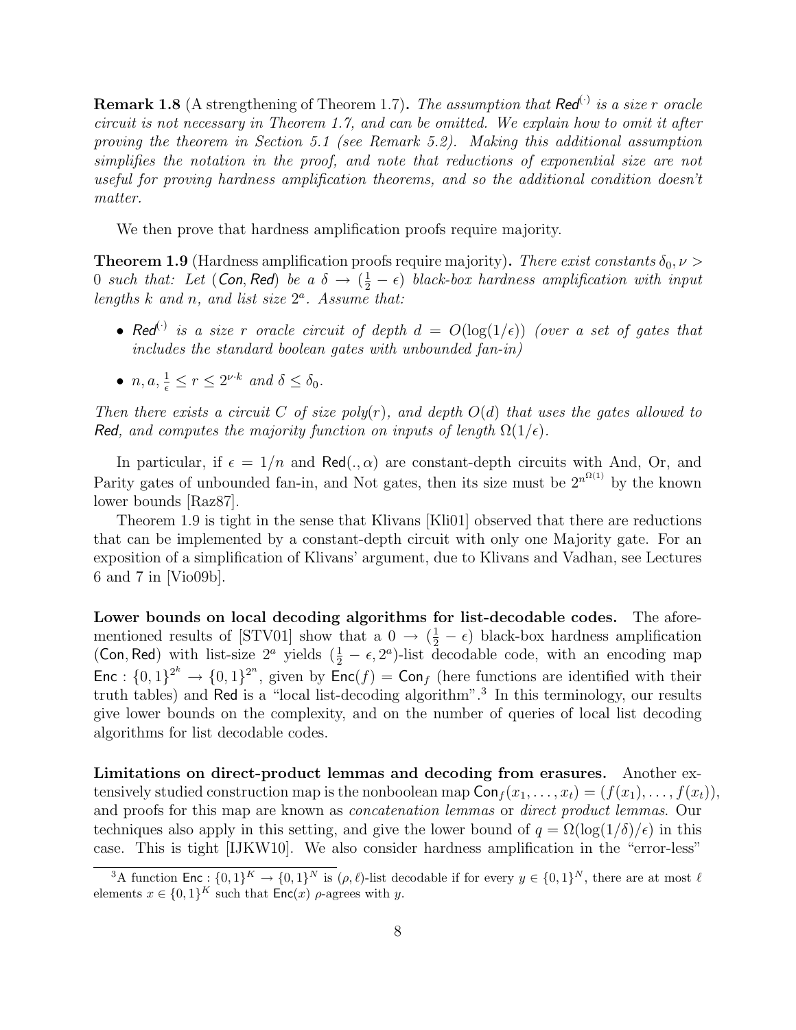**Remark 1.8** (A strengthening of Theorem 1.7)**.** *The assumption that $\mathsf{Red}^{(\cdot)}$ is a size $r$ oracle circuit is not necessary in Theorem 1.7, and can be omitted. We explain how to omit it after proving the theorem in Section 5.1 (see Remark 5.2). Making this additional assumption simplifies the notation in the proof, and note that reductions of exponential size are not useful for proving hardness amplification theorems, and so the additional condition doesn't matter.*

We then prove that hardness amplification proofs require majority.

**Theorem 1.9** (Hardness amplification proofs require majority)**.** *There exist constants $\delta_0, \nu > 0$ such that: Let $(\mathsf{Con}, \mathsf{Red})$ be a $\delta \to (\frac{1}{2} - \epsilon)$ black-box hardness amplification with input lengths $k$ and $n$, and list size $2^a$. Assume that:*

- *$\mathsf{Red}^{(\cdot)}$ is a size $r$ oracle circuit of depth $d = O(\log(1/\epsilon))$ (over a set of gates that includes the standard boolean gates with unbounded fan-in)*
- *$n, a, \frac{1}{\epsilon} \leq r \leq 2^{\nu \cdot k}$ and $\delta \leq \delta_0$.*

*Then there exists a circuit $C$ of size poly$(r)$, and depth $O(d)$ that uses the gates allowed to $\mathsf{Red}$, and computes the majority function on inputs of length $\Omega(1/\epsilon)$.*

In particular, if $\epsilon = 1/n$ and $\mathsf{Red}(., \alpha)$ are constant-depth circuits with And, Or, and Parity gates of unbounded fan-in, and Not gates, then its size must be $2^{n^{\Omega(1)}}$ by the known lower bounds [Raz87].

Theorem 1.9 is tight in the sense that Klivans [Kli01] observed that there are reductions that can be implemented by a constant-depth circuit with only one Majority gate. For an exposition of a simplification of Klivans' argument, due to Klivans and Vadhan, see Lectures 6 and 7 in [Vio09b].

**Lower bounds on local decoding algorithms for list-decodable codes.** The aforementioned results of [STV01] show that a $0 \to (\frac{1}{2} - \epsilon)$ black-box hardness amplification $(\mathsf{Con}, \mathsf{Red})$ with list-size $2^a$ yields $(\frac{1}{2} - \epsilon, 2^a)$-list decodable code, with an encoding map $\mathsf{Enc} : \{0,1\}^{2^k} \to \{0,1\}^{2^n}$, given by $\mathsf{Enc}(f) = \mathsf{Con}_f$ (here functions are identified with their truth tables) and $\mathsf{Red}$ is a "local list-decoding algorithm".[3] In this terminology, our results give lower bounds on the complexity, and on the number of queries of local list decoding algorithms for list decodable codes.

**Limitations on direct-product lemmas and decoding from erasures.** Another extensively studied construction map is the nonboolean map $\mathsf{Con}_f(x_1, \ldots, x_t) = (f(x_1), \ldots, f(x_t))$, and proofs for this map are known as *concatenation lemmas* or *direct product lemmas*. Our techniques also apply in this setting, and give the lower bound of $q = \Omega(\log(1/\delta)/\epsilon)$ in this case. This is tight [IJKW10]. We also consider hardness amplification in the "error-less"

[3] A function $\mathsf{Enc} : \{0,1\}^K \to \{0,1\}^N$ is $(\rho, \ell)$-list decodable if for every $y \in \{0,1\}^N$, there are at most $\ell$ elements $x \in \{0,1\}^K$ such that $\mathsf{Enc}(x)$ $\rho$-agrees with $y$.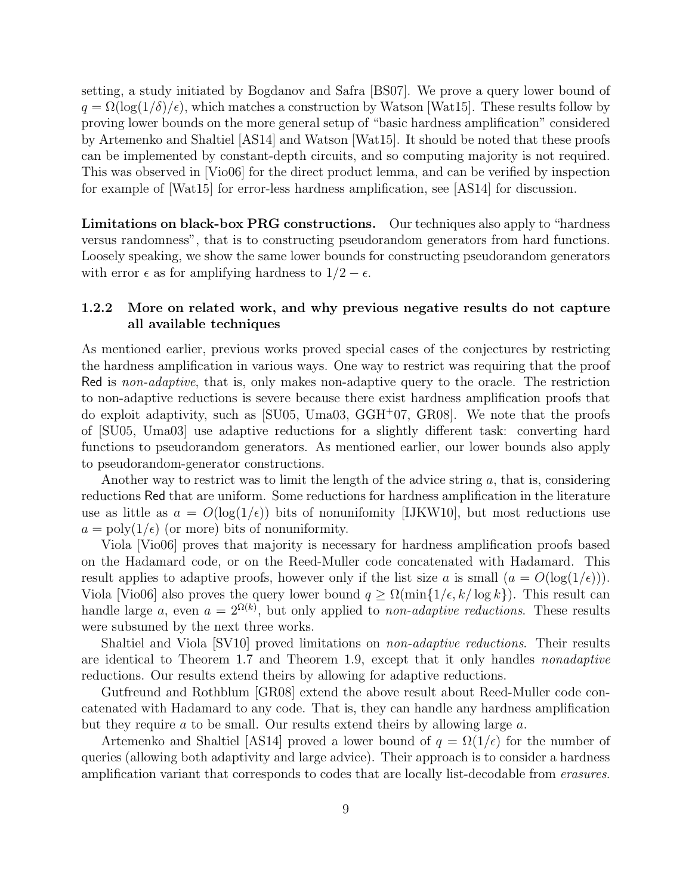setting, a study initiated by Bogdanov and Safra [BS07]. We prove a query lower bound of $q = \Omega(\log(1/\delta)/\epsilon)$, which matches a construction by Watson [Wat15]. These results follow by proving lower bounds on the more general setup of "basic hardness amplification" considered by Artemenko and Shaltiel [AS14] and Watson [Wat15]. It should be noted that these proofs can be implemented by constant-depth circuits, and so computing majority is not required. This was observed in [Vio06] for the direct product lemma, and can be verified by inspection for example of [Wat15] for error-less hardness amplification, see [AS14] for discussion.

**Limitations on black-box PRG constructions.** Our techniques also apply to "hardness versus randomness", that is to constructing pseudorandom generators from hard functions. Loosely speaking, we show the same lower bounds for constructing pseudorandom generators with error $\epsilon$ as for amplifying hardness to $1/2 - \epsilon$.

### 1.2.2 More on related work, and why previous negative results do not capture all available techniques

As mentioned earlier, previous works proved special cases of the conjectures by restricting the hardness amplification in various ways. One way to restrict was requiring that the proof Red is *non-adaptive*, that is, only makes non-adaptive query to the oracle. The restriction to non-adaptive reductions is severe because there exist hardness amplification proofs that do exploit adaptivity, such as [SU05, Uma03, GGH+07, GR08]. We note that the proofs of [SU05, Uma03] use adaptive reductions for a slightly different task: converting hard functions to pseudorandom generators. As mentioned earlier, our lower bounds also apply to pseudorandom-generator constructions.

Another way to restrict was to limit the length of the advice string $a$, that is, considering reductions Red that are uniform. Some reductions for hardness amplification in the literature use as little as $a = O(\log(1/\epsilon))$ bits of nonunifomity [IJKW10], but most reductions use $a = \text{poly}(1/\epsilon)$ (or more) bits of nonuniformity.

Viola [Vio06] proves that majority is necessary for hardness amplification proofs based on the Hadamard code, or on the Reed-Muller code concatenated with Hadamard. This result applies to adaptive proofs, however only if the list size $a$ is small ($a = O(\log(1/\epsilon))$). Viola [Vio06] also proves the query lower bound $q \geq \Omega(\min\{1/\epsilon, k/\log k\})$. This result can handle large $a$, even $a = 2^{\Omega(k)}$, but only applied to *non-adaptive reductions*. These results were subsumed by the next three works.

Shaltiel and Viola [SV10] proved limitations on *non-adaptive reductions*. Their results are identical to Theorem 1.7 and Theorem 1.9, except that it only handles *nonadaptive* reductions. Our results extend theirs by allowing for adaptive reductions.

Gutfreund and Rothblum [GR08] extend the above result about Reed-Muller code concatenated with Hadamard to any code. That is, they can handle any hardness amplification but they require $a$ to be small. Our results extend theirs by allowing large $a$.

Artemenko and Shaltiel [AS14] proved a lower bound of $q = \Omega(1/\epsilon)$ for the number of queries (allowing both adaptivity and large advice). Their approach is to consider a hardness amplification variant that corresponds to codes that are locally list-decodable from *erasures*.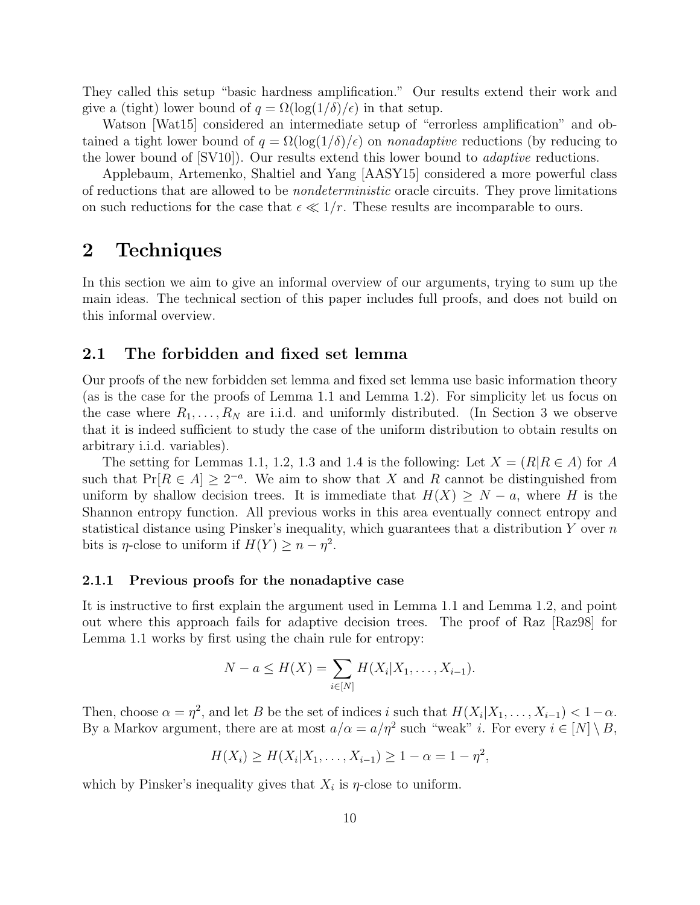They called this setup "basic hardness amplification." Our results extend their work and give a (tight) lower bound of $q = \Omega(\log(1/\delta)/\epsilon)$ in that setup.

Watson [Wat15] considered an intermediate setup of "errorless amplification" and obtained a tight lower bound of $q = \Omega(\log(1/\delta)/\epsilon)$ on *nonadaptive* reductions (by reducing to the lower bound of [SV10]). Our results extend this lower bound to *adaptive* reductions.

Applebaum, Artemenko, Shaltiel and Yang [AASY15] considered a more powerful class of reductions that are allowed to be *nondeterministic* oracle circuits. They prove limitations on such reductions for the case that $\epsilon \ll 1/r$. These results are incomparable to ours.

# 2 Techniques

In this section we aim to give an informal overview of our arguments, trying to sum up the main ideas. The technical section of this paper includes full proofs, and does not build on this informal overview.

## 2.1 The forbidden and fixed set lemma

Our proofs of the new forbidden set lemma and fixed set lemma use basic information theory (as is the case for the proofs of Lemma 1.1 and Lemma 1.2). For simplicity let us focus on the case where $R_1, \ldots, R_N$ are i.i.d. and uniformly distributed. (In Section 3 we observe that it is indeed sufficient to study the case of the uniform distribution to obtain results on arbitrary i.i.d. variables).

The setting for Lemmas 1.1, 1.2, 1.3 and 1.4 is the following: Let $X = (R|R \in A)$ for $A$ such that $\Pr[R \in A] \geq 2^{-a}$. We aim to show that $X$ and $R$ cannot be distinguished from uniform by shallow decision trees. It is immediate that $H(X) \geq N - a$, where $H$ is the Shannon entropy function. All previous works in this area eventually connect entropy and statistical distance using Pinsker's inequality, which guarantees that a distribution $Y$ over $n$ bits is $\eta$-close to uniform if $H(Y) \geq n - \eta^2$.

### 2.1.1 Previous proofs for the nonadaptive case

It is instructive to first explain the argument used in Lemma 1.1 and Lemma 1.2, and point out where this approach fails for adaptive decision trees. The proof of Raz [Raz98] for Lemma 1.1 works by first using the chain rule for entropy:

$$N - a \leq H(X) = \sum_{i \in [N]} H(X_i | X_1, \ldots, X_{i-1}).$$

Then, choose $\alpha = \eta^2$, and let $B$ be the set of indices $i$ such that $H(X_i | X_1, \ldots, X_{i-1}) < 1 - \alpha$. By a Markov argument, there are at most $a/\alpha = a/\eta^2$ such "weak" $i$. For every $i \in [N] \setminus B$,

$$H(X_i) \geq H(X_i | X_1, \ldots, X_{i-1}) \geq 1 - \alpha = 1 - \eta^2,$$

which by Pinsker's inequality gives that $X_i$ is $\eta$-close to uniform.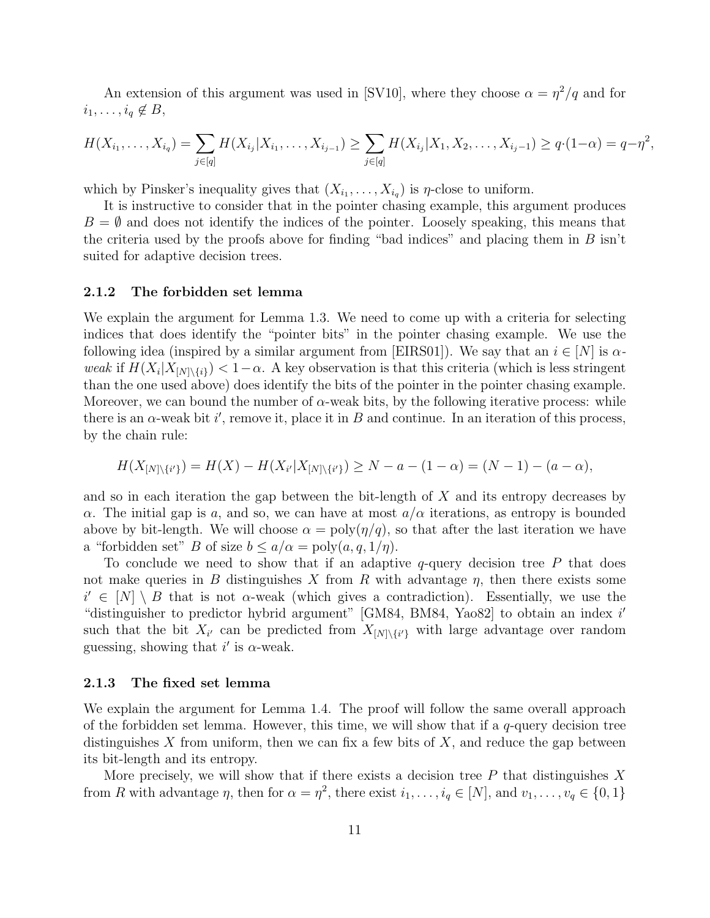An extension of this argument was used in [SV10], where they choose $\alpha = \eta^2/q$ and for $i_1, \ldots, i_q \notin B$,

$$H(X_{i_1}, \ldots, X_{i_q}) = \sum_{j \in [q]} H(X_{i_j} | X_{i_1}, \ldots, X_{i_{j-1}}) \geq \sum_{j \in [q]} H(X_{i_j} | X_1, X_2, \ldots, X_{i_j - 1}) \geq q \cdot (1 - \alpha) = q - \eta^2,$$

which by Pinsker's inequality gives that $(X_{i_1}, \ldots, X_{i_q})$ is $\eta$-close to uniform.

It is instructive to consider that in the pointer chasing example, this argument produces $B = \emptyset$ and does not identify the indices of the pointer. Loosely speaking, this means that the criteria used by the proofs above for finding "bad indices" and placing them in $B$ isn't suited for adaptive decision trees.

### 2.1.2 The forbidden set lemma

We explain the argument for Lemma 1.3. We need to come up with a criteria for selecting indices that does identify the "pointer bits" in the pointer chasing example. We use the following idea (inspired by a similar argument from [EIRS01]). We say that an $i \in [N]$ is $\alpha$-*weak* if $H(X_i | X_{[N] \setminus \{i\}}) < 1 - \alpha$. A key observation is that this criteria (which is less stringent than the one used above) does identify the bits of the pointer in the pointer chasing example. Moreover, we can bound the number of $\alpha$-weak bits, by the following iterative process: while there is an $\alpha$-weak bit $i'$, remove it, place it in $B$ and continue. In an iteration of this process, by the chain rule:

$$H(X_{[N] \setminus \{i'\}}) = H(X) - H(X_{i'} | X_{[N] \setminus \{i'\}}) \geq N - a - (1 - \alpha) = (N - 1) - (a - \alpha),$$

and so in each iteration the gap between the bit-length of $X$ and its entropy decreases by $\alpha$. The initial gap is $a$, and so, we can have at most $a/\alpha$ iterations, as entropy is bounded above by bit-length. We will choose $\alpha = \text{poly}(\eta/q)$, so that after the last iteration we have a "forbidden set" $B$ of size $b \leq a/\alpha = \text{poly}(a, q, 1/\eta)$.

To conclude we need to show that if an adaptive $q$-query decision tree $P$ that does not make queries in $B$ distinguishes $X$ from $R$ with advantage $\eta$, then there exists some $i' \in [N] \setminus B$ that is not $\alpha$-weak (which gives a contradiction). Essentially, we use the "distinguisher to predictor hybrid argument" [GM84, BM84, Yao82] to obtain an index $i'$ such that the bit $X_{i'}$ can be predicted from $X_{[N] \setminus \{i'\}}$ with large advantage over random guessing, showing that $i'$ is $\alpha$-weak.

### 2.1.3 The fixed set lemma

We explain the argument for Lemma 1.4. The proof will follow the same overall approach of the forbidden set lemma. However, this time, we will show that if a $q$-query decision tree distinguishes $X$ from uniform, then we can fix a few bits of $X$, and reduce the gap between its bit-length and its entropy.

More precisely, we will show that if there exists a decision tree $P$ that distinguishes $X$ from $R$ with advantage $\eta$, then for $\alpha = \eta^2$, there exist $i_1, \ldots, i_q \in [N]$, and $v_1, \ldots, v_q \in \{0, 1\}$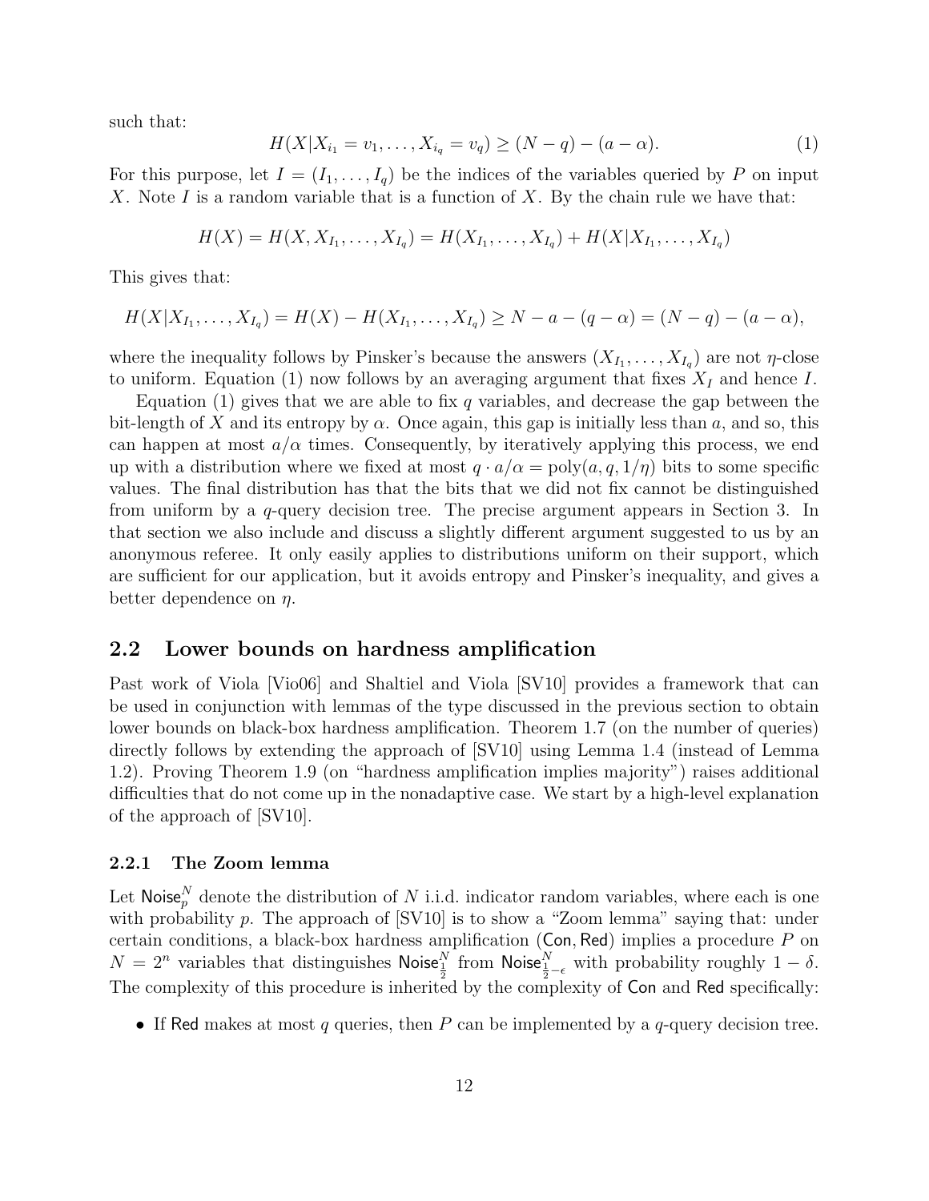such that:

$$H(X|X_{i_1} = v_1, \dots, X_{i_q} = v_q) \geq (N - q) - (a - \alpha). \tag{1}$$

For this purpose, let $I = (I_1, \dots, I_q)$ be the indices of the variables queried by $P$ on input $X$. Note $I$ is a random variable that is a function of $X$. By the chain rule we have that:

$$H(X) = H(X, X_{I_1}, \dots, X_{I_q}) = H(X_{I_1}, \dots, X_{I_q}) + H(X|X_{I_1}, \dots, X_{I_q})$$

This gives that:

$$H(X|X_{I_1}, \dots, X_{I_q}) = H(X) - H(X_{I_1}, \dots, X_{I_q}) \geq N - a - (q - \alpha) = (N - q) - (a - \alpha),$$

where the inequality follows by Pinsker's because the answers $(X_{I_1}, \dots, X_{I_q})$ are not $\eta$-close to uniform. Equation (1) now follows by an averaging argument that fixes $X_I$ and hence $I$.

Equation (1) gives that we are able to fix $q$ variables, and decrease the gap between the bit-length of $X$ and its entropy by $\alpha$. Once again, this gap is initially less than $a$, and so, this can happen at most $a/\alpha$ times. Consequently, by iteratively applying this process, we end up with a distribution where we fixed at most $q \cdot a/\alpha = \text{poly}(a, q, 1/\eta)$ bits to some specific values. The final distribution has that the bits that we did not fix cannot be distinguished from uniform by a $q$-query decision tree. The precise argument appears in Section 3. In that section we also include and discuss a slightly different argument suggested to us by an anonymous referee. It only easily applies to distributions uniform on their support, which are sufficient for our application, but it avoids entropy and Pinsker's inequality, and gives a better dependence on $\eta$.

## 2.2 Lower bounds on hardness amplification

Past work of Viola [Vio06] and Shaltiel and Viola [SV10] provides a framework that can be used in conjunction with lemmas of the type discussed in the previous section to obtain lower bounds on black-box hardness amplification. Theorem 1.7 (on the number of queries) directly follows by extending the approach of [SV10] using Lemma 1.4 (instead of Lemma 1.2). Proving Theorem 1.9 (on "hardness amplification implies majority") raises additional difficulties that do not come up in the nonadaptive case. We start by a high-level explanation of the approach of [SV10].

### 2.2.1 The Zoom lemma

Let $\mathsf{Noise}_p^N$ denote the distribution of $N$ i.i.d. indicator random variables, where each is one with probability $p$. The approach of [SV10] is to show a "Zoom lemma" saying that: under certain conditions, a black-box hardness amplification ($\mathsf{Con}, \mathsf{Red}$) implies a procedure $P$ on $N = 2^n$ variables that distinguishes $\mathsf{Noise}_{\frac{1}{2}}^N$ from $\mathsf{Noise}_{\frac{1}{2}-\epsilon}^N$ with probability roughly $1 - \delta$. The complexity of this procedure is inherited by the complexity of $\mathsf{Con}$ and $\mathsf{Red}$ specifically:

- If $\mathsf{Red}$ makes at most $q$ queries, then $P$ can be implemented by a $q$-query decision tree.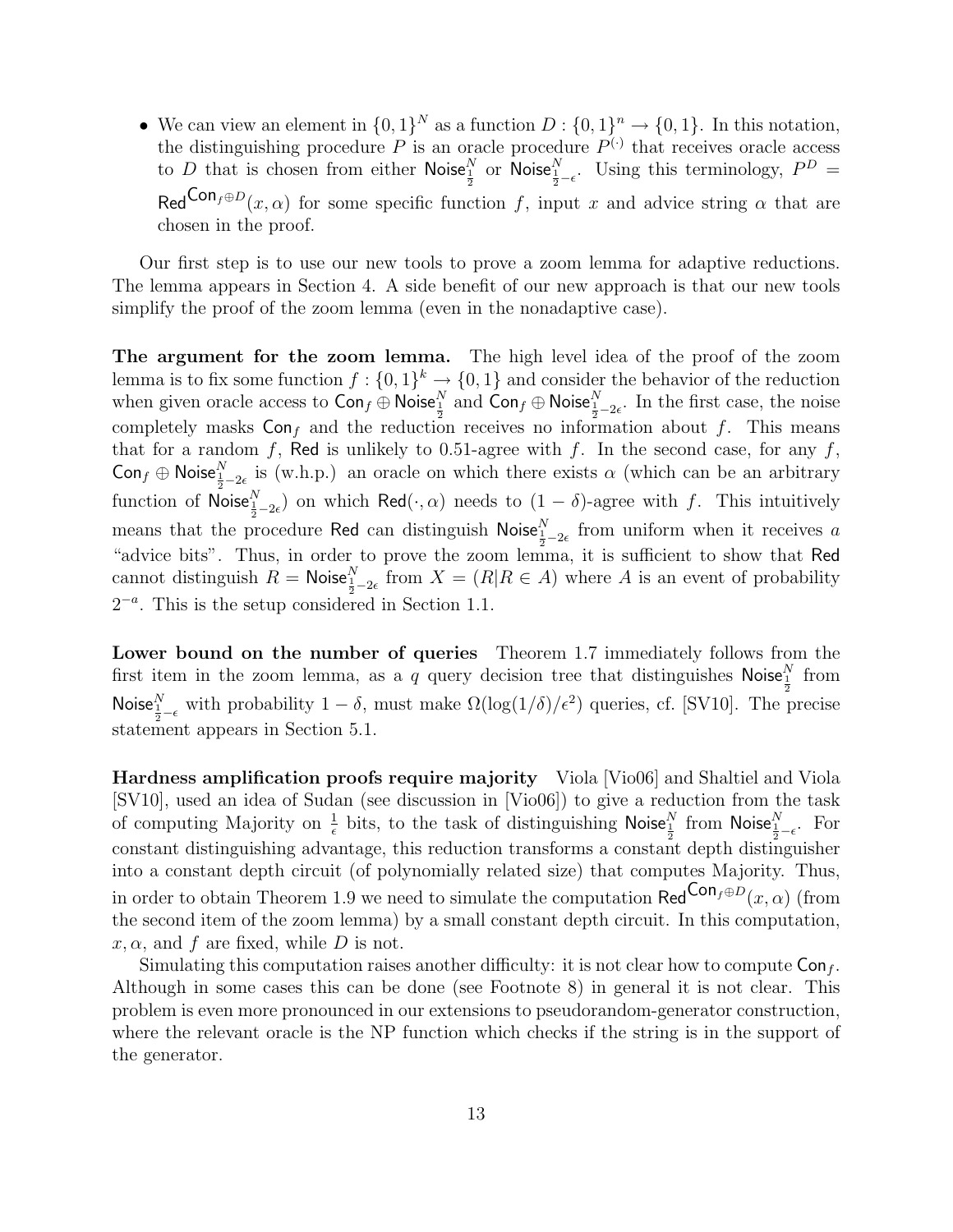- We can view an element in $\{0,1\}^N$ as a function $D : \{0,1\}^n \to \{0,1\}$. In this notation, the distinguishing procedure $P$ is an oracle procedure $P^{(\cdot)}$ that receives oracle access to $D$ that is chosen from either $\mathsf{Noise}^N_{\frac{1}{2}}$ or $\mathsf{Noise}^N_{\frac{1}{2}-\epsilon}$. Using this terminology, $P^D = \mathsf{Red}^{\mathsf{Con}_f \oplus D}(x, \alpha)$ for some specific function $f$, input $x$ and advice string $\alpha$ that are chosen in the proof.

Our first step is to use our new tools to prove a zoom lemma for adaptive reductions. The lemma appears in Section 4. A side benefit of our new approach is that our new tools simplify the proof of the zoom lemma (even in the nonadaptive case).

**The argument for the zoom lemma.** The high level idea of the proof of the zoom lemma is to fix some function $f : \{0,1\}^k \to \{0,1\}$ and consider the behavior of the reduction when given oracle access to $\mathsf{Con}_f \oplus \mathsf{Noise}^N_{\frac{1}{2}}$ and $\mathsf{Con}_f \oplus \mathsf{Noise}^N_{\frac{1}{2}-2\epsilon}$. In the first case, the noise completely masks $\mathsf{Con}_f$ and the reduction receives no information about $f$. This means that for a random $f$, $\mathsf{Red}$ is unlikely to 0.51-agree with $f$. In the second case, for any $f$, $\mathsf{Con}_f \oplus \mathsf{Noise}^N_{\frac{1}{2}-2\epsilon}$ is (w.h.p.) an oracle on which there exists $\alpha$ (which can be an arbitrary function of $\mathsf{Noise}^N_{\frac{1}{2}-2\epsilon}$) on which $\mathsf{Red}(\cdot, \alpha)$ needs to $(1-\delta)$-agree with $f$. This intuitively means that the procedure $\mathsf{Red}$ can distinguish $\mathsf{Noise}^N_{\frac{1}{2}-2\epsilon}$ from uniform when it receives $a$ "advice bits". Thus, in order to prove the zoom lemma, it is sufficient to show that $\mathsf{Red}$ cannot distinguish $R = \mathsf{Noise}^N_{\frac{1}{2}-2\epsilon}$ from $X = (R | R \in A)$ where $A$ is an event of probability $2^{-a}$. This is the setup considered in Section 1.1.

**Lower bound on the number of queries** Theorem 1.7 immediately follows from the first item in the zoom lemma, as a $q$ query decision tree that distinguishes $\mathsf{Noise}^N_{\frac{1}{2}}$ from $\mathsf{Noise}^N_{\frac{1}{2}-\epsilon}$ with probability $1-\delta$, must make $\Omega(\log(1/\delta)/\epsilon^2)$ queries, cf. [SV10]. The precise statement appears in Section 5.1.

**Hardness amplification proofs require majority** Viola [Vio06] and Shaltiel and Viola [SV10], used an idea of Sudan (see discussion in [Vio06]) to give a reduction from the task of computing Majority on $\frac{1}{\epsilon}$ bits, to the task of distinguishing $\mathsf{Noise}^N_{\frac{1}{2}}$ from $\mathsf{Noise}^N_{\frac{1}{2}-\epsilon}$. For constant distinguishing advantage, this reduction transforms a constant depth distinguisher into a constant depth circuit (of polynomially related size) that computes Majority. Thus, in order to obtain Theorem 1.9 we need to simulate the computation $\mathsf{Red}^{\mathsf{Con}_f \oplus D}(x, \alpha)$ (from the second item of the zoom lemma) by a small constant depth circuit. In this computation, $x, \alpha$, and $f$ are fixed, while $D$ is not.

Simulating this computation raises another difficulty: it is not clear how to compute $\mathsf{Con}_f$. Although in some cases this can be done (see Footnote 8) in general it is not clear. This problem is even more pronounced in our extensions to pseudorandom-generator construction, where the relevant oracle is the NP function which checks if the string is in the support of the generator.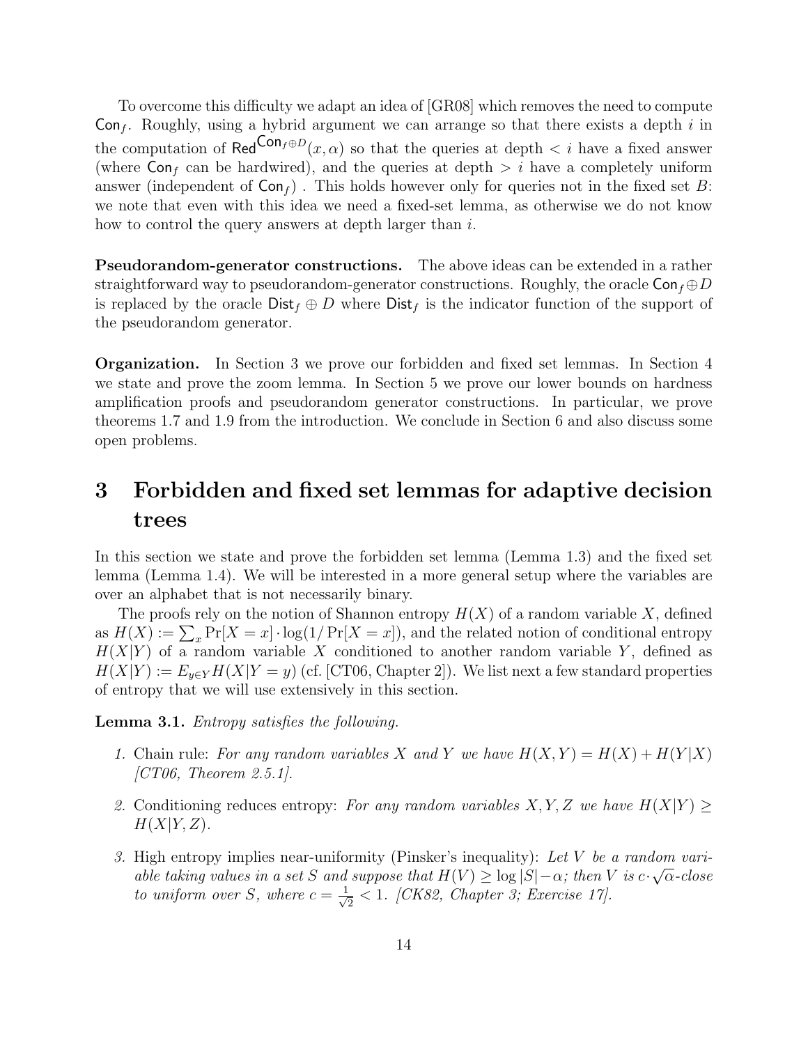To overcome this difficulty we adapt an idea of [GR08] which removes the need to compute $\mathsf{Con}_f$. Roughly, using a hybrid argument we can arrange so that there exists a depth $i$ in the computation of $\mathsf{Red}^{\mathsf{Con}_f \oplus D}(x, \alpha)$ so that the queries at depth $< i$ have a fixed answer (where $\mathsf{Con}_f$ can be hardwired), and the queries at depth $> i$ have a completely uniform answer (independent of $\mathsf{Con}_f$) . This holds however only for queries not in the fixed set $B$: we note that even with this idea we need a fixed-set lemma, as otherwise we do not know how to control the query answers at depth larger than $i$.

**Pseudorandom-generator constructions.** The above ideas can be extended in a rather straightforward way to pseudorandom-generator constructions. Roughly, the oracle $\mathsf{Con}_f \oplus D$ is replaced by the oracle $\mathsf{Dist}_f \oplus D$ where $\mathsf{Dist}_f$ is the indicator function of the support of the pseudorandom generator.

**Organization.** In Section 3 we prove our forbidden and fixed set lemmas. In Section 4 we state and prove the zoom lemma. In Section 5 we prove our lower bounds on hardness amplification proofs and pseudorandom generator constructions. In particular, we prove theorems 1.7 and 1.9 from the introduction. We conclude in Section 6 and also discuss some open problems.

# 3 Forbidden and fixed set lemmas for adaptive decision trees

In this section we state and prove the forbidden set lemma (Lemma 1.3) and the fixed set lemma (Lemma 1.4). We will be interested in a more general setup where the variables are over an alphabet that is not necessarily binary.

The proofs rely on the notion of Shannon entropy $H(X)$ of a random variable $X$, defined as $H(X) := \sum_x \Pr[X = x] \cdot \log(1/\Pr[X = x])$, and the related notion of conditional entropy $H(X|Y)$ of a random variable $X$ conditioned to another random variable $Y$, defined as $H(X|Y) := E_{y \in Y} H(X|Y = y)$ (cf. [CT06, Chapter 2]). We list next a few standard properties of entropy that we will use extensively in this section.

**Lemma 3.1.** *Entropy satisfies the following.*

1. Chain rule: *For any random variables $X$ and $Y$ we have $H(X, Y) = H(X) + H(Y|X)$ [CT06, Theorem 2.5.1].*
2. Conditioning reduces entropy: *For any random variables $X, Y, Z$ we have $H(X|Y) \geq H(X|Y, Z)$.*
3. High entropy implies near-uniformity (Pinsker's inequality): *Let $V$ be a random variable taking values in a set $S$ and suppose that $H(V) \geq \log |S| - \alpha$; then $V$ is $c \cdot \sqrt{\alpha}$-close to uniform over $S$, where $c = \frac{1}{\sqrt{2}} < 1$. [CK82, Chapter 3; Exercise 17].*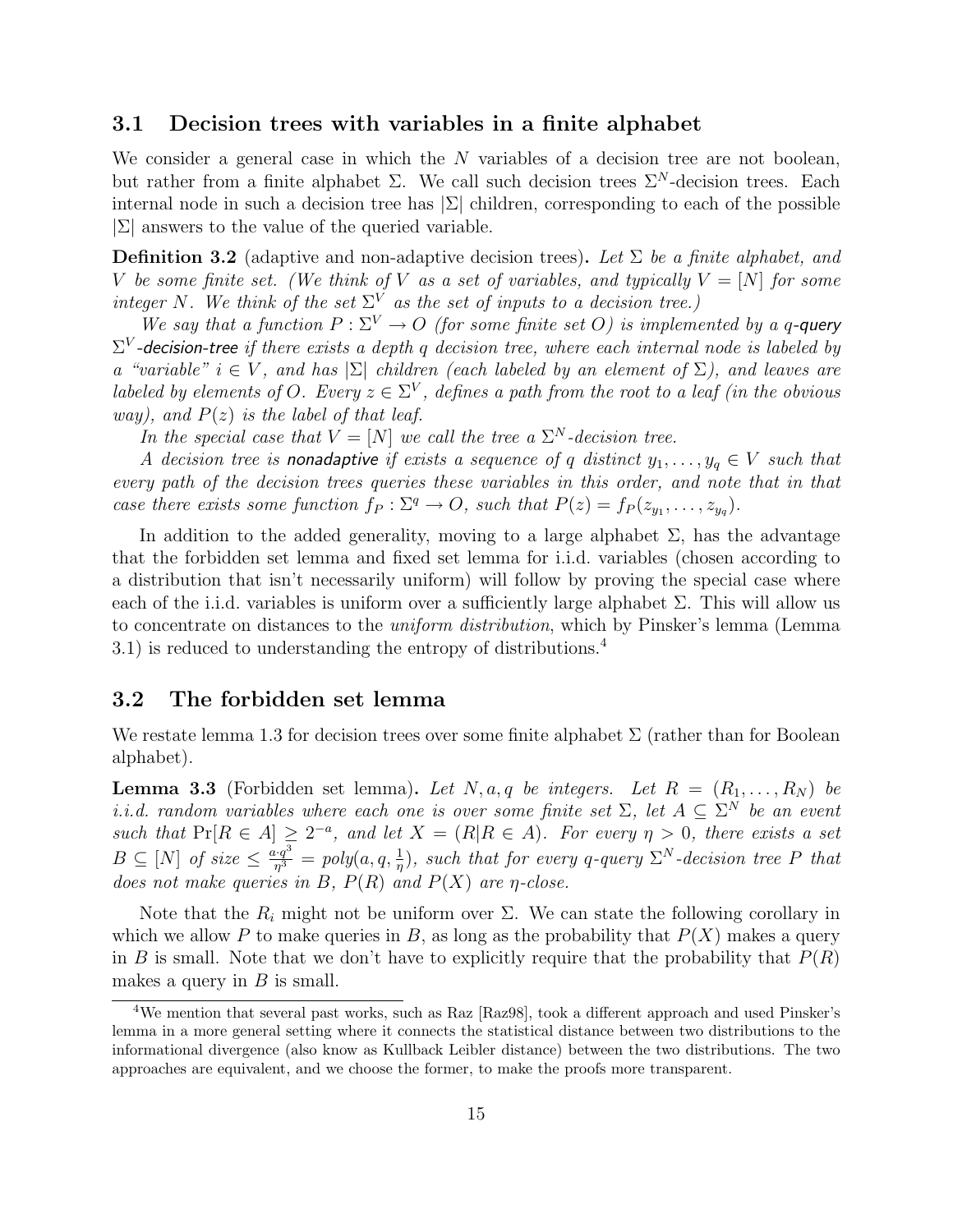### 3.1 Decision trees with variables in a finite alphabet

We consider a general case in which the $N$ variables of a decision tree are not boolean, but rather from a finite alphabet $\Sigma$. We call such decision trees $\Sigma^N$-decision trees. Each internal node in such a decision tree has $|\Sigma|$ children, corresponding to each of the possible $|\Sigma|$ answers to the value of the queried variable.

**Definition 3.2** (adaptive and non-adaptive decision trees). *Let $\Sigma$ be a finite alphabet, and $V$ be some finite set. (We think of $V$ as a set of variables, and typically $V = [N]$ for some integer $N$. We think of the set $\Sigma^V$ as the set of inputs to a decision tree.)*

*We say that a function $P : \Sigma^V \to O$ (for some finite set $O$) is implemented by a $q$-query $\Sigma^V$-decision-tree if there exists a depth $q$ decision tree, where each internal node is labeled by a "variable" $i \in V$, and has $|\Sigma|$ children (each labeled by an element of $\Sigma$), and leaves are labeled by elements of $O$. Every $z \in \Sigma^V$, defines a path from the root to a leaf (in the obvious way), and $P(z)$ is the label of that leaf.*

*In the special case that $V = [N]$ we call the tree a $\Sigma^N$-decision tree.*

*A decision tree is nonadaptive if exists a sequence of $q$ distinct $y_1, \ldots, y_q \in V$ such that every path of the decision trees queries these variables in this order, and note that in that case there exists some function $f_P : \Sigma^q \to O$, such that $P(z) = f_P(z_{y_1}, \ldots, z_{y_q})$.*

In addition to the added generality, moving to a large alphabet $\Sigma$, has the advantage that the forbidden set lemma and fixed set lemma for i.i.d. variables (chosen according to a distribution that isn't necessarily uniform) will follow by proving the special case where each of the i.i.d. variables is uniform over a sufficiently large alphabet $\Sigma$. This will allow us to concentrate on distances to the *uniform distribution*, which by Pinsker's lemma (Lemma 3.1) is reduced to understanding the entropy of distributions.[4]

### 3.2 The forbidden set lemma

We restate lemma 1.3 for decision trees over some finite alphabet $\Sigma$ (rather than for Boolean alphabet).

**Lemma 3.3** (Forbidden set lemma). *Let $N, a, q$ be integers. Let $R = (R_1, \ldots, R_N)$ be i.i.d. random variables where each one is over some finite set $\Sigma$, let $A \subseteq \Sigma^N$ be an event such that $\Pr[R \in A] \geq 2^{-a}$, and let $X = (R|R \in A)$. For every $\eta > 0$, there exists a set $B \subseteq [N]$ of size $\leq \frac{a \cdot q^3}{\eta^3} = poly(a, q, \frac{1}{\eta})$, such that for every $q$-query $\Sigma^N$-decision tree $P$ that does not make queries in $B$, $P(R)$ and $P(X)$ are $\eta$-close.*

Note that the $R_i$ might not be uniform over $\Sigma$. We can state the following corollary in which we allow $P$ to make queries in $B$, as long as the probability that $P(X)$ makes a query in $B$ is small. Note that we don't have to explicitly require that the probability that $P(R)$ makes a query in $B$ is small.

[4] We mention that several past works, such as Raz [Raz98], took a different approach and used Pinsker's lemma in a more general setting where it connects the statistical distance between two distributions to the informational divergence (also know as Kullback Leibler distance) between the two distributions. The two approaches are equivalent, and we choose the former, to make the proofs more transparent.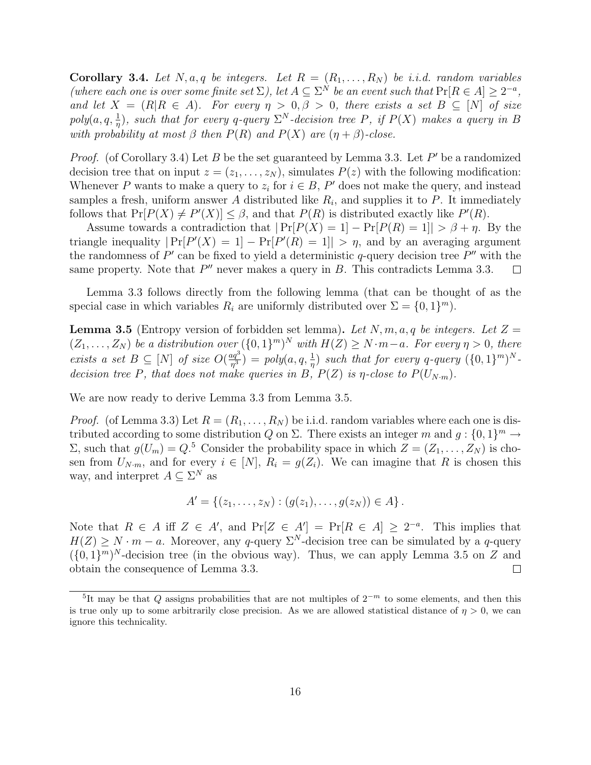**Corollary 3.4.** *Let $N, a, q$ be integers. Let $R = (R_1, \ldots, R_N)$ be i.i.d. random variables (where each one is over some finite set $\Sigma$), let $A \subseteq \Sigma^N$ be an event such that $\Pr[R \in A] \geq 2^{-a}$, and let $X = (R | R \in A)$. For every $\eta > 0, \beta > 0$, there exists a set $B \subseteq [N]$ of size $poly(a, q, \frac{1}{\eta})$, such that for every $q$-query $\Sigma^N$-decision tree $P$, if $P(X)$ makes a query in $B$ with probability at most $\beta$ then $P(R)$ and $P(X)$ are $(\eta + \beta)$-close.*

*Proof.* (of Corollary 3.4) Let $B$ be the set guaranteed by Lemma 3.3. Let $P'$ be a randomized decision tree that on input $z = (z_1, \ldots, z_N)$, simulates $P(z)$ with the following modification: Whenever $P$ wants to make a query to $z_i$ for $i \in B$, $P'$ does not make the query, and instead samples a fresh, uniform answer $A$ distributed like $R_i$, and supplies it to $P$. It immediately follows that $\Pr[P(X) \neq P'(X)] \leq \beta$, and that $P(R)$ is distributed exactly like $P'(R)$.

Assume towards a contradiction that $|\Pr[P(X) = 1] - \Pr[P(R) = 1]| > \beta + \eta$. By the triangle inequality $|\Pr[P'(X) = 1] - \Pr[P'(R) = 1]| > \eta$, and by an averaging argument the randomness of $P'$ can be fixed to yield a deterministic $q$-query decision tree $P''$ with the same property. Note that $P''$ never makes a query in $B$. This contradicts Lemma 3.3. $\square$

Lemma 3.3 follows directly from the following lemma (that can be thought of as the special case in which variables $R_i$ are uniformly distributed over $\Sigma = \{0,1\}^m$).

**Lemma 3.5** (Entropy version of forbidden set lemma)**.** *Let $N, m, a, q$ be integers. Let $Z = (Z_1, \ldots, Z_N)$ be a distribution over $(\{0,1\}^m)^N$ with $H(Z) \geq N \cdot m - a$. For every $\eta > 0$, there exists a set $B \subseteq [N]$ of size $O(\frac{aq^3}{\eta^3}) = poly(a, q, \frac{1}{\eta})$ such that for every $q$-query $(\{0,1\}^m)^N$-decision tree $P$, that does not make queries in $B$, $P(Z)$ is $\eta$-close to $P(U_{N \cdot m})$.*

We are now ready to derive Lemma 3.3 from Lemma 3.5.

*Proof.* (of Lemma 3.3) Let $R = (R_1, \ldots, R_N)$ be i.i.d. random variables where each one is distributed according to some distribution $Q$ on $\Sigma$. There exists an integer $m$ and $g : \{0,1\}^m \to \Sigma$, such that $g(U_m) = Q$.[5] Consider the probability space in which $Z = (Z_1, \ldots, Z_N)$ is chosen from $U_{N \cdot m}$, and for every $i \in [N]$, $R_i = g(Z_i)$. We can imagine that $R$ is chosen this way, and interpret $A \subseteq \Sigma^N$ as

$$A' = \{(z_1, \ldots, z_N) : (g(z_1), \ldots, g(z_N)) \in A\}.$$

Note that $R \in A$ iff $Z \in A'$, and $\Pr[Z \in A'] = \Pr[R \in A] \geq 2^{-a}$. This implies that $H(Z) \geq N \cdot m - a$. Moreover, any $q$-query $\Sigma^N$-decision tree can be simulated by a $q$-query $(\{0,1\}^m)^N$-decision tree (in the obvious way). Thus, we can apply Lemma 3.5 on $Z$ and obtain the consequence of Lemma 3.3. $\square$

[5] It may be that $Q$ assigns probabilities that are not multiples of $2^{-m}$ to some elements, and then this is true only up to some arbitrarily close precision. As we are allowed statistical distance of $\eta > 0$, we can ignore this technicality.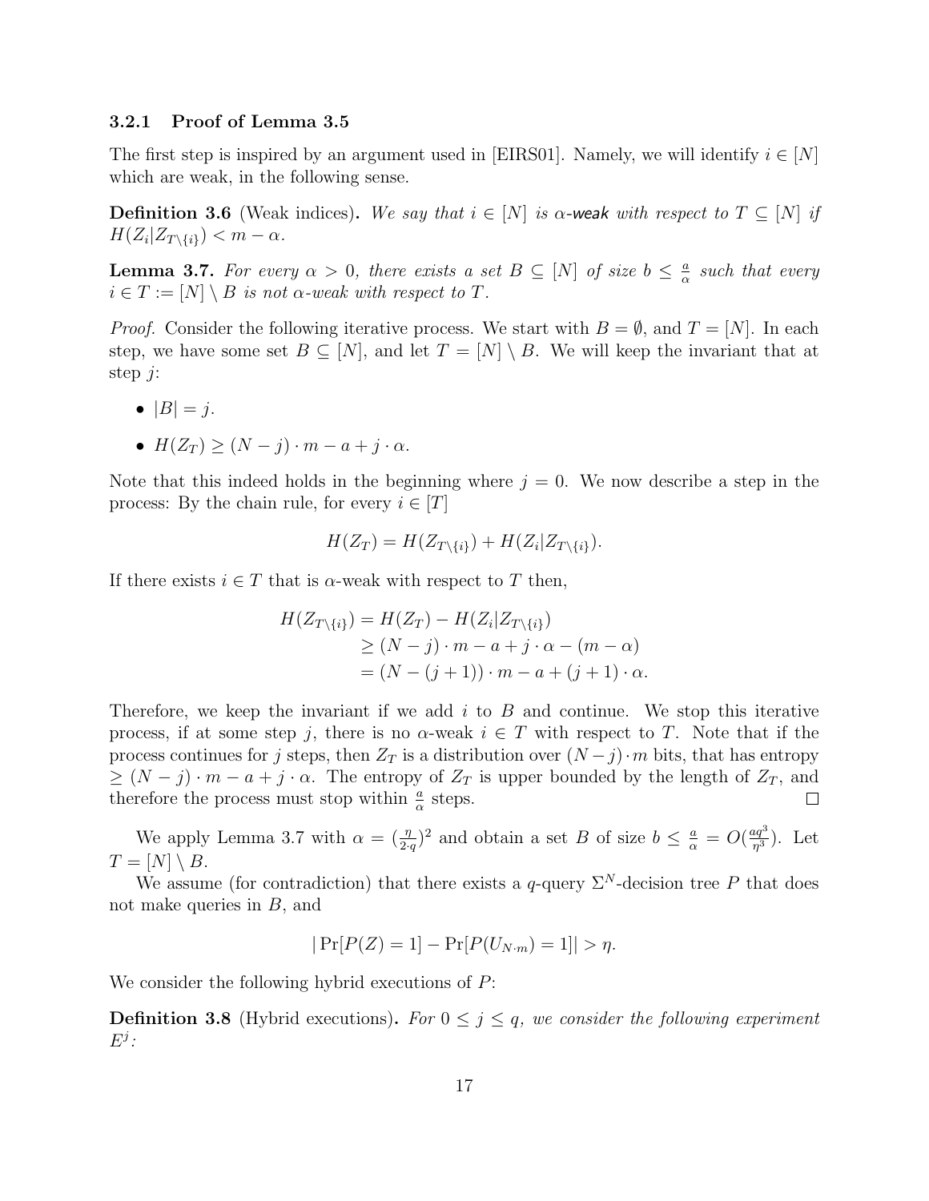### 3.2.1 Proof of Lemma 3.5

The first step is inspired by an argument used in [EIRS01]. Namely, we will identify $i \in [N]$ which are weak, in the following sense.

**Definition 3.6** (Weak indices)**.** *We say that $i \in [N]$ is $\alpha$-**weak** with respect to $T \subseteq [N]$ if $H(Z_i|Z_{T\setminus\{i\}}) < m - \alpha$.*

**Lemma 3.7.** *For every $\alpha > 0$, there exists a set $B \subseteq [N]$ of size $b \leq \frac{a}{\alpha}$ such that every $i \in T := [N] \setminus B$ is not $\alpha$-weak with respect to $T$.*

*Proof.* Consider the following iterative process. We start with $B = \emptyset$, and $T = [N]$. In each step, we have some set $B \subseteq [N]$, and let $T = [N] \setminus B$. We will keep the invariant that at step $j$:

- $|B| = j$.
- $H(Z_T) \geq (N - j) \cdot m - a + j \cdot \alpha$.

Note that this indeed holds in the beginning where $j = 0$. We now describe a step in the process: By the chain rule, for every $i \in [T]$

$$H(Z_T) = H(Z_{T\setminus\{i\}}) + H(Z_i|Z_{T\setminus\{i\}}).$$

If there exists $i \in T$ that is $\alpha$-weak with respect to $T$ then,

$$\begin{aligned}
H(Z_{T\setminus\{i\}}) &= H(Z_T) - H(Z_i|Z_{T\setminus\{i\}}) \\
&\geq (N - j) \cdot m - a + j \cdot \alpha - (m - \alpha) \\
&= (N - (j + 1)) \cdot m - a + (j + 1) \cdot \alpha.
\end{aligned}$$

Therefore, we keep the invariant if we add $i$ to $B$ and continue. We stop this iterative process, if at some step $j$, there is no $\alpha$-weak $i \in T$ with respect to $T$. Note that if the process continues for $j$ steps, then $Z_T$ is a distribution over $(N - j) \cdot m$ bits, that has entropy $\geq (N - j) \cdot m - a + j \cdot \alpha$. The entropy of $Z_T$ is upper bounded by the length of $Z_T$, and therefore the process must stop within $\frac{a}{\alpha}$ steps. $\square$

We apply Lemma 3.7 with $\alpha = (\frac{\eta}{2 \cdot q})^2$ and obtain a set $B$ of size $b \leq \frac{a}{\alpha} = O(\frac{aq^3}{\eta^3})$. Let $T = [N] \setminus B$.

We assume (for contradiction) that there exists a $q$-query $\Sigma^N$-decision tree $P$ that does not make queries in $B$, and

$$|\Pr[P(Z) = 1] - \Pr[P(U_{N \cdot m}) = 1]| > \eta.$$

We consider the following hybrid executions of $P$:

**Definition 3.8** (Hybrid executions)**.** *For $0 \leq j \leq q$, we consider the following experiment $E^j$:*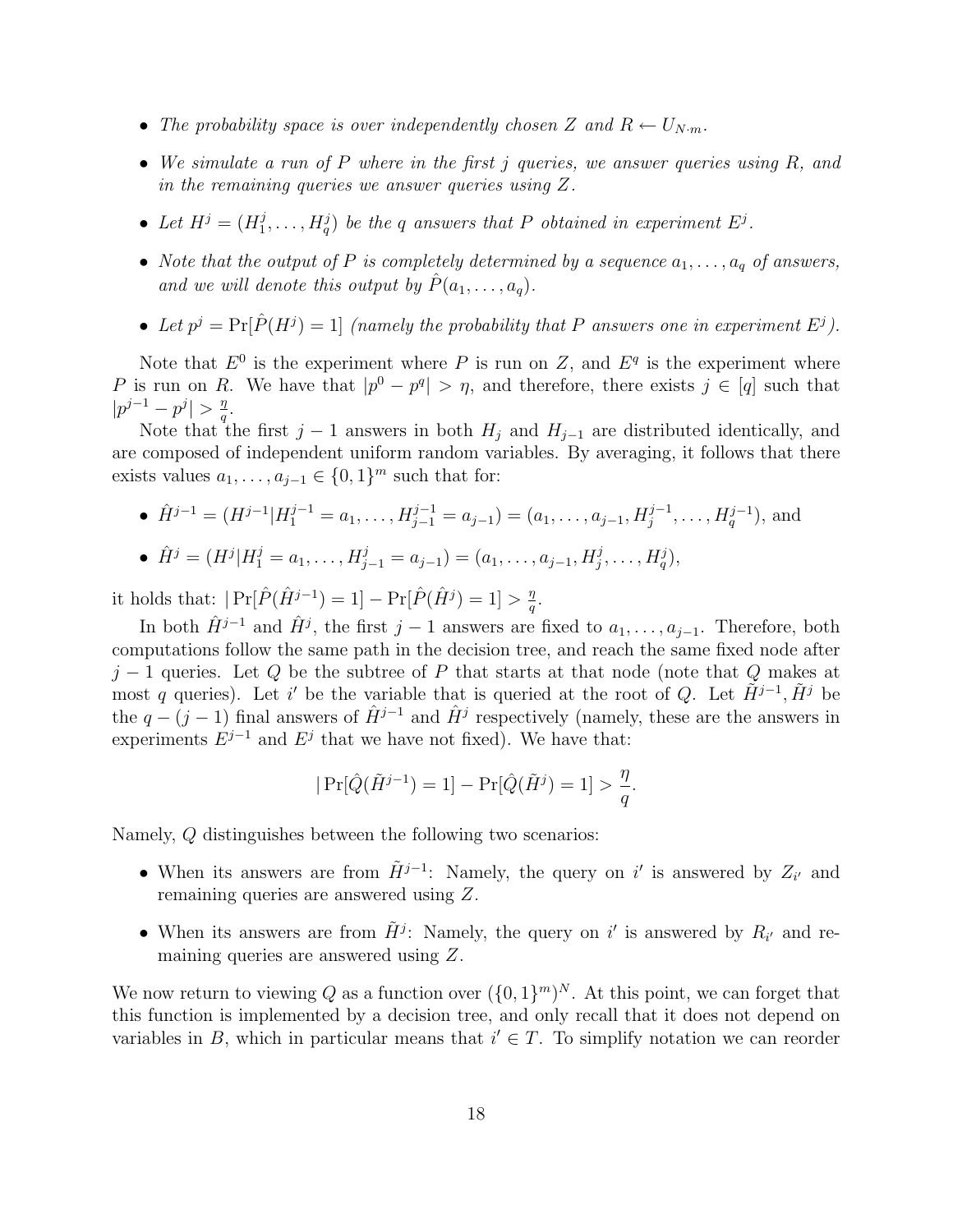- *The probability space is over independently chosen $Z$ and $R \leftarrow U_{N \cdot m}$.*
- *We simulate a run of $P$ where in the first $j$ queries, we answer queries using $R$, and in the remaining queries we answer queries using $Z$.*
- *Let $H^j = (H^j_1, \ldots, H^j_q)$ be the $q$ answers that $P$ obtained in experiment $E^j$.*
- *Note that the output of $P$ is completely determined by a sequence $a_1, \ldots, a_q$ of answers, and we will denote this output by $\hat{P}(a_1, \ldots, a_q)$.*
- *Let $p^j = \Pr[\hat{P}(H^j) = 1]$ (namely the probability that $P$ answers one in experiment $E^j$).*

Note that $E^0$ is the experiment where $P$ is run on $Z$, and $E^q$ is the experiment where $P$ is run on $R$. We have that $|p^0 - p^q| > \eta$, and therefore, there exists $j \in [q]$ such that $|p^{j-1} - p^j| > \frac{\eta}{q}$.

Note that the first $j-1$ answers in both $H_j$ and $H_{j-1}$ are distributed identically, and are composed of independent uniform random variables. By averaging, it follows that there exists values $a_1, \ldots, a_{j-1} \in \{0,1\}^m$ such that for:

- $\hat{H}^{j-1} = (H^{j-1} | H^{j-1}_1 = a_1, \ldots, H^{j-1}_{j-1} = a_{j-1}) = (a_1, \ldots, a_{j-1}, H^{j-1}_j, \ldots, H^{j-1}_q)$, and
- $\hat{H}^j = (H^j | H^j_1 = a_1, \ldots, H^j_{j-1} = a_{j-1}) = (a_1, \ldots, a_{j-1}, H^j_j, \ldots, H^j_q)$,

it holds that: $|\Pr[\hat{P}(\hat{H}^{j-1}) = 1] - \Pr[\hat{P}(\hat{H}^j) = 1] > \frac{\eta}{q}$.

In both $\hat{H}^{j-1}$ and $\hat{H}^j$, the first $j-1$ answers are fixed to $a_1, \ldots, a_{j-1}$. Therefore, both computations follow the same path in the decision tree, and reach the same fixed node after $j-1$ queries. Let $Q$ be the subtree of $P$ that starts at that node (note that $Q$ makes at most $q$ queries). Let $i'$ be the variable that is queried at the root of $Q$. Let $\tilde{H}^{j-1}, \tilde{H}^j$ be the $q-(j-1)$ final answers of $\hat{H}^{j-1}$ and $\hat{H}^j$ respectively (namely, these are the answers in experiments $E^{j-1}$ and $E^j$ that we have not fixed). We have that:

$$|\Pr[\hat{Q}(\tilde{H}^{j-1}) = 1] - \Pr[\hat{Q}(\tilde{H}^j) = 1] > \frac{\eta}{q}.$$

Namely, $Q$ distinguishes between the following two scenarios:

- When its answers are from $\tilde{H}^{j-1}$: Namely, the query on $i'$ is answered by $Z_{i'}$ and remaining queries are answered using $Z$.
- When its answers are from $\tilde{H}^j$: Namely, the query on $i'$ is answered by $R_{i'}$ and remaining queries are answered using $Z$.

We now return to viewing $Q$ as a function over $(\{0,1\}^m)^N$. At this point, we can forget that this function is implemented by a decision tree, and only recall that it does not depend on variables in $B$, which in particular means that $i' \in T$. To simplify notation we can reorder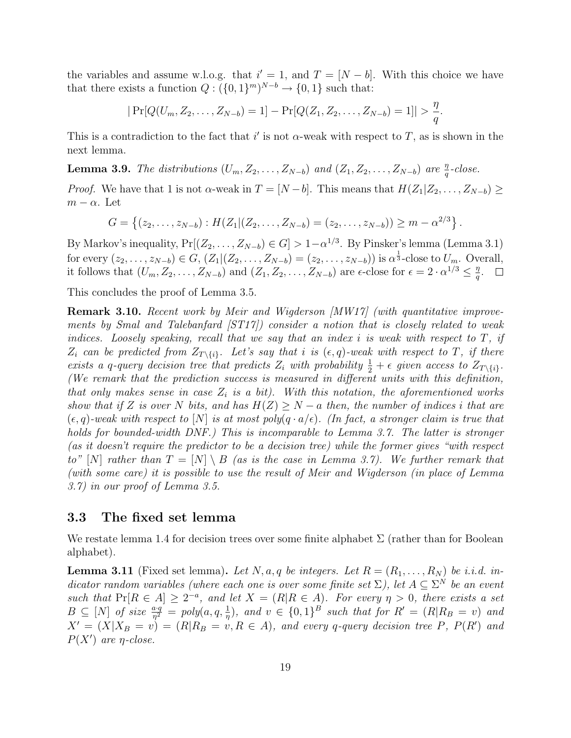the variables and assume w.l.o.g. that $i' = 1$, and $T = [N - b]$. With this choice we have that there exists a function $Q : (\{0,1\}^m)^{N-b} \to \{0,1\}$ such that:

$$|\Pr[Q(U_m, Z_2, \ldots, Z_{N-b}) = 1] - \Pr[Q(Z_1, Z_2, \ldots, Z_{N-b}) = 1]| > \frac{\eta}{q}.$$

This is a contradiction to the fact that $i'$ is not $\alpha$-weak with respect to $T$, as is shown in the next lemma.

**Lemma 3.9.** *The distributions $(U_m, Z_2, \ldots, Z_{N-b})$ and $(Z_1, Z_2, \ldots, Z_{N-b})$ are $\frac{\eta}{q}$-close.*

*Proof.* We have that 1 is not $\alpha$-weak in $T = [N - b]$. This means that $H(Z_1 | Z_2, \ldots, Z_{N-b}) \geq m - \alpha$. Let

$$G = \left\{(z_2, \ldots, z_{N-b}) : H(Z_1 | (Z_2, \ldots, Z_{N-b}) = (z_2, \ldots, z_{N-b})) \geq m - \alpha^{2/3}\right\}.$$

By Markov's inequality, $\Pr[(Z_2, \ldots, Z_{N-b}) \in G] > 1 - \alpha^{1/3}$. By Pinsker's lemma (Lemma 3.1) for every $(z_2, \ldots, z_{N-b}) \in G$, $(Z_1 | (Z_2, \ldots, Z_{N-b}) = (z_2, \ldots, z_{N-b}))$ is $\alpha^{\frac{1}{3}}$-close to $U_m$. Overall, it follows that $(U_m, Z_2, \ldots, Z_{N-b})$ and $(Z_1, Z_2, \ldots, Z_{N-b})$ are $\epsilon$-close for $\epsilon = 2 \cdot \alpha^{1/3} \leq \frac{\eta}{q}$. ∎

This concludes the proof of Lemma 3.5.

**Remark 3.10.** *Recent work by Meir and Wigderson [MW17] (with quantitative improvements by Smal and Talebanfard [ST17]) consider a notion that is closely related to weak indices. Loosely speaking, recall that we say that an index $i$ is weak with respect to $T$, if $Z_i$ can be predicted from $Z_{T \setminus \{i\}}$. Let's say that $i$ is $(\epsilon, q)$-weak with respect to $T$, if there exists a $q$-query decision tree that predicts $Z_i$ with probability $\frac{1}{2} + \epsilon$ given access to $Z_{T \setminus \{i\}}$. (We remark that the prediction success is measured in different units with this definition, that only makes sense in case $Z_i$ is a bit). With this notation, the aforementioned works show that if $Z$ is over $N$ bits, and has $H(Z) \geq N - a$ then, the number of indices $i$ that are $(\epsilon, q)$-weak with respect to $[N]$ is at most $poly(q \cdot a/\epsilon)$. (In fact, a stronger claim is true that holds for bounded-width DNF.) This is incomparable to Lemma 3.7. The latter is stronger (as it doesn't require the predictor to be a decision tree) while the former gives "with respect to" $[N]$ rather than $T = [N] \setminus B$ (as is the case in Lemma 3.7). We further remark that (with some care) it is possible to use the result of Meir and Wigderson (in place of Lemma 3.7) in our proof of Lemma 3.5.*

## 3.3 The fixed set lemma

We restate lemma 1.4 for decision trees over some finite alphabet $\Sigma$ (rather than for Boolean alphabet).

**Lemma 3.11** (Fixed set lemma)**.** *Let $N, a, q$ be integers. Let $R = (R_1, \ldots, R_N)$ be i.i.d. indicator random variables (where each one is over some finite set $\Sigma$), let $A \subseteq \Sigma^N$ be an event such that $\Pr[R \in A] \geq 2^{-a}$, and let $X = (R | R \in A)$. For every $\eta > 0$, there exists a set $B \subseteq [N]$ of size $\frac{a \cdot q}{\eta^2} = poly(a, q, \frac{1}{\eta})$, and $v \in \{0,1\}^B$ such that for $R' = (R | R_B = v)$ and $X' = (X | X_B = v) = (R | R_B = v, R \in A)$, and every $q$-query decision tree $P$, $P(R')$ and $P(X')$ are $\eta$-close.*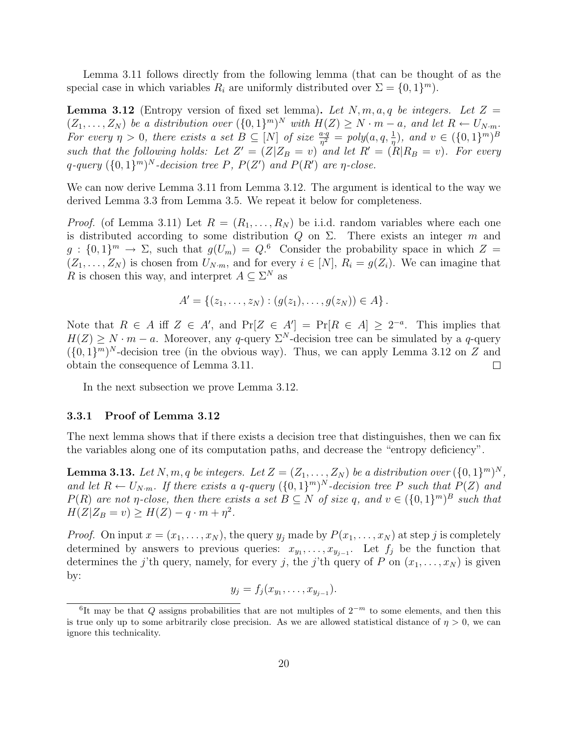Lemma 3.11 follows directly from the following lemma (that can be thought of as the special case in which variables $R_i$ are uniformly distributed over $\Sigma = \{0,1\}^m$).

**Lemma 3.12** (Entropy version of fixed set lemma)**.** *Let $N, m, a, q$ be integers. Let $Z = (Z_1, \ldots, Z_N)$ be a distribution over $(\{0,1\}^m)^N$ with $H(Z) \geq N \cdot m - a$, and let $R \leftarrow U_{N \cdot m}$. For every $\eta > 0$, there exists a set $B \subseteq [N]$ of size $\frac{a \cdot q}{\eta^2} = poly(a, q, \frac{1}{\eta})$, and $v \in (\{0,1\}^m)^B$ such that the following holds: Let $Z' = (Z|Z_B = v)$ and let $R' = (R|R_B = v)$. For every $q$-query $(\{0,1\}^m)^N$-decision tree $P$, $P(Z')$ and $P(R')$ are $\eta$-close.*

We can now derive Lemma 3.11 from Lemma 3.12. The argument is identical to the way we derived Lemma 3.3 from Lemma 3.5. We repeat it below for completeness.

*Proof.* (of Lemma 3.11) Let $R = (R_1, \ldots, R_N)$ be i.i.d. random variables where each one is distributed according to some distribution $Q$ on $\Sigma$. There exists an integer $m$ and $g : \{0,1\}^m \to \Sigma$, such that $g(U_m) = Q$.[6] Consider the probability space in which $Z = (Z_1, \ldots, Z_N)$ is chosen from $U_{N \cdot m}$, and for every $i \in [N]$, $R_i = g(Z_i)$. We can imagine that $R$ is chosen this way, and interpret $A \subseteq \Sigma^N$ as

$$A' = \{(z_1, \ldots, z_N) : (g(z_1), \ldots, g(z_N)) \in A\}.$$

Note that $R \in A$ iff $Z \in A'$, and $\Pr[Z \in A'] = \Pr[R \in A] \geq 2^{-a}$. This implies that $H(Z) \geq N \cdot m - a$. Moreover, any $q$-query $\Sigma^N$-decision tree can be simulated by a $q$-query $(\{0,1\}^m)^N$-decision tree (in the obvious way). Thus, we can apply Lemma 3.12 on $Z$ and obtain the consequence of Lemma 3.11. $\square$

In the next subsection we prove Lemma 3.12.

### 3.3.1 Proof of Lemma 3.12

The next lemma shows that if there exists a decision tree that distinguishes, then we can fix the variables along one of its computation paths, and decrease the "entropy deficiency".

**Lemma 3.13.** *Let $N, m, q$ be integers. Let $Z = (Z_1, \ldots, Z_N)$ be a distribution over $(\{0,1\}^m)^N$, and let $R \leftarrow U_{N \cdot m}$. If there exists a $q$-query $(\{0,1\}^m)^N$-decision tree $P$ such that $P(Z)$ and $P(R)$ are not $\eta$-close, then there exists a set $B \subseteq N$ of size $q$, and $v \in (\{0,1\}^m)^B$ such that $H(Z|Z_B = v) \geq H(Z) - q \cdot m + \eta^2$.*

*Proof.* On input $x = (x_1, \ldots, x_N)$, the query $y_j$ made by $P(x_1, \ldots, x_N)$ at step $j$ is completely determined by answers to previous queries: $x_{y_1}, \ldots, x_{y_{j-1}}$. Let $f_j$ be the function that determines the $j$'th query, namely, for every $j$, the $j$'th query of $P$ on $(x_1, \ldots, x_N)$ is given by:

$$y_j = f_j(x_{y_1}, \ldots, x_{y_{j-1}}).$$

[6] It may be that $Q$ assigns probabilities that are not multiples of $2^{-m}$ to some elements, and then this is true only up to some arbitrarily close precision. As we are allowed statistical distance of $\eta > 0$, we can ignore this technicality.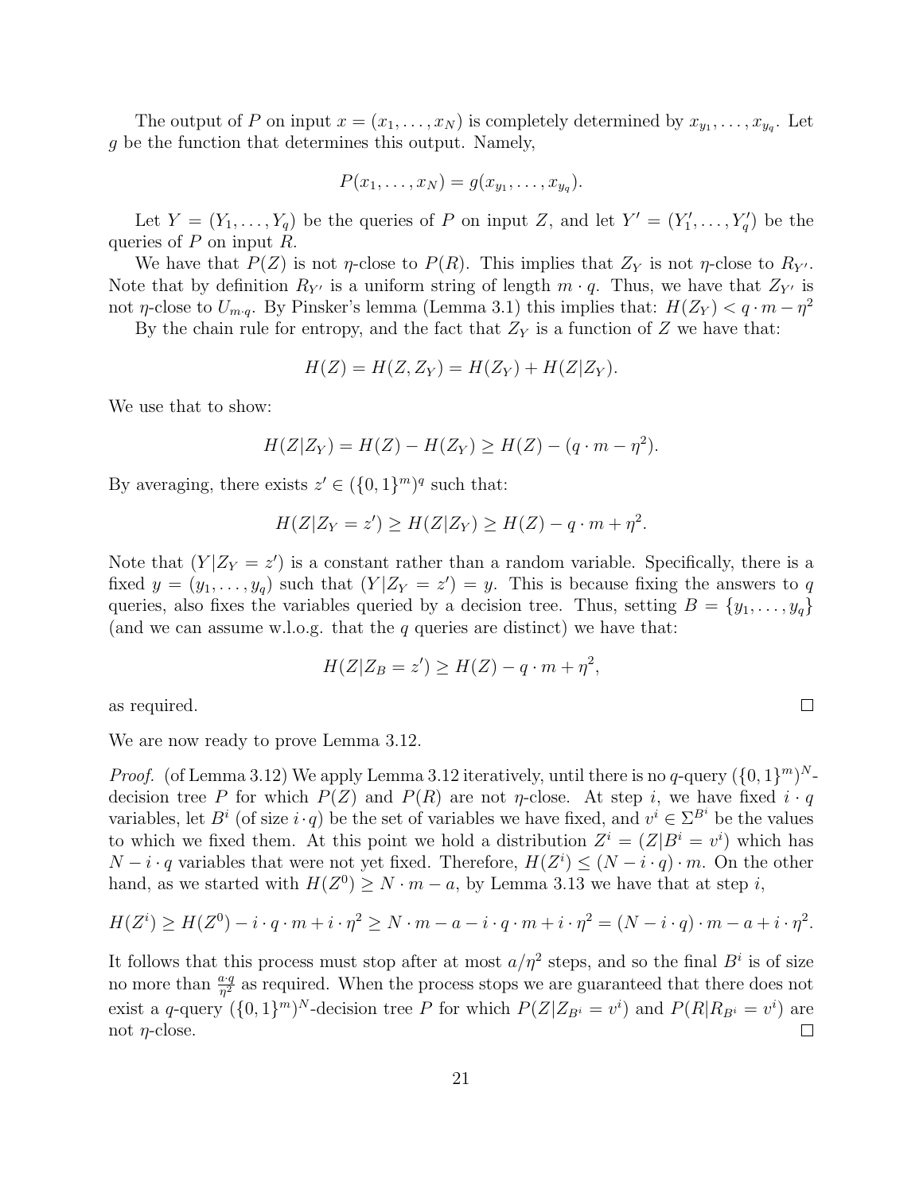The output of $P$ on input $x = (x_1, \ldots, x_N)$ is completely determined by $x_{y_1}, \ldots, x_{y_q}$. Let $g$ be the function that determines this output. Namely,

$$P(x_1, \ldots, x_N) = g(x_{y_1}, \ldots, x_{y_q}).$$

Let $Y = (Y_1, \ldots, Y_q)$ be the queries of $P$ on input $Z$, and let $Y' = (Y'_1, \ldots, Y'_q)$ be the queries of $P$ on input $R$.

We have that $P(Z)$ is not $\eta$-close to $P(R)$. This implies that $Z_Y$ is not $\eta$-close to $R_{Y'}$. Note that by definition $R_{Y'}$ is a uniform string of length $m \cdot q$. Thus, we have that $Z_{Y'}$ is not $\eta$-close to $U_{m \cdot q}$. By Pinsker's lemma (Lemma 3.1) this implies that: $H(Z_Y) < q \cdot m - \eta^2$

By the chain rule for entropy, and the fact that $Z_Y$ is a function of $Z$ we have that:

$$H(Z) = H(Z, Z_Y) = H(Z_Y) + H(Z|Z_Y).$$

We use that to show:

$$H(Z|Z_Y) = H(Z) - H(Z_Y) \geq H(Z) - (q \cdot m - \eta^2).$$

By averaging, there exists $z' \in (\{0,1\}^m)^q$ such that:

$$H(Z|Z_Y = z') \geq H(Z|Z_Y) \geq H(Z) - q \cdot m + \eta^2.$$

Note that $(Y|Z_Y = z')$ is a constant rather than a random variable. Specifically, there is a fixed $y = (y_1, \ldots, y_q)$ such that $(Y|Z_Y = z') = y$. This is because fixing the answers to $q$ queries, also fixes the variables queried by a decision tree. Thus, setting $B = \{y_1, \ldots, y_q\}$ (and we can assume w.l.o.g. that the $q$ queries are distinct) we have that:

$$H(Z|Z_B = z') \geq H(Z) - q \cdot m + \eta^2,$$

as required. □

We are now ready to prove Lemma 3.12.

*Proof.* (of Lemma 3.12) We apply Lemma 3.12 iteratively, until there is no $q$-query $(\{0,1\}^m)^N$-decision tree $P$ for which $P(Z)$ and $P(R)$ are not $\eta$-close. At step $i$, we have fixed $i \cdot q$ variables, let $B^i$ (of size $i \cdot q$) be the set of variables we have fixed, and $v^i \in \Sigma^{B^i}$ be the values to which we fixed them. At this point we hold a distribution $Z^i = (Z|B^i = v^i)$ which has $N - i \cdot q$ variables that were not yet fixed. Therefore, $H(Z^i) \leq (N - i \cdot q) \cdot m$. On the other hand, as we started with $H(Z^0) \geq N \cdot m - a$, by Lemma 3.13 we have that at step $i$,

$$H(Z^i) \geq H(Z^0) - i \cdot q \cdot m + i \cdot \eta^2 \geq N \cdot m - a - i \cdot q \cdot m + i \cdot \eta^2 = (N - i \cdot q) \cdot m - a + i \cdot \eta^2.$$

It follows that this process must stop after at most $a/\eta^2$ steps, and so the final $B^i$ is of size no more than $\frac{a \cdot q}{\eta^2}$ as required. When the process stops we are guaranteed that there does not exist a $q$-query $(\{0,1\}^m)^N$-decision tree $P$ for which $P(Z|Z_{B^i} = v^i)$ and $P(R|R_{B^i} = v^i)$ are not $\eta$-close. □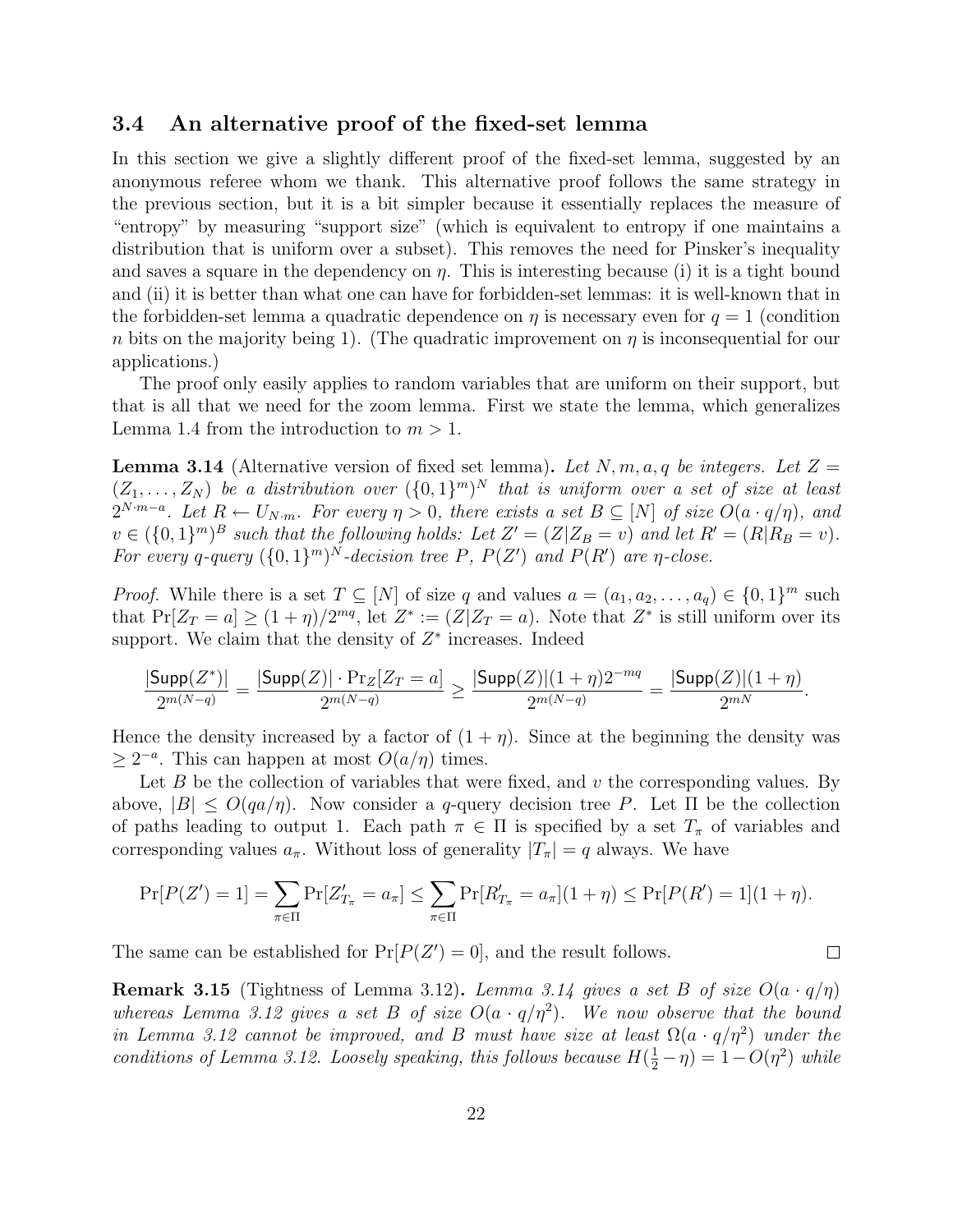### 3.4 An alternative proof of the fixed-set lemma

In this section we give a slightly different proof of the fixed-set lemma, suggested by an anonymous referee whom we thank. This alternative proof follows the same strategy in the previous section, but it is a bit simpler because it essentially replaces the measure of "entropy" by measuring "support size" (which is equivalent to entropy if one maintains a distribution that is uniform over a subset). This removes the need for Pinsker's inequality and saves a square in the dependency on $\eta$. This is interesting because (i) it is a tight bound and (ii) it is better than what one can have for forbidden-set lemmas: it is well-known that in the forbidden-set lemma a quadratic dependence on $\eta$ is necessary even for $q = 1$ (condition $n$ bits on the majority being 1). (The quadratic improvement on $\eta$ is inconsequential for our applications.)

The proof only easily applies to random variables that are uniform on their support, but that is all that we need for the zoom lemma. First we state the lemma, which generalizes Lemma 1.4 from the introduction to $m > 1$.

**Lemma 3.14** (Alternative version of fixed set lemma)**.** *Let $N, m, a, q$ be integers. Let $Z = (Z_1, \ldots, Z_N)$ be a distribution over $(\{0,1\}^m)^N$ that is uniform over a set of size at least $2^{N \cdot m - a}$. Let $R \leftarrow U_{N \cdot m}$. For every $\eta > 0$, there exists a set $B \subseteq [N]$ of size $O(a \cdot q/\eta)$, and $v \in (\{0,1\}^m)^B$ such that the following holds: Let $Z' = (Z|Z_B = v)$ and let $R' = (R|R_B = v)$. For every $q$-query $(\{0,1\}^m)^N$-decision tree $P$, $P(Z')$ and $P(R')$ are $\eta$-close.*

*Proof.* While there is a set $T \subseteq [N]$ of size $q$ and values $a = (a_1, a_2, \ldots, a_q) \in \{0,1\}^m$ such that $\Pr[Z_T = a] \geq (1+\eta)/2^{mq}$, let $Z^* := (Z|Z_T = a)$. Note that $Z^*$ is still uniform over its support. We claim that the density of $Z^*$ increases. Indeed

$$\frac{|\mathsf{Supp}(Z^*)|}{2^{m(N-q)}} = \frac{|\mathsf{Supp}(Z)| \cdot \Pr_Z[Z_T = a]}{2^{m(N-q)}} \geq \frac{|\mathsf{Supp}(Z)|(1+\eta)2^{-mq}}{2^{m(N-q)}} = \frac{|\mathsf{Supp}(Z)|(1+\eta)}{2^{mN}}.$$

Hence the density increased by a factor of $(1+\eta)$. Since at the beginning the density was $\geq 2^{-a}$. This can happen at most $O(a/\eta)$ times.

Let $B$ be the collection of variables that were fixed, and $v$ the corresponding values. By above, $|B| \leq O(qa/\eta)$. Now consider a $q$-query decision tree $P$. Let $\Pi$ be the collection of paths leading to output 1. Each path $\pi \in \Pi$ is specified by a set $T_\pi$ of variables and corresponding values $a_\pi$. Without loss of generality $|T_\pi| = q$ always. We have

$$\Pr[P(Z') = 1] = \sum_{\pi \in \Pi} \Pr[Z'_{T_\pi} = a_\pi] \leq \sum_{\pi \in \Pi} \Pr[R'_{T_\pi} = a_\pi](1+\eta) \leq \Pr[P(R') = 1](1+\eta).$$

The same can be established for $\Pr[P(Z') = 0]$, and the result follows. $\square$

**Remark 3.15** (Tightness of Lemma 3.12)**.** *Lemma 3.14 gives a set $B$ of size $O(a \cdot q/\eta)$ whereas Lemma 3.12 gives a set $B$ of size $O(a \cdot q/\eta^2)$. We now observe that the bound in Lemma 3.12 cannot be improved, and $B$ must have size at least $\Omega(a \cdot q/\eta^2)$ under the conditions of Lemma 3.12. Loosely speaking, this follows because $H(\frac{1}{2} - \eta) = 1 - O(\eta^2)$ while*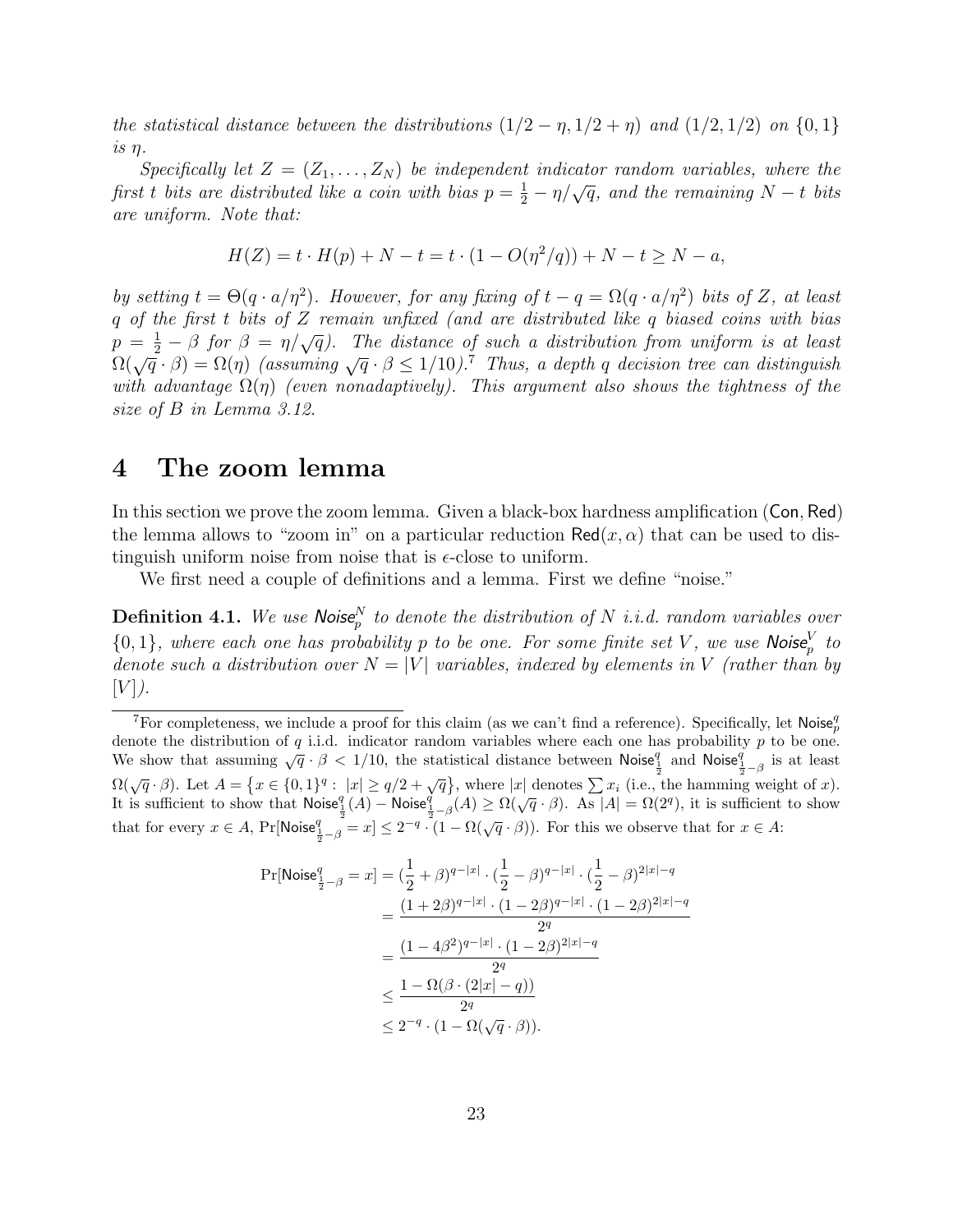*the statistical distance between the distributions $(1/2 - \eta, 1/2 + \eta)$ and $(1/2, 1/2)$ on $\{0,1\}$ is $\eta$.*

*Specifically let $Z = (Z_1, \dots, Z_N)$ be independent indicator random variables, where the first $t$ bits are distributed like a coin with bias $p = \frac{1}{2} - \eta/\sqrt{q}$, and the remaining $N - t$ bits are uniform. Note that:*

$$H(Z) = t \cdot H(p) + N - t = t \cdot (1 - O(\eta^2/q)) + N - t \geq N - a,$$

*by setting $t = \Theta(q \cdot a/\eta^2)$. However, for any fixing of $t - q = \Omega(q \cdot a/\eta^2)$ bits of $Z$, at least $q$ of the first $t$ bits of $Z$ remain unfixed (and are distributed like $q$ biased coins with bias $p = \frac{1}{2} - \beta$ for $\beta = \eta/\sqrt{q}$). The distance of such a distribution from uniform is at least $\Omega(\sqrt{q} \cdot \beta) = \Omega(\eta)$ (assuming $\sqrt{q} \cdot \beta \leq 1/10$).[7] Thus, a depth $q$ decision tree can distinguish with advantage $\Omega(\eta)$ (even nonadaptively). This argument also shows the tightness of the size of $B$ in Lemma 3.12.*

# 4 The zoom lemma

In this section we prove the zoom lemma. Given a black-box hardness amplification $(\mathsf{Con}, \mathsf{Red})$ the lemma allows to "zoom in" on a particular reduction $\mathsf{Red}(x, \alpha)$ that can be used to distinguish uniform noise from noise that is $\epsilon$-close to uniform.

We first need a couple of definitions and a lemma. First we define "noise."

**Definition 4.1.** *We use $\mathsf{Noise}_p^N$ to denote the distribution of $N$ i.i.d. random variables over $\{0,1\}$, where each one has probability $p$ to be one. For some finite set $V$, we use $\mathsf{Noise}_p^V$ to denote such a distribution over $N = |V|$ variables, indexed by elements in $V$ (rather than by $[V]$).*

[7] For completeness, we include a proof for this claim (as we can't find a reference). Specifically, let $\mathsf{Noise}_p^q$ denote the distribution of $q$ i.i.d. indicator random variables where each one has probability $p$ to be one. We show that assuming $\sqrt{q} \cdot \beta < 1/10$, the statistical distance between $\mathsf{Noise}_{\frac{1}{2}}^q$ and $\mathsf{Noise}_{\frac{1}{2}-\beta}^q$ is at least $\Omega(\sqrt{q} \cdot \beta)$. Let $A = \{x \in \{0,1\}^q : |x| \geq q/2 + \sqrt{q}\}$, where $|x|$ denotes $\sum x_i$ (i.e., the hamming weight of $x$). It is sufficient to show that $\mathsf{Noise}_{\frac{1}{2}}^q(A) - \mathsf{Noise}_{\frac{1}{2}-\beta}^q(A) \geq \Omega(\sqrt{q} \cdot \beta)$. As $|A| = \Omega(2^q)$, it is sufficient to show that for every $x \in A$, $\Pr[\mathsf{Noise}_{\frac{1}{2}-\beta}^q = x] \leq 2^{-q} \cdot (1 - \Omega(\sqrt{q} \cdot \beta))$. For this we observe that for $x \in A$:

$$\begin{aligned}
\Pr[\mathsf{Noise}_{\frac{1}{2}-\beta}^q = x] &= (\frac{1}{2} + \beta)^{q-|x|} \cdot (\frac{1}{2} - \beta)^{q-|x|} \cdot (\frac{1}{2} - \beta)^{2|x|-q} \\
&= \frac{(1 + 2\beta)^{q-|x|} \cdot (1 - 2\beta)^{q-|x|} \cdot (1 - 2\beta)^{2|x|-q}}{2^q} \\
&= \frac{(1 - 4\beta^2)^{q-|x|} \cdot (1 - 2\beta)^{2|x|-q}}{2^q} \\
&\leq \frac{1 - \Omega(\beta \cdot (2|x| - q))}{2^q} \\
&\leq 2^{-q} \cdot (1 - \Omega(\sqrt{q} \cdot \beta)).
\end{aligned}$$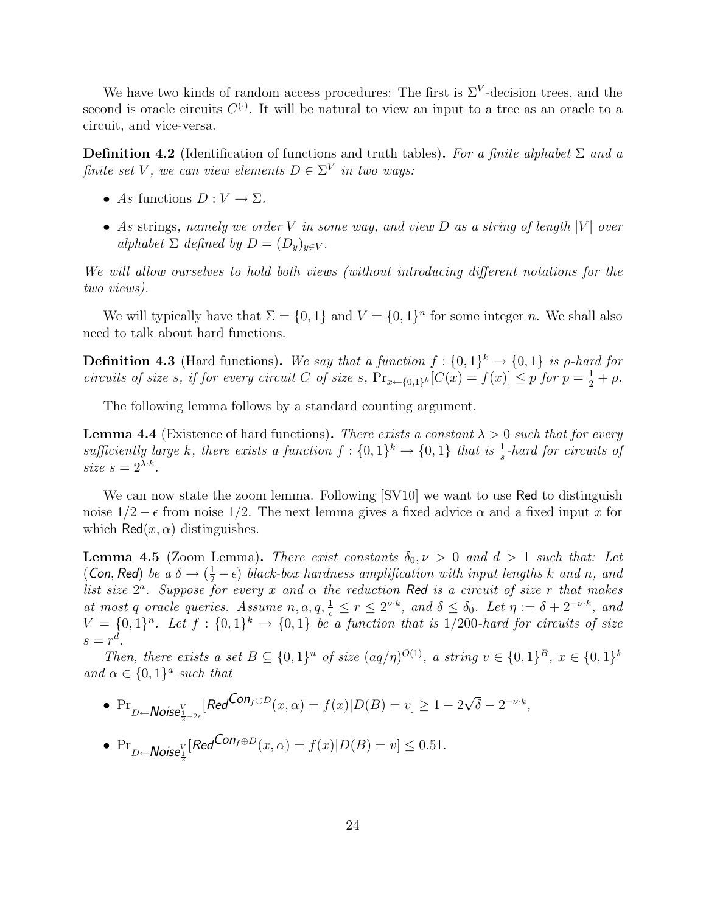We have two kinds of random access procedures: The first is $\Sigma^V$-decision trees, and the second is oracle circuits $C^{(\cdot)}$. It will be natural to view an input to a tree as an oracle to a circuit, and vice-versa.

**Definition 4.2** (Identification of functions and truth tables)**.** *For a finite alphabet $\Sigma$ and a finite set $V$, we can view elements $D \in \Sigma^V$ in two ways:*

- *As* functions $D : V \to \Sigma$.
- *As* strings*, namely we order $V$ in some way, and view $D$ as a string of length $|V|$ over alphabet $\Sigma$ defined by $D = (D_y)_{y \in V}$.*

*We will allow ourselves to hold both views (without introducing different notations for the two views).*

We will typically have that $\Sigma = \{0,1\}$ and $V = \{0,1\}^n$ for some integer $n$. We shall also need to talk about hard functions.

**Definition 4.3** (Hard functions)**.** *We say that a function $f : \{0,1\}^k \to \{0,1\}$ is $\rho$-hard for circuits of size $s$, if for every circuit $C$ of size $s$, $\Pr_{x \leftarrow \{0,1\}^k}[C(x) = f(x)] \le p$ for $p = \frac{1}{2} + \rho$.*

The following lemma follows by a standard counting argument.

**Lemma 4.4** (Existence of hard functions)**.** *There exists a constant $\lambda > 0$ such that for every sufficiently large $k$, there exists a function $f : \{0,1\}^k \to \{0,1\}$ that is $\frac{1}{s}$-hard for circuits of size $s = 2^{\lambda \cdot k}$.*

We can now state the zoom lemma. Following [SV10] we want to use $\mathsf{Red}$ to distinguish noise $1/2 - \epsilon$ from noise $1/2$. The next lemma gives a fixed advice $\alpha$ and a fixed input $x$ for which $\mathsf{Red}(x, \alpha)$ distinguishes.

**Lemma 4.5** (Zoom Lemma)**.** *There exist constants $\delta_0, \nu > 0$ and $d > 1$ such that: Let $(\mathsf{Con}, \mathsf{Red})$ be a $\delta \to (\frac{1}{2} - \epsilon)$ black-box hardness amplification with input lengths $k$ and $n$, and list size $2^a$. Suppose for every $x$ and $\alpha$ the reduction $\mathsf{Red}$ is a circuit of size $r$ that makes at most $q$ oracle queries. Assume $n, a, q, \frac{1}{\epsilon} \le r \le 2^{\nu \cdot k}$, and $\delta \le \delta_0$. Let $\eta := \delta + 2^{-\nu \cdot k}$, and $V = \{0,1\}^n$. Let $f : \{0,1\}^k \to \{0,1\}$ be a function that is $1/200$-hard for circuits of size $s = r^d$.*

*Then, there exists a set $B \subseteq \{0,1\}^n$ of size $(aq/\eta)^{O(1)}$, a string $v \in \{0,1\}^B$, $x \in \{0,1\}^k$ and $\alpha \in \{0,1\}^a$ such that*

- $\Pr_{D \leftarrow \mathsf{Noise}^V_{\frac{1}{2}-2\epsilon}}[\mathsf{Red}^{\mathsf{Con}_{f \oplus D}}(x, \alpha) = f(x) | D(B) = v] \ge 1 - 2\sqrt{\delta} - 2^{-\nu \cdot k}$,
- $\Pr_{D \leftarrow \mathsf{Noise}^V_{\frac{1}{2}}}[\mathsf{Red}^{\mathsf{Con}_{f \oplus D}}(x, \alpha) = f(x) | D(B) = v] \le 0.51$.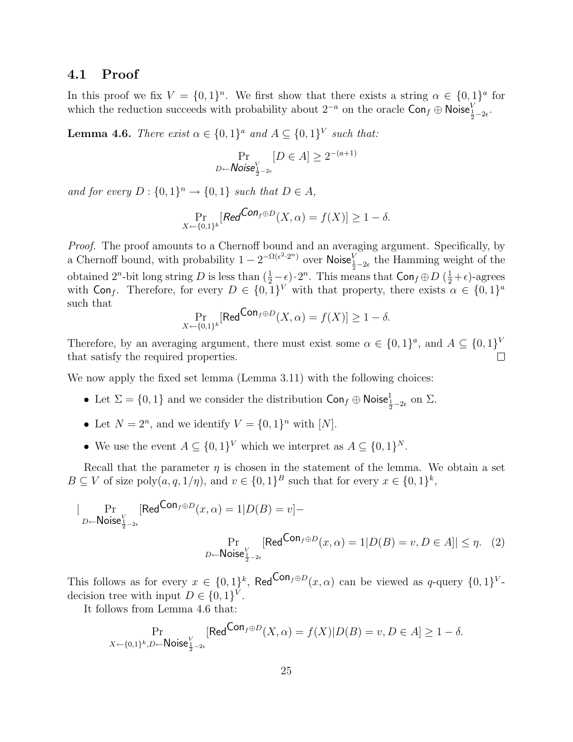## 4.1 Proof

In this proof we fix $V = \{0,1\}^n$. We first show that there exists a string $\alpha \in \{0,1\}^a$ for which the reduction succeeds with probability about $2^{-a}$ on the oracle $\mathsf{Con}_f \oplus \mathsf{Noise}^V_{\frac{1}{2}-2\epsilon}$.

**Lemma 4.6.** *There exist $\alpha \in \{0,1\}^a$ and $A \subseteq \{0,1\}^V$ such that:*

$$\Pr_{D \leftarrow \mathsf{Noise}^V_{\frac{1}{2}-2\epsilon}}[D \in A] \geq 2^{-(a+1)}$$

*and for every $D : \{0,1\}^n \to \{0,1\}$ such that $D \in A$,*

$$\Pr_{X \leftarrow \{0,1\}^k}[\mathsf{Red}^{\mathsf{Con}_f \oplus D}(X, \alpha) = f(X)] \geq 1 - \delta.$$

*Proof.* The proof amounts to a Chernoff bound and an averaging argument. Specifically, by a Chernoff bound, with probability $1 - 2^{-\Omega(\epsilon^2 \cdot 2^n)}$ over $\mathsf{Noise}^V_{\frac{1}{2}-2\epsilon}$ the Hamming weight of the obtained $2^n$-bit long string $D$ is less than $(\frac{1}{2} - \epsilon) \cdot 2^n$. This means that $\mathsf{Con}_f \oplus D$ $(\frac{1}{2} + \epsilon)$-agrees with $\mathsf{Con}_f$. Therefore, for every $D \in \{0,1\}^V$ with that property, there exists $\alpha \in \{0,1\}^a$ such that

$$\Pr_{X \leftarrow \{0,1\}^k}[\mathsf{Red}^{\mathsf{Con}_f \oplus D}(X, \alpha) = f(X)] \geq 1 - \delta.$$

Therefore, by an averaging argument, there must exist some $\alpha \in \{0,1\}^a$, and $A \subseteq \{0,1\}^V$ that satisfy the required properties. $\square$

We now apply the fixed set lemma (Lemma 3.11) with the following choices:

- Let $\Sigma = \{0,1\}$ and we consider the distribution $\mathsf{Con}_f \oplus \mathsf{Noise}^1_{\frac{1}{2}-2\epsilon}$ on $\Sigma$.
- Let $N = 2^n$, and we identify $V = \{0,1\}^n$ with $[N]$.
- We use the event $A \subseteq \{0,1\}^V$ which we interpret as $A \subseteq \{0,1\}^N$.

Recall that the parameter $\eta$ is chosen in the statement of the lemma. We obtain a set $B \subseteq V$ of size $\mathrm{poly}(a, q, 1/\eta)$, and $v \in \{0,1\}^B$ such that for every $x \in \{0,1\}^k$,

$$\Big| \Pr_{D \leftarrow \mathsf{Noise}^V_{\frac{1}{2}-2\epsilon}}[\mathsf{Red}^{\mathsf{Con}_f \oplus D}(x, \alpha) = 1 | D(B) = v] - \Pr_{D \leftarrow \mathsf{Noise}^V_{\frac{1}{2}-2\epsilon}}[\mathsf{Red}^{\mathsf{Con}_f \oplus D}(x, \alpha) = 1 | D(B) = v, D \in A] \Big| \leq \eta. \quad (2)$$

This follows as for every $x \in \{0,1\}^k$, $\mathsf{Red}^{\mathsf{Con}_f \oplus D}(x, \alpha)$ can be viewed as $q$-query $\{0,1\}^V$-decision tree with input $D \in \{0,1\}^V$.

It follows from Lemma 4.6 that:

$$\Pr_{X \leftarrow \{0,1\}^k, D \leftarrow \mathsf{Noise}^V_{\frac{1}{2}-2\epsilon}}[\mathsf{Red}^{\mathsf{Con}_f \oplus D}(X, \alpha) = f(X) | D(B) = v, D \in A] \geq 1 - \delta.$$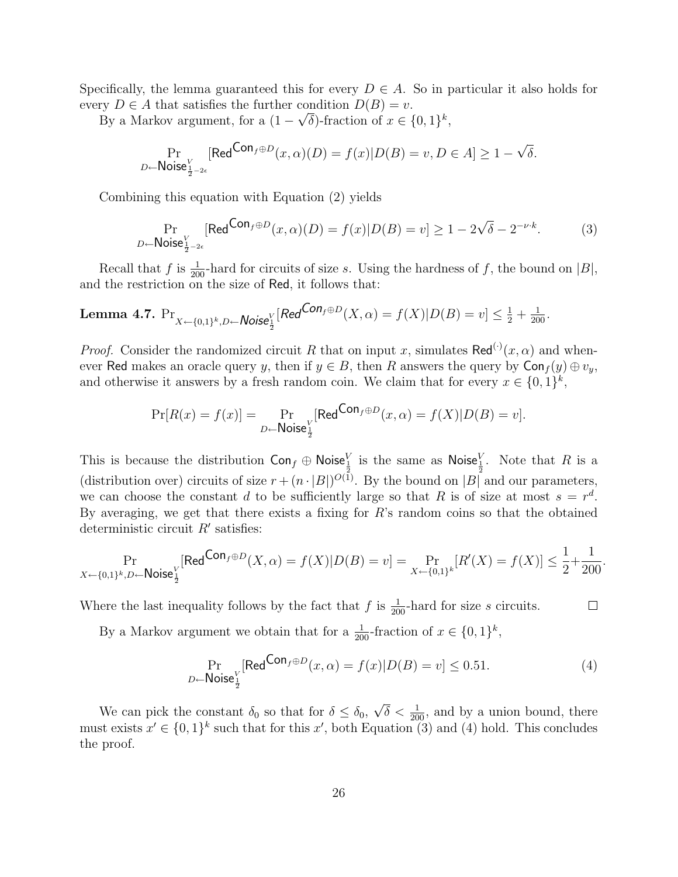Specifically, the lemma guaranteed this for every $D \in A$. So in particular it also holds for every $D \in A$ that satisfies the further condition $D(B) = v$.

By a Markov argument, for a $(1 - \sqrt{\delta})$-fraction of $x \in \{0,1\}^k$,

$$\Pr_{D \leftarrow \mathsf{Noise}^V_{\frac{1}{2}-2\epsilon}}[\mathsf{Red}^{\mathsf{Con}_f \oplus D}(x, \alpha)(D) = f(x) | D(B) = v, D \in A] \geq 1 - \sqrt{\delta}.$$

Combining this equation with Equation (2) yields

$$\Pr_{D \leftarrow \mathsf{Noise}^V_{\frac{1}{2}-2\epsilon}}[\mathsf{Red}^{\mathsf{Con}_f \oplus D}(x, \alpha)(D) = f(x) | D(B) = v] \geq 1 - 2\sqrt{\delta} - 2^{-\nu \cdot k}. \tag{3}$$

Recall that $f$ is $\frac{1}{200}$-hard for circuits of size $s$. Using the hardness of $f$, the bound on $|B|$, and the restriction on the size of $\mathsf{Red}$, it follows that:

**Lemma 4.7.** $\Pr_{X \leftarrow \{0,1\}^k, D \leftarrow \mathsf{Noise}^V_{\frac{1}{2}}}[\mathsf{Red}^{\mathsf{Con}_f \oplus D}(X, \alpha) = f(X) | D(B) = v] \leq \frac{1}{2} + \frac{1}{200}$.

*Proof.* Consider the randomized circuit $R$ that on input $x$, simulates $\mathsf{Red}^{(\cdot)}(x, \alpha)$ and whenever $\mathsf{Red}$ makes an oracle query $y$, then if $y \in B$, then $R$ answers the query by $\mathsf{Con}_f(y) \oplus v_y$, and otherwise it answers by a fresh random coin. We claim that for every $x \in \{0,1\}^k$,

$$\Pr[R(x) = f(x)] = \Pr_{D \leftarrow \mathsf{Noise}^V_{\frac{1}{2}}}[\mathsf{Red}^{\mathsf{Con}_f \oplus D}(x, \alpha) = f(X) | D(B) = v].$$

This is because the distribution $\mathsf{Con}_f \oplus \mathsf{Noise}^V_{\frac{1}{2}}$ is the same as $\mathsf{Noise}^V_{\frac{1}{2}}$. Note that $R$ is a (distribution over) circuits of size $r + (n \cdot |B|)^{O(1)}$. By the bound on $|B|$ and our parameters, we can choose the constant $d$ to be sufficiently large so that $R$ is of size at most $s = r^d$. By averaging, we get that there exists a fixing for $R$'s random coins so that the obtained deterministic circuit $R'$ satisfies:

$$\Pr_{X \leftarrow \{0,1\}^k, D \leftarrow \mathsf{Noise}^V_{\frac{1}{2}}}[\mathsf{Red}^{\mathsf{Con}_f \oplus D}(X, \alpha) = f(X) | D(B) = v] = \Pr_{X \leftarrow \{0,1\}^k}[R'(X) = f(X)] \leq \frac{1}{2} + \frac{1}{200}.$$

Where the last inequality follows by the fact that $f$ is $\frac{1}{200}$-hard for size $s$ circuits. $\square$

By a Markov argument we obtain that for a $\frac{1}{200}$-fraction of $x \in \{0,1\}^k$,

$$\Pr_{D \leftarrow \mathsf{Noise}^V_{\frac{1}{2}}}[\mathsf{Red}^{\mathsf{Con}_f \oplus D}(x, \alpha) = f(x) | D(B) = v] \leq 0.51. \tag{4}$$

We can pick the constant $\delta_0$ so that for $\delta \leq \delta_0$, $\sqrt{\delta} < \frac{1}{200}$, and by a union bound, there must exists $x' \in \{0,1\}^k$ such that for this $x'$, both Equation (3) and (4) hold. This concludes the proof.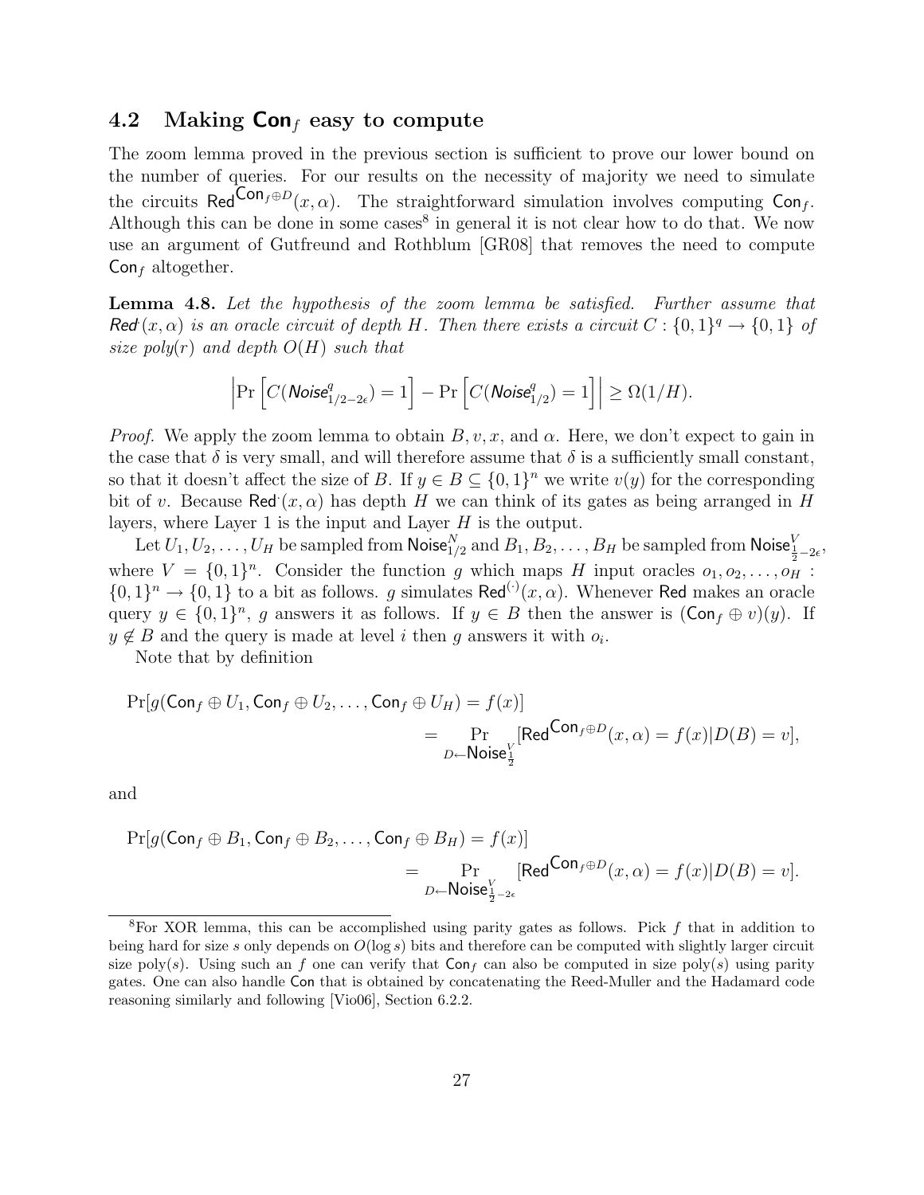## 4.2 Making $\mathsf{Con}_f$ easy to compute

The zoom lemma proved in the previous section is sufficient to prove our lower bound on the number of queries. For our results on the necessity of majority we need to simulate the circuits $\mathsf{Red}^{\mathsf{Con}_f \oplus D}(x, \alpha)$. The straightforward simulation involves computing $\mathsf{Con}_f$. Although this can be done in some cases[8] in general it is not clear how to do that. We now use an argument of Gutfreund and Rothblum [GR08] that removes the need to compute $\mathsf{Con}_f$ altogether.

**Lemma 4.8.** *Let the hypothesis of the zoom lemma be satisfied. Further assume that $\mathsf{Red}^{\cdot}(x, \alpha)$ is an oracle circuit of depth $H$. Then there exists a circuit $C : \{0,1\}^q \to \{0,1\}$ of size poly$(r)$ and depth $O(H)$ such that*

$$\left| \Pr\left[ C(\mathsf{Noise}^q_{1/2 - 2\epsilon}) = 1 \right] - \Pr\left[ C(\mathsf{Noise}^q_{1/2}) = 1 \right] \right| \geq \Omega(1/H).$$

*Proof.* We apply the zoom lemma to obtain $B, v, x$, and $\alpha$. Here, we don't expect to gain in the case that $\delta$ is very small, and will therefore assume that $\delta$ is a sufficiently small constant, so that it doesn't affect the size of $B$. If $y \in B \subseteq \{0,1\}^n$ we write $v(y)$ for the corresponding bit of $v$. Because $\mathsf{Red}^{\cdot}(x, \alpha)$ has depth $H$ we can think of its gates as being arranged in $H$ layers, where Layer 1 is the input and Layer $H$ is the output.

Let $U_1, U_2, \ldots, U_H$ be sampled from $\mathsf{Noise}^N_{1/2}$ and $B_1, B_2, \ldots, B_H$ be sampled from $\mathsf{Noise}^V_{\frac{1}{2} - 2\epsilon}$, where $V = \{0,1\}^n$. Consider the function $g$ which maps $H$ input oracles $o_1, o_2, \ldots, o_H : \{0,1\}^n \to \{0,1\}$ to a bit as follows. $g$ simulates $\mathsf{Red}^{(\cdot)}(x, \alpha)$. Whenever $\mathsf{Red}$ makes an oracle query $y \in \{0,1\}^n$, $g$ answers it as follows. If $y \in B$ then the answer is $(\mathsf{Con}_f \oplus v)(y)$. If $y \notin B$ and the query is made at level $i$ then $g$ answers it with $o_i$.

Note that by definition

$$\Pr[g(\mathsf{Con}_f \oplus U_1, \mathsf{Con}_f \oplus U_2, \ldots, \mathsf{Con}_f \oplus U_H) = f(x)] = \Pr_{D \leftarrow \mathsf{Noise}^V_{\frac{1}{2}}}[\mathsf{Red}^{\mathsf{Con}_f \oplus D}(x, \alpha) = f(x) | D(B) = v],$$

and

$$\Pr[g(\mathsf{Con}_f \oplus B_1, \mathsf{Con}_f \oplus B_2, \ldots, \mathsf{Con}_f \oplus B_H) = f(x)] = \Pr_{D \leftarrow \mathsf{Noise}^V_{\frac{1}{2} - 2\epsilon}}[\mathsf{Red}^{\mathsf{Con}_f \oplus D}(x, \alpha) = f(x) | D(B) = v].$$

[8] For XOR lemma, this can be accomplished using parity gates as follows. Pick $f$ that in addition to being hard for size $s$ only depends on $O(\log s)$ bits and therefore can be computed with slightly larger circuit size poly$(s)$. Using such an $f$ one can verify that $\mathsf{Con}_f$ can also be computed in size poly$(s)$ using parity gates. One can also handle $\mathsf{Con}$ that is obtained by concatenating the Reed-Muller and the Hadamard code reasoning similarly and following [Vio06], Section 6.2.2.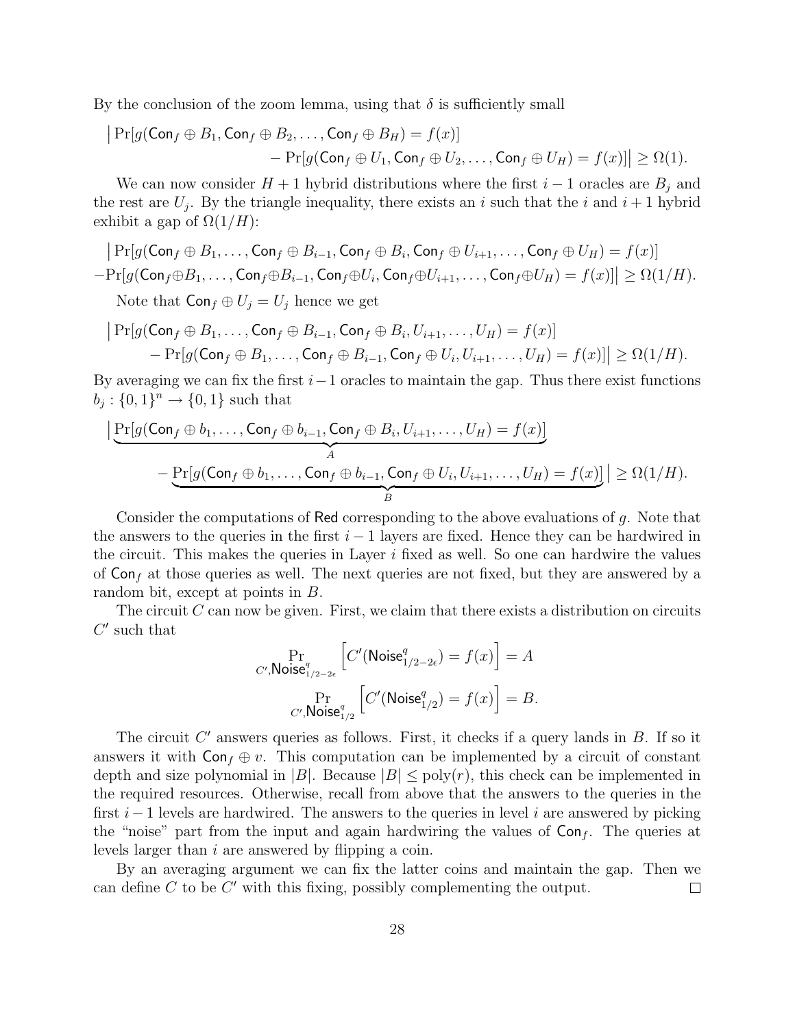By the conclusion of the zoom lemma, using that $\delta$ is sufficiently small

$$\big|\Pr[g(\mathsf{Con}_f \oplus B_1, \mathsf{Con}_f \oplus B_2, \ldots, \mathsf{Con}_f \oplus B_H) = f(x)] \\ - \Pr[g(\mathsf{Con}_f \oplus U_1, \mathsf{Con}_f \oplus U_2, \ldots, \mathsf{Con}_f \oplus U_H) = f(x)]\big| \geq \Omega(1).$$

We can now consider $H+1$ hybrid distributions where the first $i-1$ oracles are $B_j$ and the rest are $U_j$. By the triangle inequality, there exists an $i$ such that the $i$ and $i+1$ hybrid exhibit a gap of $\Omega(1/H)$:

$$\big|\Pr[g(\mathsf{Con}_f \oplus B_1, \ldots, \mathsf{Con}_f \oplus B_{i-1}, \mathsf{Con}_f \oplus B_i, \mathsf{Con}_f \oplus U_{i+1}, \ldots, \mathsf{Con}_f \oplus U_H) = f(x)] \\ -\Pr[g(\mathsf{Con}_f \oplus B_1, \ldots, \mathsf{Con}_f \oplus B_{i-1}, \mathsf{Con}_f \oplus U_i, \mathsf{Con}_f \oplus U_{i+1}, \ldots, \mathsf{Con}_f \oplus U_H) = f(x)]\big| \geq \Omega(1/H).$$

Note that $\mathsf{Con}_f \oplus U_j = U_j$ hence we get

$$\big|\Pr[g(\mathsf{Con}_f \oplus B_1, \ldots, \mathsf{Con}_f \oplus B_{i-1}, \mathsf{Con}_f \oplus B_i, U_{i+1}, \ldots, U_H) = f(x)] \\ - \Pr[g(\mathsf{Con}_f \oplus B_1, \ldots, \mathsf{Con}_f \oplus B_{i-1}, \mathsf{Con}_f \oplus U_i, U_{i+1}, \ldots, U_H) = f(x)]\big| \geq \Omega(1/H).$$

By averaging we can fix the first $i-1$ oracles to maintain the gap. Thus there exist functions $b_j : \{0,1\}^n \to \{0,1\}$ such that

$$\big|\underbrace{\Pr[g(\mathsf{Con}_f \oplus b_1, \ldots, \mathsf{Con}_f \oplus b_{i-1}, \mathsf{Con}_f \oplus B_i, U_{i+1}, \ldots, U_H) = f(x)]}_{A} \\ - \underbrace{\Pr[g(\mathsf{Con}_f \oplus b_1, \ldots, \mathsf{Con}_f \oplus b_{i-1}, \mathsf{Con}_f \oplus U_i, U_{i+1}, \ldots, U_H) = f(x)]}_{B}\big| \geq \Omega(1/H).$$

Consider the computations of $\mathsf{Red}$ corresponding to the above evaluations of $g$. Note that the answers to the queries in the first $i-1$ layers are fixed. Hence they can be hardwired in the circuit. This makes the queries in Layer $i$ fixed as well. So one can hardwire the values of $\mathsf{Con}_f$ at those queries as well. The next queries are not fixed, but they are answered by a random bit, except at points in $B$.

The circuit $C$ can now be given. First, we claim that there exists a distribution on circuits $C'$ such that

$$\Pr_{C', \mathsf{Noise}^q_{1/2-2\epsilon}}\left[C'(\mathsf{Noise}^q_{1/2-2\epsilon}) = f(x)\right] = A$$

$$\Pr_{C', \mathsf{Noise}^q_{1/2}}\left[C'(\mathsf{Noise}^q_{1/2}) = f(x)\right] = B.$$

The circuit $C'$ answers queries as follows. First, it checks if a query lands in $B$. If so it answers it with $\mathsf{Con}_f \oplus v$. This computation can be implemented by a circuit of constant depth and size polynomial in $|B|$. Because $|B| \leq \mathrm{poly}(r)$, this check can be implemented in the required resources. Otherwise, recall from above that the answers to the queries in the first $i-1$ levels are hardwired. The answers to the queries in level $i$ are answered by picking the "noise" part from the input and again hardwiring the values of $\mathsf{Con}_f$. The queries at levels larger than $i$ are answered by flipping a coin.

By an averaging argument we can fix the latter coins and maintain the gap. Then we can define $C$ to be $C'$ with this fixing, possibly complementing the output. $\square$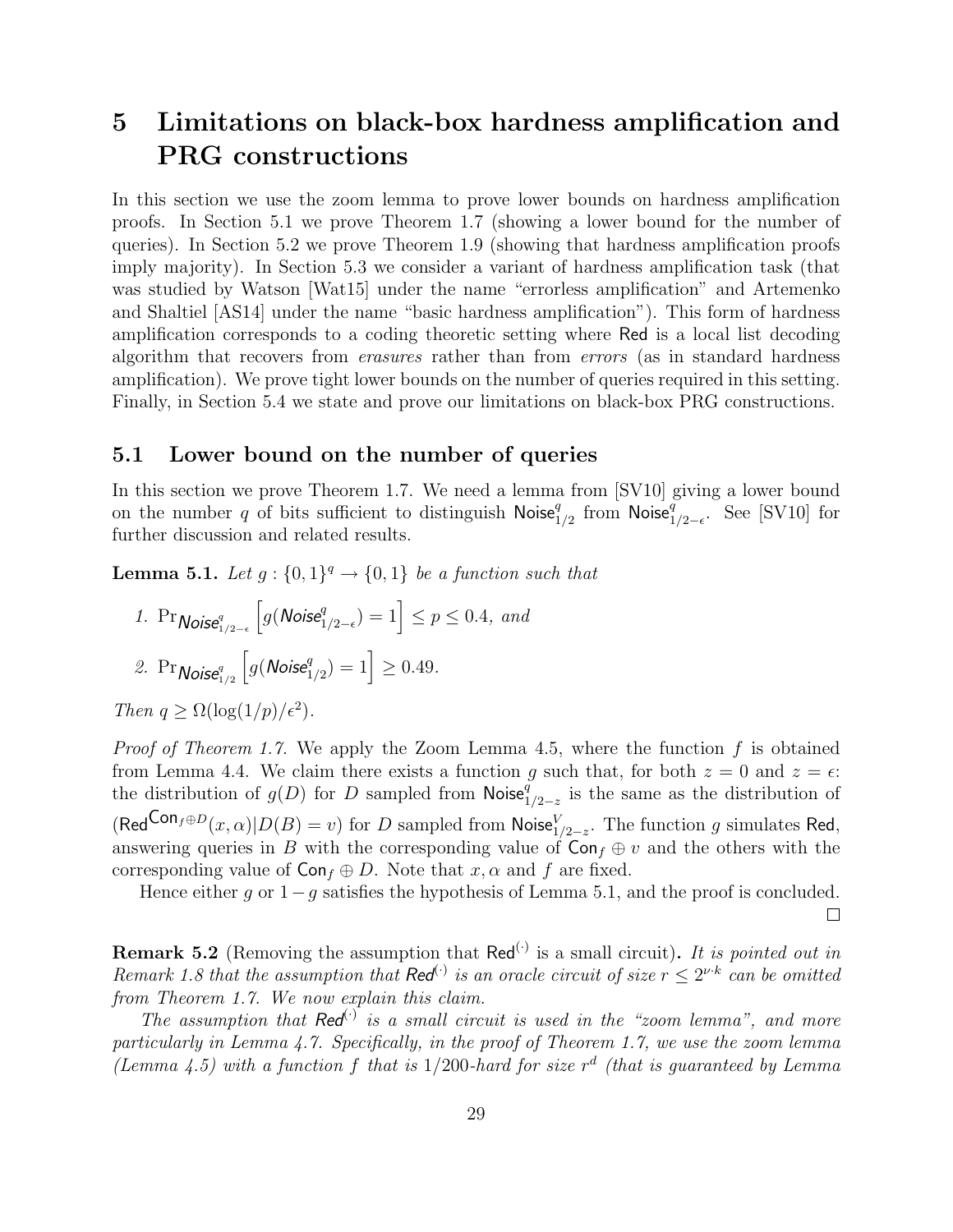# 5 Limitations on black-box hardness amplification and PRG constructions

In this section we use the zoom lemma to prove lower bounds on hardness amplification proofs. In Section 5.1 we prove Theorem 1.7 (showing a lower bound for the number of queries). In Section 5.2 we prove Theorem 1.9 (showing that hardness amplification proofs imply majority). In Section 5.3 we consider a variant of hardness amplification task (that was studied by Watson [Wat15] under the name "errorless amplification" and Artemenko and Shaltiel [AS14] under the name "basic hardness amplification"). This form of hardness amplification corresponds to a coding theoretic setting where $\mathsf{Red}$ is a local list decoding algorithm that recovers from *erasures* rather than from *errors* (as in standard hardness amplification). We prove tight lower bounds on the number of queries required in this setting. Finally, in Section 5.4 we state and prove our limitations on black-box PRG constructions.

## 5.1 Lower bound on the number of queries

In this section we prove Theorem 1.7. We need a lemma from [SV10] giving a lower bound on the number $q$ of bits sufficient to distinguish $\mathsf{Noise}^q_{1/2}$ from $\mathsf{Noise}^q_{1/2-\epsilon}$. See [SV10] for further discussion and related results.

**Lemma 5.1.** *Let $g : \{0,1\}^q \to \{0,1\}$ be a function such that*

1. $\Pr_{\mathsf{Noise}^q_{1/2-\epsilon}}\left[g(\mathsf{Noise}^q_{1/2-\epsilon}) = 1\right] \leq p \leq 0.4$*, and*
2. $\Pr_{\mathsf{Noise}^q_{1/2}}\left[g(\mathsf{Noise}^q_{1/2}) = 1\right] \geq 0.49$.

*Then $q \geq \Omega(\log(1/p)/\epsilon^2)$.*

*Proof of Theorem 1.7.* We apply the Zoom Lemma 4.5, where the function $f$ is obtained from Lemma 4.4. We claim there exists a function $g$ such that, for both $z = 0$ and $z = \epsilon$: the distribution of $g(D)$ for $D$ sampled from $\mathsf{Noise}^q_{1/2-z}$ is the same as the distribution of $(\mathsf{Red}^{\mathsf{Con}_f \oplus D}(x,\alpha) | D(B) = v)$ for $D$ sampled from $\mathsf{Noise}^V_{1/2-z}$. The function $g$ simulates $\mathsf{Red}$, answering queries in $B$ with the corresponding value of $\mathsf{Con}_f \oplus v$ and the others with the corresponding value of $\mathsf{Con}_f \oplus D$. Note that $x, \alpha$ and $f$ are fixed.

Hence either $g$ or $1-g$ satisfies the hypothesis of Lemma 5.1, and the proof is concluded. □

**Remark 5.2** (Removing the assumption that $\mathsf{Red}^{(\cdot)}$ is a small circuit)**.** *It is pointed out in Remark 1.8 that the assumption that $\mathsf{Red}^{(\cdot)}$ is an oracle circuit of size $r \leq 2^{\nu \cdot k}$ can be omitted from Theorem 1.7. We now explain this claim.*

*The assumption that $\mathsf{Red}^{(\cdot)}$ is a small circuit is used in the "zoom lemma", and more particularly in Lemma 4.7. Specifically, in the proof of Theorem 1.7, we use the zoom lemma (Lemma 4.5) with a function $f$ that is $1/200$-hard for size $r^d$ (that is guaranteed by Lemma*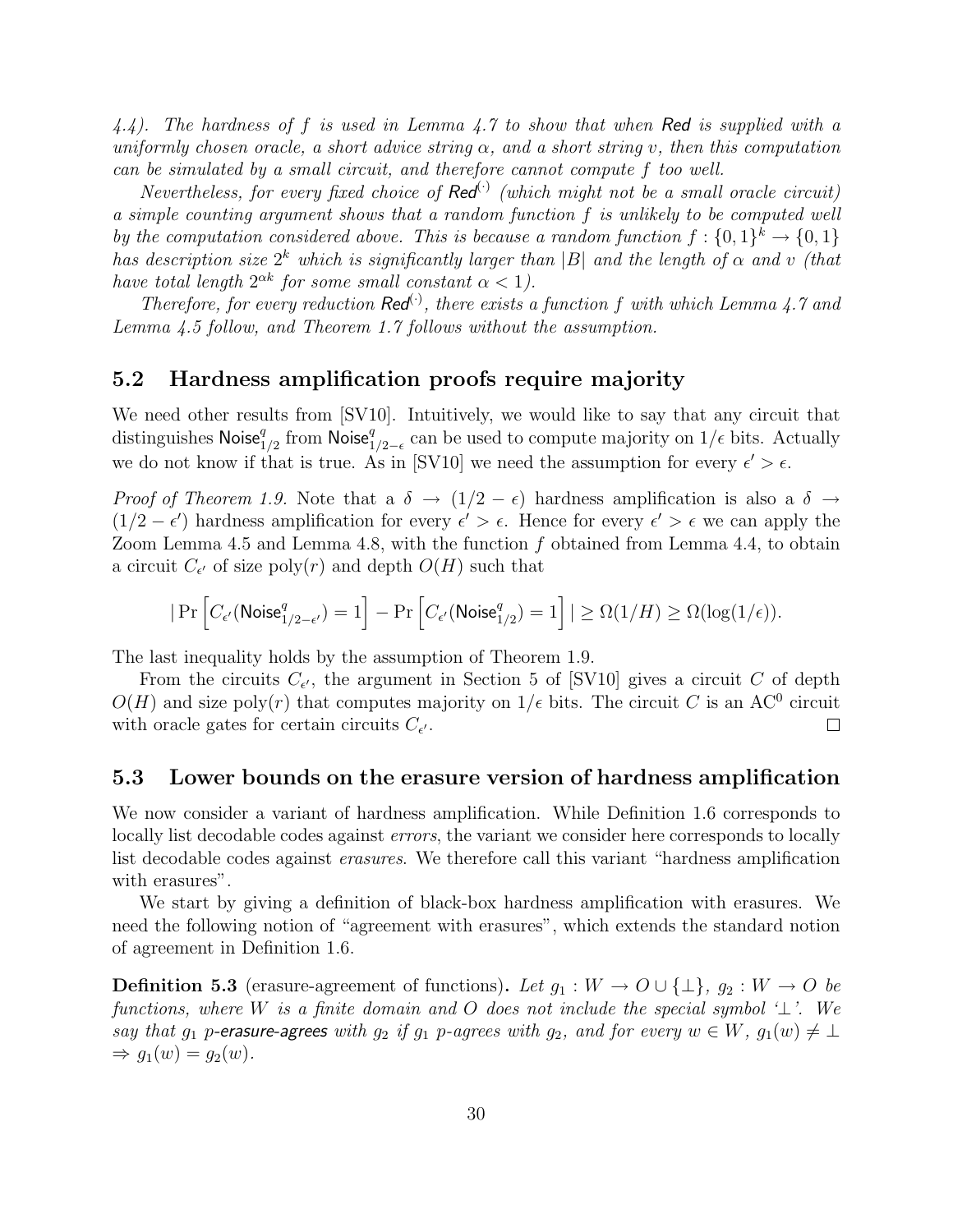*4.4). The hardness of $f$ is used in Lemma 4.7 to show that when* ***Red*** *is supplied with a uniformly chosen oracle, a short advice string $\alpha$, and a short string $v$, then this computation can be simulated by a small circuit, and therefore cannot compute $f$ too well.*

*Nevertheless, for every fixed choice of $\mathsf{Red}^{(\cdot)}$ (which might not be a small oracle circuit) a simple counting argument shows that a random function $f$ is unlikely to be computed well by the computation considered above. This is because a random function $f : \{0,1\}^k \to \{0,1\}$ has description size $2^k$ which is significantly larger than $|B|$ and the length of $\alpha$ and $v$ (that have total length $2^{\alpha k}$ for some small constant $\alpha < 1$).*

*Therefore, for every reduction $\mathsf{Red}^{(\cdot)}$, there exists a function $f$ with which Lemma 4.7 and Lemma 4.5 follow, and Theorem 1.7 follows without the assumption.*

## 5.2 Hardness amplification proofs require majority

We need other results from [SV10]. Intuitively, we would like to say that any circuit that distinguishes $\mathsf{Noise}^q_{1/2}$ from $\mathsf{Noise}^q_{1/2-\epsilon}$ can be used to compute majority on $1/\epsilon$ bits. Actually we do not know if that is true. As in [SV10] we need the assumption for every $\epsilon' > \epsilon$.

*Proof of Theorem 1.9.* Note that a $\delta \to (1/2 - \epsilon)$ hardness amplification is also a $\delta \to (1/2 - \epsilon')$ hardness amplification for every $\epsilon' > \epsilon$. Hence for every $\epsilon' > \epsilon$ we can apply the Zoom Lemma 4.5 and Lemma 4.8, with the function $f$ obtained from Lemma 4.4, to obtain a circuit $C_{\epsilon'}$ of size $\mathrm{poly}(r)$ and depth $O(H)$ such that

$$|\Pr\left[C_{\epsilon'}(\mathsf{Noise}^q_{1/2-\epsilon'}) = 1\right] - \Pr\left[C_{\epsilon'}(\mathsf{Noise}^q_{1/2}) = 1\right]| \geq \Omega(1/H) \geq \Omega(\log(1/\epsilon)).$$

The last inequality holds by the assumption of Theorem 1.9.

From the circuits $C_{\epsilon'}$, the argument in Section 5 of [SV10] gives a circuit $C$ of depth $O(H)$ and size $\mathrm{poly}(r)$ that computes majority on $1/\epsilon$ bits. The circuit $C$ is an $\mathrm{AC}^0$ circuit with oracle gates for certain circuits $C_{\epsilon'}$. □

## 5.3 Lower bounds on the erasure version of hardness amplification

We now consider a variant of hardness amplification. While Definition 1.6 corresponds to locally list decodable codes against *errors*, the variant we consider here corresponds to locally list decodable codes against *erasures*. We therefore call this variant "hardness amplification with erasures".

We start by giving a definition of black-box hardness amplification with erasures. We need the following notion of "agreement with erasures", which extends the standard notion of agreement in Definition 1.6.

**Definition 5.3** (erasure-agreement of functions)**.** *Let $g_1 : W \to O \cup \{\bot\}$, $g_2 : W \to O$ be functions, where $W$ is a finite domain and $O$ does not include the special symbol '$\bot$'. We say that $g_1$ $p$-**erasure-agrees** with $g_2$ if $g_1$ $p$-agrees with $g_2$, and for every $w \in W$, $g_1(w) \neq \bot \Rightarrow g_1(w) = g_2(w)$.*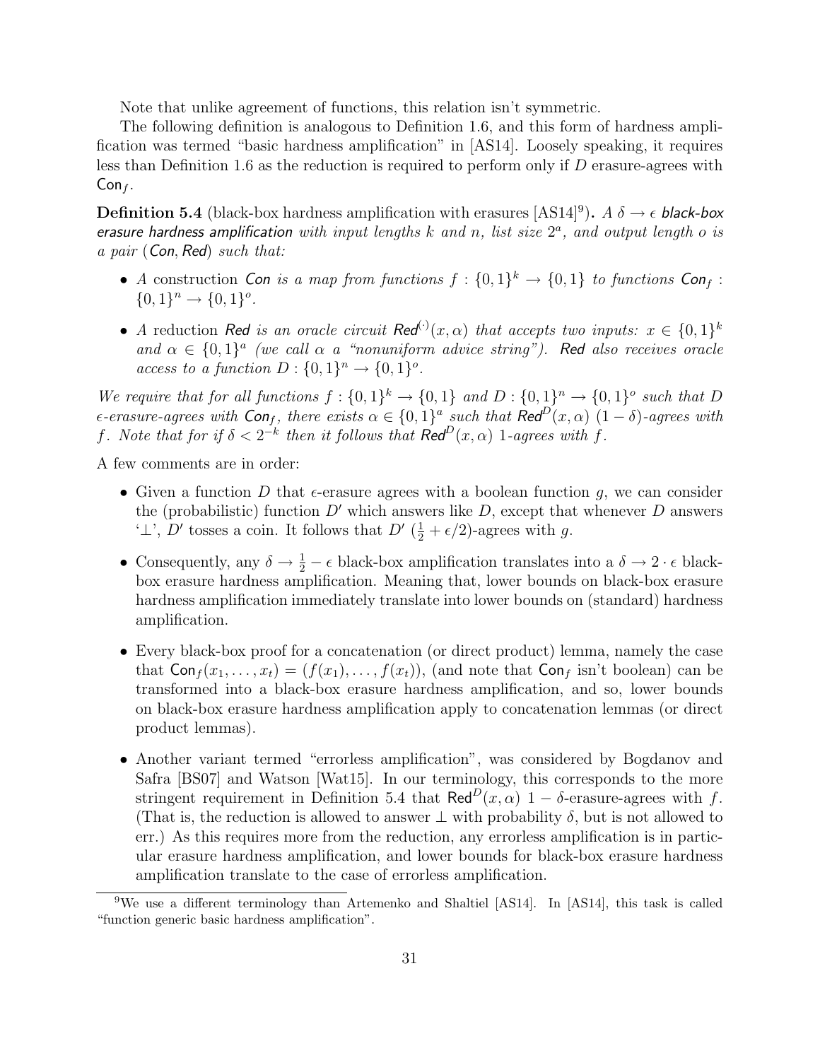Note that unlike agreement of functions, this relation isn't symmetric.

The following definition is analogous to Definition 1.6, and this form of hardness amplification was termed "basic hardness amplification" in [AS14]. Loosely speaking, it requires less than Definition 1.6 as the reduction is required to perform only if $D$ erasure-agrees with $\mathsf{Con}_f$.

**Definition 5.4** (black-box hardness amplification with erasures [AS14][9])**.** *A $\delta \to \epsilon$ **black-box erasure hardness amplification** with input lengths $k$ and $n$, list size $2^a$, and output length $o$ is a pair (Con, Red) such that:*

- *A* construction *Con is a map from functions $f : \{0,1\}^k \to \{0,1\}$ to functions $\mathsf{Con}_f : \{0,1\}^n \to \{0,1\}^o$.*
- *A* reduction *Red is an oracle circuit $\mathsf{Red}^{(\cdot)}(x, \alpha)$ that accepts two inputs: $x \in \{0,1\}^k$ and $\alpha \in \{0,1\}^a$ (we call $\alpha$ a "nonuniform advice string"). Red also receives oracle access to a function $D : \{0,1\}^n \to \{0,1\}^o$.*

*We require that for all functions $f : \{0,1\}^k \to \{0,1\}$ and $D : \{0,1\}^n \to \{0,1\}^o$ such that $D$ $\epsilon$-erasure-agrees with $\mathsf{Con}_f$, there exists $\alpha \in \{0,1\}^a$ such that $\mathsf{Red}^D(x, \alpha)$ $(1-\delta)$-agrees with $f$. Note that for if $\delta < 2^{-k}$ then it follows that $\mathsf{Red}^D(x, \alpha)$ 1-agrees with $f$.*

A few comments are in order:

- Given a function $D$ that $\epsilon$-erasure agrees with a boolean function $g$, we can consider the (probabilistic) function $D'$ which answers like $D$, except that whenever $D$ answers '$\perp$', $D'$ tosses a coin. It follows that $D'$ $(\frac{1}{2} + \epsilon/2)$-agrees with $g$.
- Consequently, any $\delta \to \frac{1}{2} - \epsilon$ black-box amplification translates into a $\delta \to 2 \cdot \epsilon$ black-box erasure hardness amplification. Meaning that, lower bounds on black-box erasure hardness amplification immediately translate into lower bounds on (standard) hardness amplification.
- Every black-box proof for a concatenation (or direct product) lemma, namely the case that $\mathsf{Con}_f(x_1, \ldots, x_t) = (f(x_1), \ldots, f(x_t))$, (and note that $\mathsf{Con}_f$ isn't boolean) can be transformed into a black-box erasure hardness amplification, and so, lower bounds on black-box erasure hardness amplification apply to concatenation lemmas (or direct product lemmas).
- Another variant termed "errorless amplification", was considered by Bogdanov and Safra [BS07] and Watson [Wat15]. In our terminology, this corresponds to the more stringent requirement in Definition 5.4 that $\mathsf{Red}^D(x, \alpha)$ $1 - \delta$-erasure-agrees with $f$. (That is, the reduction is allowed to answer $\perp$ with probability $\delta$, but is not allowed to err.) As this requires more from the reduction, any errorless amplification is in particular erasure hardness amplification, and lower bounds for black-box erasure hardness amplification translate to the case of errorless amplification.

[9] We use a different terminology than Artemenko and Shaltiel [AS14]. In [AS14], this task is called "function generic basic hardness amplification".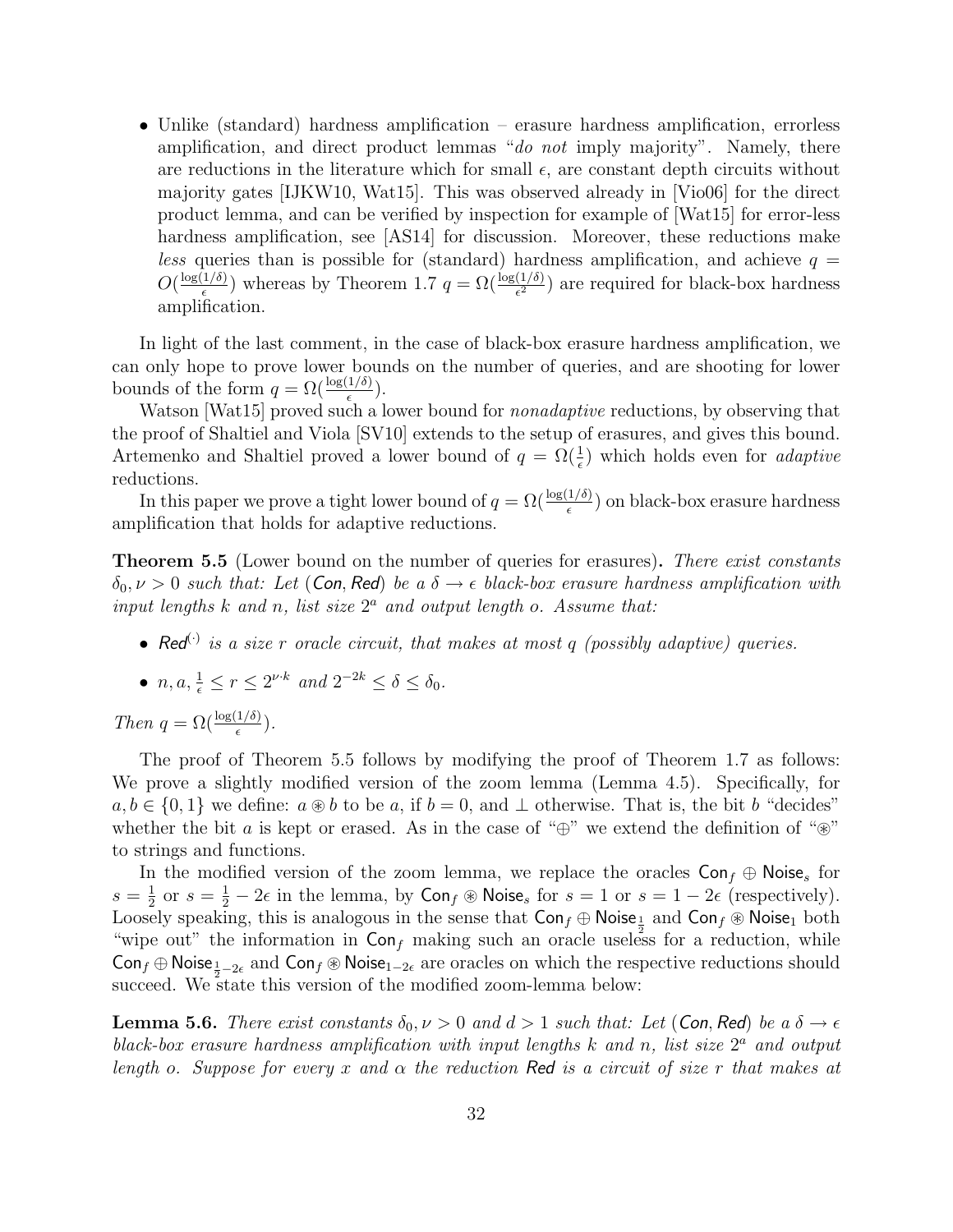- Unlike (standard) hardness amplification – erasure hardness amplification, errorless amplification, and direct product lemmas "*do not* imply majority". Namely, there are reductions in the literature which for small $\epsilon$, are constant depth circuits without majority gates [IJKW10, Wat15]. This was observed already in [Vio06] for the direct product lemma, and can be verified by inspection for example of [Wat15] for error-less hardness amplification, see [AS14] for discussion. Moreover, these reductions make *less* queries than is possible for (standard) hardness amplification, and achieve $q = O(\frac{\log(1/\delta)}{\epsilon})$ whereas by Theorem 1.7 $q = \Omega(\frac{\log(1/\delta)}{\epsilon^2})$ are required for black-box hardness amplification.

In light of the last comment, in the case of black-box erasure hardness amplification, we can only hope to prove lower bounds on the number of queries, and are shooting for lower bounds of the form $q = \Omega(\frac{\log(1/\delta)}{\epsilon})$.

Watson [Wat15] proved such a lower bound for *nonadaptive* reductions, by observing that the proof of Shaltiel and Viola [SV10] extends to the setup of erasures, and gives this bound. Artemenko and Shaltiel proved a lower bound of $q = \Omega(\frac{1}{\epsilon})$ which holds even for *adaptive* reductions.

In this paper we prove a tight lower bound of $q = \Omega(\frac{\log(1/\delta)}{\epsilon})$ on black-box erasure hardness amplification that holds for adaptive reductions.

**Theorem 5.5** (Lower bound on the number of queries for erasures)**.** *There exist constants $\delta_0, \nu > 0$ such that: Let $(\mathsf{Con}, \mathsf{Red})$ be a $\delta \to \epsilon$ black-box erasure hardness amplification with input lengths $k$ and $n$, list size $2^a$ and output length $o$. Assume that:*

- *$\mathsf{Red}^{(\cdot)}$ is a size $r$ oracle circuit, that makes at most $q$ (possibly adaptive) queries.*
- *$n, a, \frac{1}{\epsilon} \le r \le 2^{\nu \cdot k}$ and $2^{-2k} \le \delta \le \delta_0$.*

*Then $q = \Omega(\frac{\log(1/\delta)}{\epsilon})$.*

The proof of Theorem 5.5 follows by modifying the proof of Theorem 1.7 as follows: We prove a slightly modified version of the zoom lemma (Lemma 4.5). Specifically, for $a, b \in \{0, 1\}$ we define: $a \circledast b$ to be $a$, if $b = 0$, and $\perp$ otherwise. That is, the bit $b$ "decides" whether the bit $a$ is kept or erased. As in the case of "$\oplus$" we extend the definition of "$\circledast$" to strings and functions.

In the modified version of the zoom lemma, we replace the oracles $\mathsf{Con}_f \oplus \mathsf{Noise}_s$ for $s = \frac{1}{2}$ or $s = \frac{1}{2} - 2\epsilon$ in the lemma, by $\mathsf{Con}_f \circledast \mathsf{Noise}_s$ for $s = 1$ or $s = 1 - 2\epsilon$ (respectively). Loosely speaking, this is analogous in the sense that $\mathsf{Con}_f \oplus \mathsf{Noise}_{\frac{1}{2}}$ and $\mathsf{Con}_f \circledast \mathsf{Noise}_1$ both "wipe out" the information in $\mathsf{Con}_f$ making such an oracle useless for a reduction, while $\mathsf{Con}_f \oplus \mathsf{Noise}_{\frac{1}{2}-2\epsilon}$ and $\mathsf{Con}_f \circledast \mathsf{Noise}_{1-2\epsilon}$ are oracles on which the respective reductions should succeed. We state this version of the modified zoom-lemma below:

**Lemma 5.6.** *There exist constants $\delta_0, \nu > 0$ and $d > 1$ such that: Let $(\mathsf{Con}, \mathsf{Red})$ be a $\delta \to \epsilon$ black-box erasure hardness amplification with input lengths $k$ and $n$, list size $2^a$ and output length $o$. Suppose for every $x$ and $\alpha$ the reduction $\mathsf{Red}$ is a circuit of size $r$ that makes at*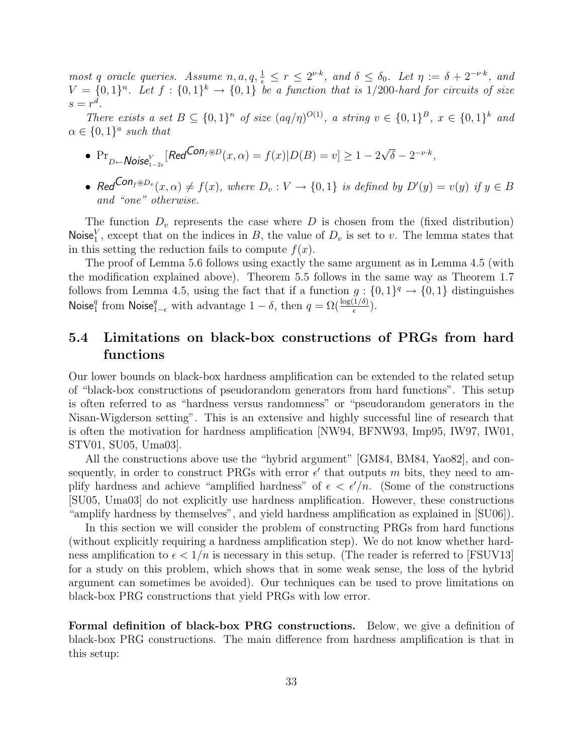*most $q$ oracle queries. Assume $n, a, q, \frac{1}{\epsilon} \leq r \leq 2^{\nu \cdot k}$, and $\delta \leq \delta_0$. Let $\eta := \delta + 2^{-\nu \cdot k}$, and $V = \{0,1\}^n$. Let $f : \{0,1\}^k \to \{0,1\}$ be a function that is 1/200-hard for circuits of size $s = r^d$.*

*There exists a set $B \subseteq \{0,1\}^n$ of size $(aq/\eta)^{O(1)}$, a string $v \in \{0,1\}^B$, $x \in \{0,1\}^k$ and $\alpha \in \{0,1\}^a$ such that*

- $\Pr_{D \leftarrow \mathsf{Noise}^V_{1-2\epsilon}}[\mathsf{Red}^{\mathsf{Con}_f \circledast D}(x, \alpha) = f(x) | D(B) = v] \geq 1 - 2\sqrt{\delta} - 2^{-\nu \cdot k}$,
- $\mathsf{Red}^{\mathsf{Con}_f \circledast D_v}(x, \alpha) \neq f(x)$, *where $D_v : V \to \{0,1\}$ is defined by $D'(y) = v(y)$ if $y \in B$ and "one" otherwise.*

The function $D_v$ represents the case where $D$ is chosen from the (fixed distribution) $\mathsf{Noise}^V_1$, except that on the indices in $B$, the value of $D_v$ is set to $v$. The lemma states that in this setting the reduction fails to compute $f(x)$.

The proof of Lemma 5.6 follows using exactly the same argument as in Lemma 4.5 (with the modification explained above). Theorem 5.5 follows in the same way as Theorem 1.7 follows from Lemma 4.5, using the fact that if a function $g : \{0,1\}^q \to \{0,1\}$ distinguishes $\mathsf{Noise}^q_1$ from $\mathsf{Noise}^q_{1-\epsilon}$ with advantage $1 - \delta$, then $q = \Omega(\frac{\log(1/\delta)}{\epsilon})$.

## 5.4 Limitations on black-box constructions of PRGs from hard functions

Our lower bounds on black-box hardness amplification can be extended to the related setup of "black-box constructions of pseudorandom generators from hard functions". This setup is often referred to as "hardness versus randomness" or "pseudorandom generators in the Nisan-Wigderson setting". This is an extensive and highly successful line of research that is often the motivation for hardness amplification [NW94, BFNW93, Imp95, IW97, IW01, STV01, SU05, Uma03].

All the constructions above use the "hybrid argument" [GM84, BM84, Yao82], and consequently, in order to construct PRGs with error $\epsilon'$ that outputs $m$ bits, they need to amplify hardness and achieve "amplified hardness" of $\epsilon < \epsilon'/n$. (Some of the constructions [SU05, Uma03] do not explicitly use hardness amplification. However, these constructions "amplify hardness by themselves", and yield hardness amplification as explained in [SU06]).

In this section we will consider the problem of constructing PRGs from hard functions (without explicitly requiring a hardness amplification step). We do not know whether hardness amplification to $\epsilon < 1/n$ is necessary in this setup. (The reader is referred to [FSUV13] for a study on this problem, which shows that in some weak sense, the loss of the hybrid argument can sometimes be avoided). Our techniques can be used to prove limitations on black-box PRG constructions that yield PRGs with low error.

**Formal definition of black-box PRG constructions.** Below, we give a definition of black-box PRG constructions. The main difference from hardness amplification is that in this setup: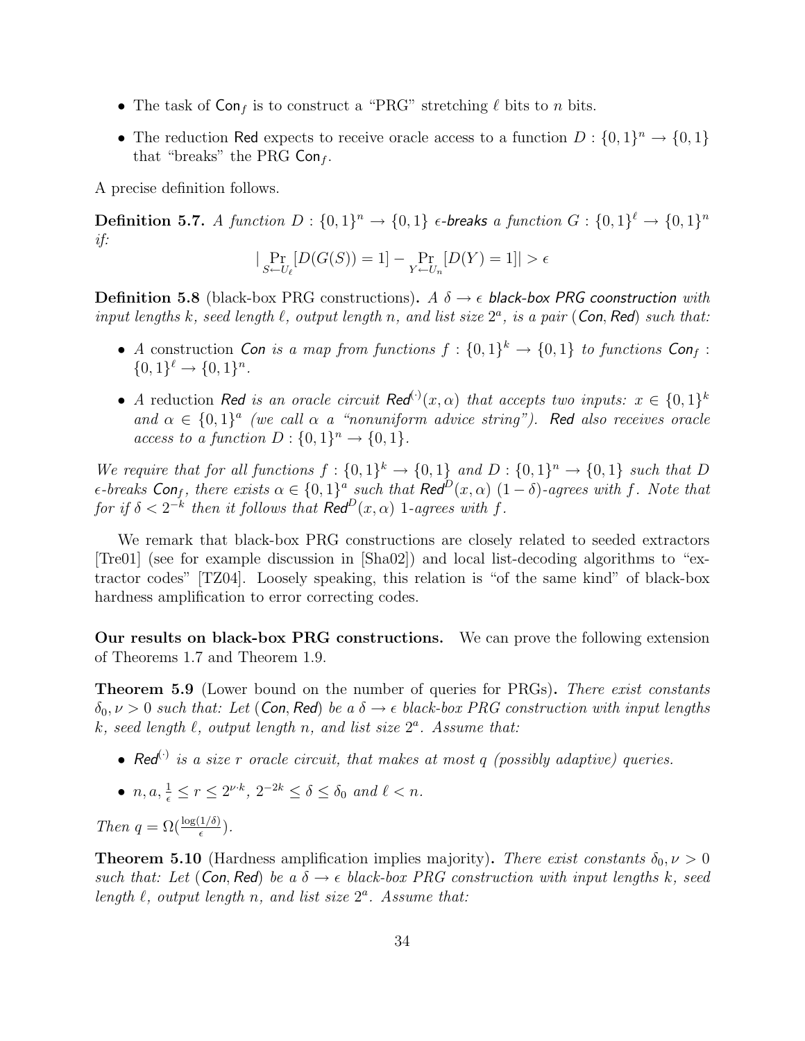- The task of $\mathsf{Con}_f$ is to construct a "PRG" stretching $\ell$ bits to $n$ bits.
- The reduction $\mathsf{Red}$ expects to receive oracle access to a function $D : \{0,1\}^n \to \{0,1\}$ that "breaks" the PRG $\mathsf{Con}_f$.

A precise definition follows.

**Definition 5.7.** *A function $D : \{0,1\}^n \to \{0,1\}$ $\epsilon$-**breaks** a function $G : \{0,1\}^\ell \to \{0,1\}^n$ if:*

$$|\Pr_{S \leftarrow U_\ell}[D(G(S)) = 1] - \Pr_{Y \leftarrow U_n}[D(Y) = 1]| > \epsilon$$

**Definition 5.8** (black-box PRG constructions)**.** *A $\delta \to \epsilon$ **black-box PRG coonstruction** with input lengths $k$, seed length $\ell$, output length $n$, and list size $2^a$, is a pair $(\mathsf{Con}, \mathsf{Red})$ such that:*

- *A* construction *$\mathsf{Con}$ is a map from functions $f : \{0,1\}^k \to \{0,1\}$ to functions $\mathsf{Con}_f : \{0,1\}^\ell \to \{0,1\}^n$.*
- *A* reduction *$\mathsf{Red}$ is an oracle circuit $\mathsf{Red}^{(\cdot)}(x, \alpha)$ that accepts two inputs: $x \in \{0,1\}^k$ and $\alpha \in \{0,1\}^a$ (we call $\alpha$ a "nonuniform advice string"). $\mathsf{Red}$ also receives oracle access to a function $D : \{0,1\}^n \to \{0,1\}$.*

*We require that for all functions $f : \{0,1\}^k \to \{0,1\}$ and $D : \{0,1\}^n \to \{0,1\}$ such that $D$ $\epsilon$-breaks $\mathsf{Con}_f$, there exists $\alpha \in \{0,1\}^a$ such that $\mathsf{Red}^D(x, \alpha)$ $(1-\delta)$-agrees with $f$. Note that for if $\delta < 2^{-k}$ then it follows that $\mathsf{Red}^D(x, \alpha)$ 1-agrees with $f$.*

We remark that black-box PRG constructions are closely related to seeded extractors [Tre01] (see for example discussion in [Sha02]) and local list-decoding algorithms to "extractor codes" [TZ04]. Loosely speaking, this relation is "of the same kind" of black-box hardness amplification to error correcting codes.

**Our results on black-box PRG constructions.** We can prove the following extension of Theorems 1.7 and Theorem 1.9.

**Theorem 5.9** (Lower bound on the number of queries for PRGs)**.** *There exist constants $\delta_0, \nu > 0$ such that: Let $(\mathsf{Con}, \mathsf{Red})$ be a $\delta \to \epsilon$ black-box PRG construction with input lengths $k$, seed length $\ell$, output length $n$, and list size $2^a$. Assume that:*

- *$\mathsf{Red}^{(\cdot)}$ is a size $r$ oracle circuit, that makes at most $q$ (possibly adaptive) queries.*
- *$n, a, \frac{1}{\epsilon} \le r \le 2^{\nu \cdot k}$, $2^{-2k} \le \delta \le \delta_0$ and $\ell < n$.*

*Then $q = \Omega(\frac{\log(1/\delta)}{\epsilon})$.*

**Theorem 5.10** (Hardness amplification implies majority)**.** *There exist constants $\delta_0, \nu > 0$ such that: Let $(\mathsf{Con}, \mathsf{Red})$ be a $\delta \to \epsilon$ black-box PRG construction with input lengths $k$, seed length $\ell$, output length $n$, and list size $2^a$. Assume that:*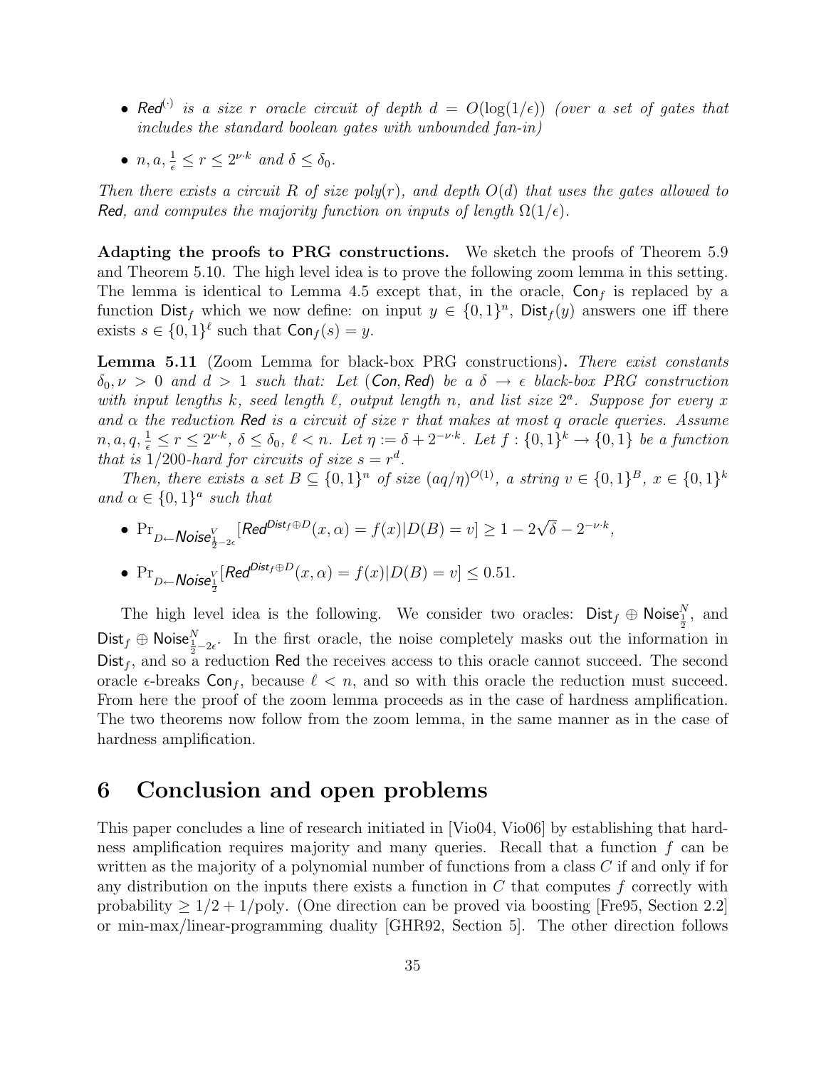- $\mathsf{Red}^{(\cdot)}$ *is a size* $r$ *oracle circuit of depth* $d = O(\log(1/\epsilon))$ *(over a set of gates that includes the standard boolean gates with unbounded fan-in)*
- $n, a, \frac{1}{\epsilon} \leq r \leq 2^{\nu \cdot k}$ *and* $\delta \leq \delta_0$.

*Then there exists a circuit* $R$ *of size poly*$(r)$*, and depth* $O(d)$ *that uses the gates allowed to* $\mathsf{Red}$*, and computes the majority function on inputs of length* $\Omega(1/\epsilon)$.

**Adapting the proofs to PRG constructions.** We sketch the proofs of Theorem 5.9 and Theorem 5.10. The high level idea is to prove the following zoom lemma in this setting. The lemma is identical to Lemma 4.5 except that, in the oracle, $\mathsf{Con}_f$ is replaced by a function $\mathsf{Dist}_f$ which we now define: on input $y \in \{0,1\}^n$, $\mathsf{Dist}_f(y)$ answers one iff there exists $s \in \{0,1\}^\ell$ such that $\mathsf{Con}_f(s) = y$.

**Lemma 5.11** (Zoom Lemma for black-box PRG constructions)**.** *There exist constants* $\delta_0, \nu > 0$ *and* $d > 1$ *such that: Let* $(\mathsf{Con}, \mathsf{Red})$ *be a* $\delta \to \epsilon$ *black-box PRG construction with input lengths* $k$*, seed length* $\ell$*, output length* $n$*, and list size* $2^a$*. Suppose for every* $x$ *and* $\alpha$ *the reduction* $\mathsf{Red}$ *is a circuit of size* $r$ *that makes at most* $q$ *oracle queries. Assume* $n, a, q, \frac{1}{\epsilon} \leq r \leq 2^{\nu \cdot k}$*,* $\delta \leq \delta_0$*,* $\ell < n$*. Let* $\eta := \delta + 2^{-\nu \cdot k}$*. Let* $f : \{0,1\}^k \to \{0,1\}$ *be a function that is* $1/200$*-hard for circuits of size* $s = r^d$.

*Then, there exists a set* $B \subseteq \{0,1\}^n$ *of size* $(aq/\eta)^{O(1)}$*, a string* $v \in \{0,1\}^B$*,* $x \in \{0,1\}^k$ *and* $\alpha \in \{0,1\}^a$ *such that*

- $\Pr_{D \leftarrow \mathsf{Noise}^V_{\frac{1}{2}-2\epsilon}}[\mathsf{Red}^{\mathsf{Dist}_f \oplus D}(x, \alpha) = f(x) | D(B) = v] \geq 1 - 2\sqrt{\delta} - 2^{-\nu \cdot k}$,
- $\Pr_{D \leftarrow \mathsf{Noise}^V_{\frac{1}{2}}}[\mathsf{Red}^{\mathsf{Dist}_f \oplus D}(x, \alpha) = f(x) | D(B) = v] \leq 0.51.$

The high level idea is the following. We consider two oracles: $\mathsf{Dist}_f \oplus \mathsf{Noise}^N_{\frac{1}{2}}$, and $\mathsf{Dist}_f \oplus \mathsf{Noise}^N_{\frac{1}{2}-2\epsilon}$. In the first oracle, the noise completely masks out the information in $\mathsf{Dist}_f$, and so a reduction $\mathsf{Red}$ the receives access to this oracle cannot succeed. The second oracle $\epsilon$-breaks $\mathsf{Con}_f$, because $\ell < n$, and so with this oracle the reduction must succeed. From here the proof of the zoom lemma proceeds as in the case of hardness amplification. The two theorems now follow from the zoom lemma, in the same manner as in the case of hardness amplification.

# 6 Conclusion and open problems

This paper concludes a line of research initiated in [Vio04, Vio06] by establishing that hardness amplification requires majority and many queries. Recall that a function $f$ can be written as the majority of a polynomial number of functions from a class $C$ if and only if for any distribution on the inputs there exists a function in $C$ that computes $f$ correctly with probability $\geq 1/2 + 1/\text{poly}$. (One direction can be proved via boosting [Fre95, Section 2.2] or min-max/linear-programming duality [GHR92, Section 5]. The other direction follows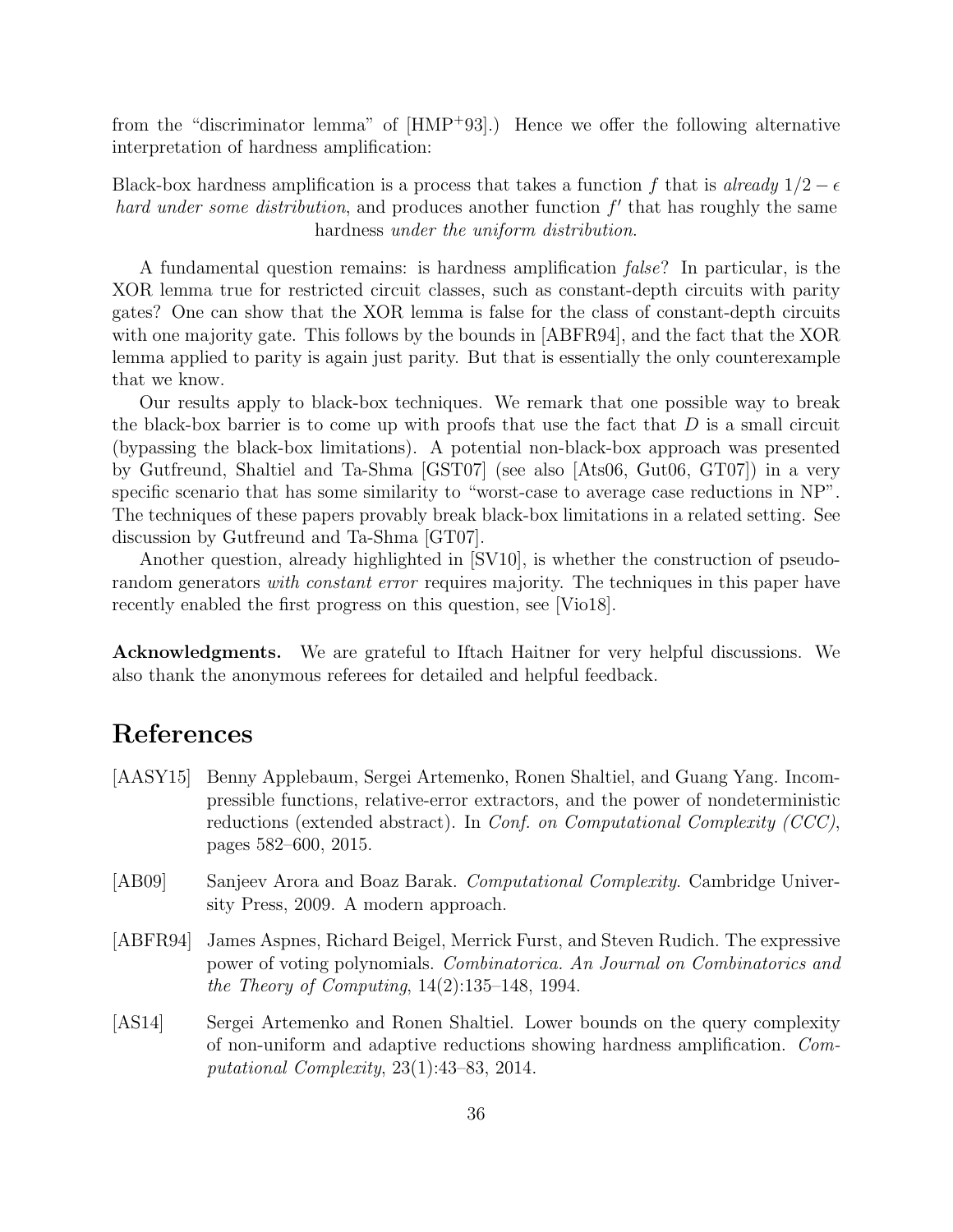from the "discriminator lemma" of [HMP+93].) Hence we offer the following alternative interpretation of hardness amplification:

Black-box hardness amplification is a process that takes a function $f$ that is *already* $1/2 - \epsilon$ *hard under some distribution*, and produces another function $f'$ that has roughly the same hardness *under the uniform distribution*.

A fundamental question remains: is hardness amplification *false*? In particular, is the XOR lemma true for restricted circuit classes, such as constant-depth circuits with parity gates? One can show that the XOR lemma is false for the class of constant-depth circuits with one majority gate. This follows by the bounds in [ABFR94], and the fact that the XOR lemma applied to parity is again just parity. But that is essentially the only counterexample that we know.

Our results apply to black-box techniques. We remark that one possible way to break the black-box barrier is to come up with proofs that use the fact that $D$ is a small circuit (bypassing the black-box limitations). A potential non-black-box approach was presented by Gutfreund, Shaltiel and Ta-Shma [GST07] (see also [Ats06, Gut06, GT07]) in a very specific scenario that has some similarity to "worst-case to average case reductions in NP". The techniques of these papers provably break black-box limitations in a related setting. See discussion by Gutfreund and Ta-Shma [GT07].

Another question, already highlighted in [SV10], is whether the construction of pseudorandom generators *with constant error* requires majority. The techniques in this paper have recently enabled the first progress on this question, see [Vio18].

**Acknowledgments.** We are grateful to Iftach Haitner for very helpful discussions. We also thank the anonymous referees for detailed and helpful feedback.

# References

[AASY15] Benny Applebaum, Sergei Artemenko, Ronen Shaltiel, and Guang Yang. Incompressible functions, relative-error extractors, and the power of nondeterministic reductions (extended abstract). In *Conf. on Computational Complexity (CCC)*, pages 582–600, 2015.

[AB09] Sanjeev Arora and Boaz Barak. *Computational Complexity*. Cambridge University Press, 2009. A modern approach.

[ABFR94] James Aspnes, Richard Beigel, Merrick Furst, and Steven Rudich. The expressive power of voting polynomials. *Combinatorica. An Journal on Combinatorics and the Theory of Computing*, 14(2):135–148, 1994.

[AS14] Sergei Artemenko and Ronen Shaltiel. Lower bounds on the query complexity of non-uniform and adaptive reductions showing hardness amplification. *Computational Complexity*, 23(1):43–83, 2014.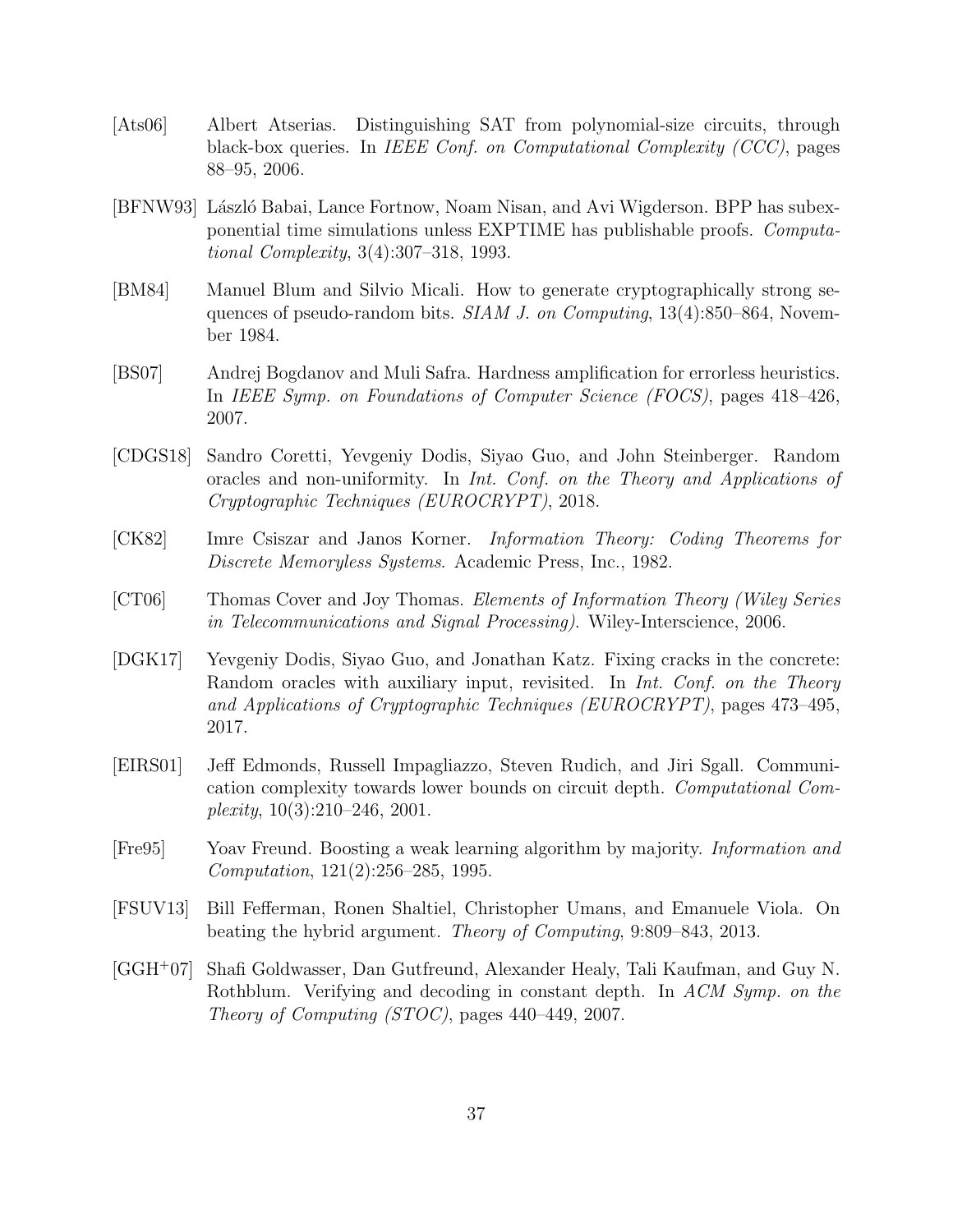[Ats06] Albert Atserias. Distinguishing SAT from polynomial-size circuits, through black-box queries. In *IEEE Conf. on Computational Complexity (CCC)*, pages 88–95, 2006.

[BFNW93] László Babai, Lance Fortnow, Noam Nisan, and Avi Wigderson. BPP has subexponential time simulations unless EXPTIME has publishable proofs. *Computational Complexity*, 3(4):307–318, 1993.

[BM84] Manuel Blum and Silvio Micali. How to generate cryptographically strong sequences of pseudo-random bits. *SIAM J. on Computing*, 13(4):850–864, November 1984.

[BS07] Andrej Bogdanov and Muli Safra. Hardness amplification for errorless heuristics. In *IEEE Symp. on Foundations of Computer Science (FOCS)*, pages 418–426, 2007.

[CDGS18] Sandro Coretti, Yevgeniy Dodis, Siyao Guo, and John Steinberger. Random oracles and non-uniformity. In *Int. Conf. on the Theory and Applications of Cryptographic Techniques (EUROCRYPT)*, 2018.

[CK82] Imre Csiszar and Janos Korner. *Information Theory: Coding Theorems for Discrete Memoryless Systems*. Academic Press, Inc., 1982.

[CT06] Thomas Cover and Joy Thomas. *Elements of Information Theory (Wiley Series in Telecommunications and Signal Processing)*. Wiley-Interscience, 2006.

[DGK17] Yevgeniy Dodis, Siyao Guo, and Jonathan Katz. Fixing cracks in the concrete: Random oracles with auxiliary input, revisited. In *Int. Conf. on the Theory and Applications of Cryptographic Techniques (EUROCRYPT)*, pages 473–495, 2017.

[EIRS01] Jeff Edmonds, Russell Impagliazzo, Steven Rudich, and Jiri Sgall. Communication complexity towards lower bounds on circuit depth. *Computational Complexity*, 10(3):210–246, 2001.

[Fre95] Yoav Freund. Boosting a weak learning algorithm by majority. *Information and Computation*, 121(2):256–285, 1995.

[FSUV13] Bill Fefferman, Ronen Shaltiel, Christopher Umans, and Emanuele Viola. On beating the hybrid argument. *Theory of Computing*, 9:809–843, 2013.

[GGH+07] Shafi Goldwasser, Dan Gutfreund, Alexander Healy, Tali Kaufman, and Guy N. Rothblum. Verifying and decoding in constant depth. In *ACM Symp. on the Theory of Computing (STOC)*, pages 440–449, 2007.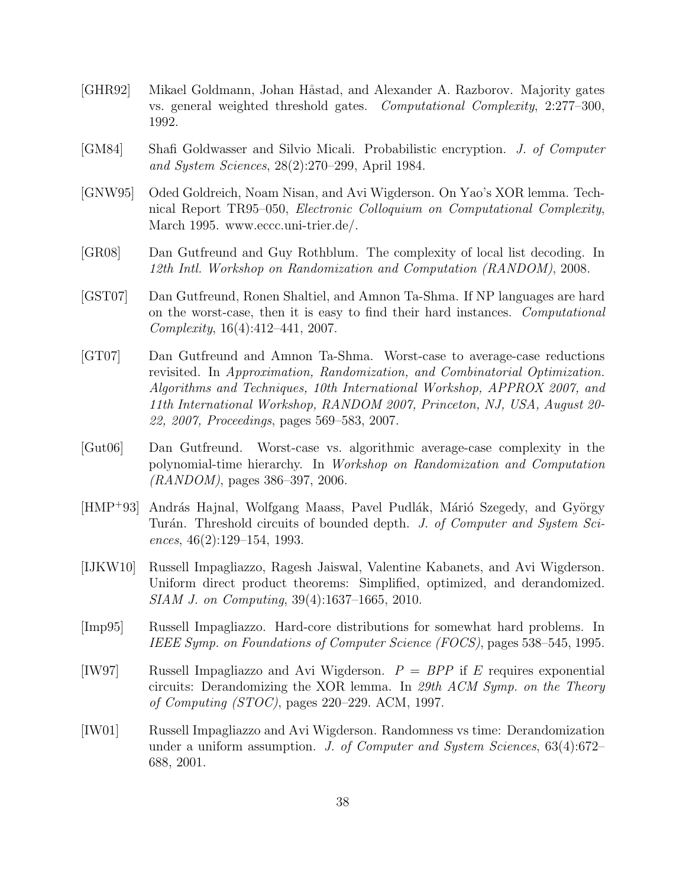[GHR92] Mikael Goldmann, Johan Håstad, and Alexander A. Razborov. Majority gates vs. general weighted threshold gates. *Computational Complexity*, 2:277–300, 1992.

[GM84] Shafi Goldwasser and Silvio Micali. Probabilistic encryption. *J. of Computer and System Sciences*, 28(2):270–299, April 1984.

[GNW95] Oded Goldreich, Noam Nisan, and Avi Wigderson. On Yao's XOR lemma. Technical Report TR95–050, *Electronic Colloquium on Computational Complexity*, March 1995. www.eccc.uni-trier.de/.

[GR08] Dan Gutfreund and Guy Rothblum. The complexity of local list decoding. In *12th Intl. Workshop on Randomization and Computation (RANDOM)*, 2008.

[GST07] Dan Gutfreund, Ronen Shaltiel, and Amnon Ta-Shma. If NP languages are hard on the worst-case, then it is easy to find their hard instances. *Computational Complexity*, 16(4):412–441, 2007.

[GT07] Dan Gutfreund and Amnon Ta-Shma. Worst-case to average-case reductions revisited. In *Approximation, Randomization, and Combinatorial Optimization. Algorithms and Techniques, 10th International Workshop, APPROX 2007, and 11th International Workshop, RANDOM 2007, Princeton, NJ, USA, August 20-22, 2007, Proceedings*, pages 569–583, 2007.

[Gut06] Dan Gutfreund. Worst-case vs. algorithmic average-case complexity in the polynomial-time hierarchy. In *Workshop on Randomization and Computation (RANDOM)*, pages 386–397, 2006.

[HMP+93] András Hajnal, Wolfgang Maass, Pavel Pudlák, Márió Szegedy, and György Turán. Threshold circuits of bounded depth. *J. of Computer and System Sciences*, 46(2):129–154, 1993.

[IJKW10] Russell Impagliazzo, Ragesh Jaiswal, Valentine Kabanets, and Avi Wigderson. Uniform direct product theorems: Simplified, optimized, and derandomized. *SIAM J. on Computing*, 39(4):1637–1665, 2010.

[Imp95] Russell Impagliazzo. Hard-core distributions for somewhat hard problems. In *IEEE Symp. on Foundations of Computer Science (FOCS)*, pages 538–545, 1995.

[IW97] Russell Impagliazzo and Avi Wigderson. $P = BPP$ if $E$ requires exponential circuits: Derandomizing the XOR lemma. In *29th ACM Symp. on the Theory of Computing (STOC)*, pages 220–229. ACM, 1997.

[IW01] Russell Impagliazzo and Avi Wigderson. Randomness vs time: Derandomization under a uniform assumption. *J. of Computer and System Sciences*, 63(4):672–688, 2001.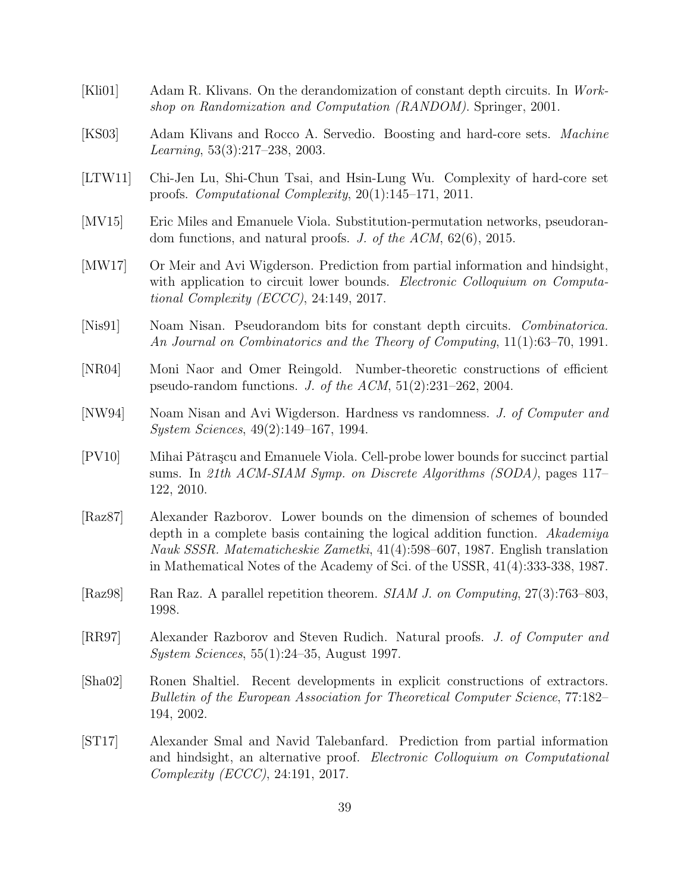[Kli01] Adam R. Klivans. On the derandomization of constant depth circuits. In *Workshop on Randomization and Computation (RANDOM)*. Springer, 2001.

[KS03] Adam Klivans and Rocco A. Servedio. Boosting and hard-core sets. *Machine Learning*, 53(3):217–238, 2003.

[LTW11] Chi-Jen Lu, Shi-Chun Tsai, and Hsin-Lung Wu. Complexity of hard-core set proofs. *Computational Complexity*, 20(1):145–171, 2011.

[MV15] Eric Miles and Emanuele Viola. Substitution-permutation networks, pseudorandom functions, and natural proofs. *J. of the ACM*, 62(6), 2015.

[MW17] Or Meir and Avi Wigderson. Prediction from partial information and hindsight, with application to circuit lower bounds. *Electronic Colloquium on Computational Complexity (ECCC)*, 24:149, 2017.

[Nis91] Noam Nisan. Pseudorandom bits for constant depth circuits. *Combinatorica. An Journal on Combinatorics and the Theory of Computing*, 11(1):63–70, 1991.

[NR04] Moni Naor and Omer Reingold. Number-theoretic constructions of efficient pseudo-random functions. *J. of the ACM*, 51(2):231–262, 2004.

[NW94] Noam Nisan and Avi Wigderson. Hardness vs randomness. *J. of Computer and System Sciences*, 49(2):149–167, 1994.

[PV10] Mihai Pătraşcu and Emanuele Viola. Cell-probe lower bounds for succinct partial sums. In *21th ACM-SIAM Symp. on Discrete Algorithms (SODA)*, pages 117–122, 2010.

[Raz87] Alexander Razborov. Lower bounds on the dimension of schemes of bounded depth in a complete basis containing the logical addition function. *Akademiya Nauk SSSR. Matematicheskie Zametki*, 41(4):598–607, 1987. English translation in Mathematical Notes of the Academy of Sci. of the USSR, 41(4):333-338, 1987.

[Raz98] Ran Raz. A parallel repetition theorem. *SIAM J. on Computing*, 27(3):763–803, 1998.

[RR97] Alexander Razborov and Steven Rudich. Natural proofs. *J. of Computer and System Sciences*, 55(1):24–35, August 1997.

[Sha02] Ronen Shaltiel. Recent developments in explicit constructions of extractors. *Bulletin of the European Association for Theoretical Computer Science*, 77:182–194, 2002.

[ST17] Alexander Smal and Navid Talebanfard. Prediction from partial information and hindsight, an alternative proof. *Electronic Colloquium on Computational Complexity (ECCC)*, 24:191, 2017.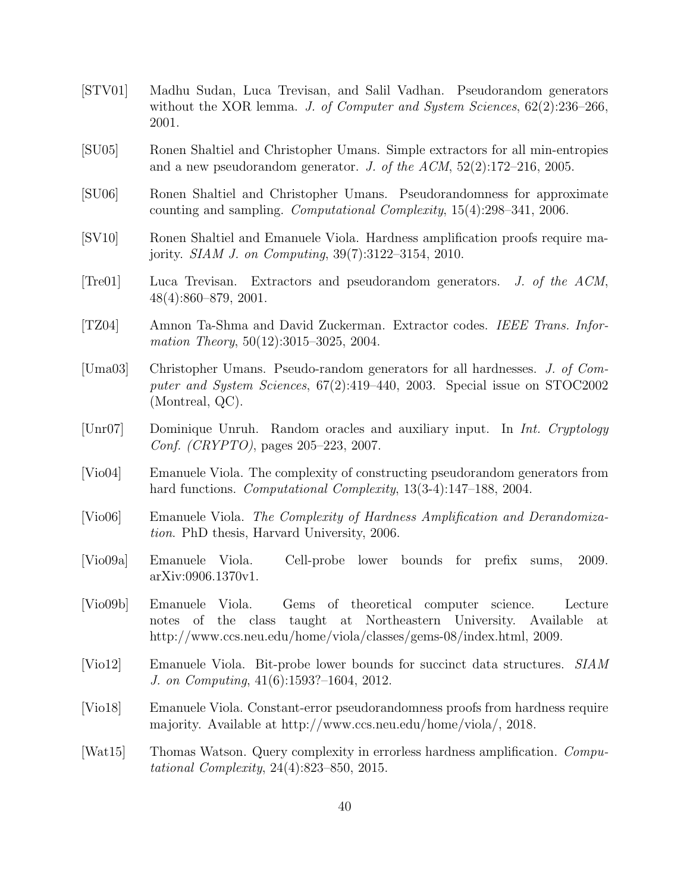[STV01] Madhu Sudan, Luca Trevisan, and Salil Vadhan. Pseudorandom generators without the XOR lemma. *J. of Computer and System Sciences*, 62(2):236–266, 2001.

[SU05] Ronen Shaltiel and Christopher Umans. Simple extractors for all min-entropies and a new pseudorandom generator. *J. of the ACM*, 52(2):172–216, 2005.

[SU06] Ronen Shaltiel and Christopher Umans. Pseudorandomness for approximate counting and sampling. *Computational Complexity*, 15(4):298–341, 2006.

[SV10] Ronen Shaltiel and Emanuele Viola. Hardness amplification proofs require majority. *SIAM J. on Computing*, 39(7):3122–3154, 2010.

[Tre01] Luca Trevisan. Extractors and pseudorandom generators. *J. of the ACM*, 48(4):860–879, 2001.

[TZ04] Amnon Ta-Shma and David Zuckerman. Extractor codes. *IEEE Trans. Information Theory*, 50(12):3015–3025, 2004.

[Uma03] Christopher Umans. Pseudo-random generators for all hardnesses. *J. of Computer and System Sciences*, 67(2):419–440, 2003. Special issue on STOC2002 (Montreal, QC).

[Unr07] Dominique Unruh. Random oracles and auxiliary input. In *Int. Cryptology Conf. (CRYPTO)*, pages 205–223, 2007.

[Vio04] Emanuele Viola. The complexity of constructing pseudorandom generators from hard functions. *Computational Complexity*, 13(3-4):147–188, 2004.

[Vio06] Emanuele Viola. *The Complexity of Hardness Amplification and Derandomization*. PhD thesis, Harvard University, 2006.

[Vio09a] Emanuele Viola. Cell-probe lower bounds for prefix sums, 2009. arXiv:0906.1370v1.

[Vio09b] Emanuele Viola. Gems of theoretical computer science. Lecture notes of the class taught at Northeastern University. Available at http://www.ccs.neu.edu/home/viola/classes/gems-08/index.html, 2009.

[Vio12] Emanuele Viola. Bit-probe lower bounds for succinct data structures. *SIAM J. on Computing*, 41(6):1593?–1604, 2012.

[Vio18] Emanuele Viola. Constant-error pseudorandomness proofs from hardness require majority. Available at http://www.ccs.neu.edu/home/viola/, 2018.

[Wat15] Thomas Watson. Query complexity in errorless hardness amplification. *Computational Complexity*, 24(4):823–850, 2015.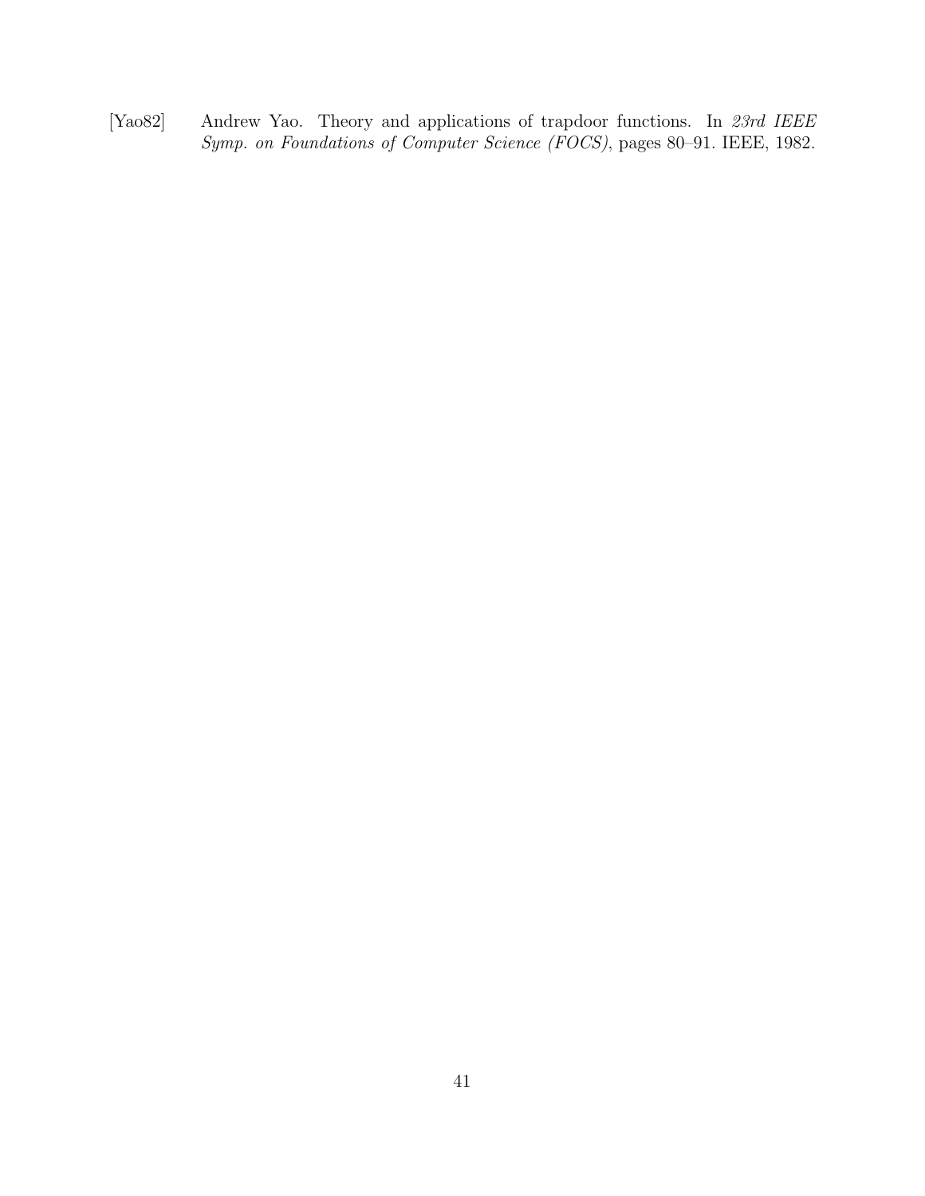[Yao82] Andrew Yao. Theory and applications of trapdoor functions. In *23rd IEEE Symp. on Foundations of Computer Science (FOCS)*, pages 80–91. IEEE, 1982.